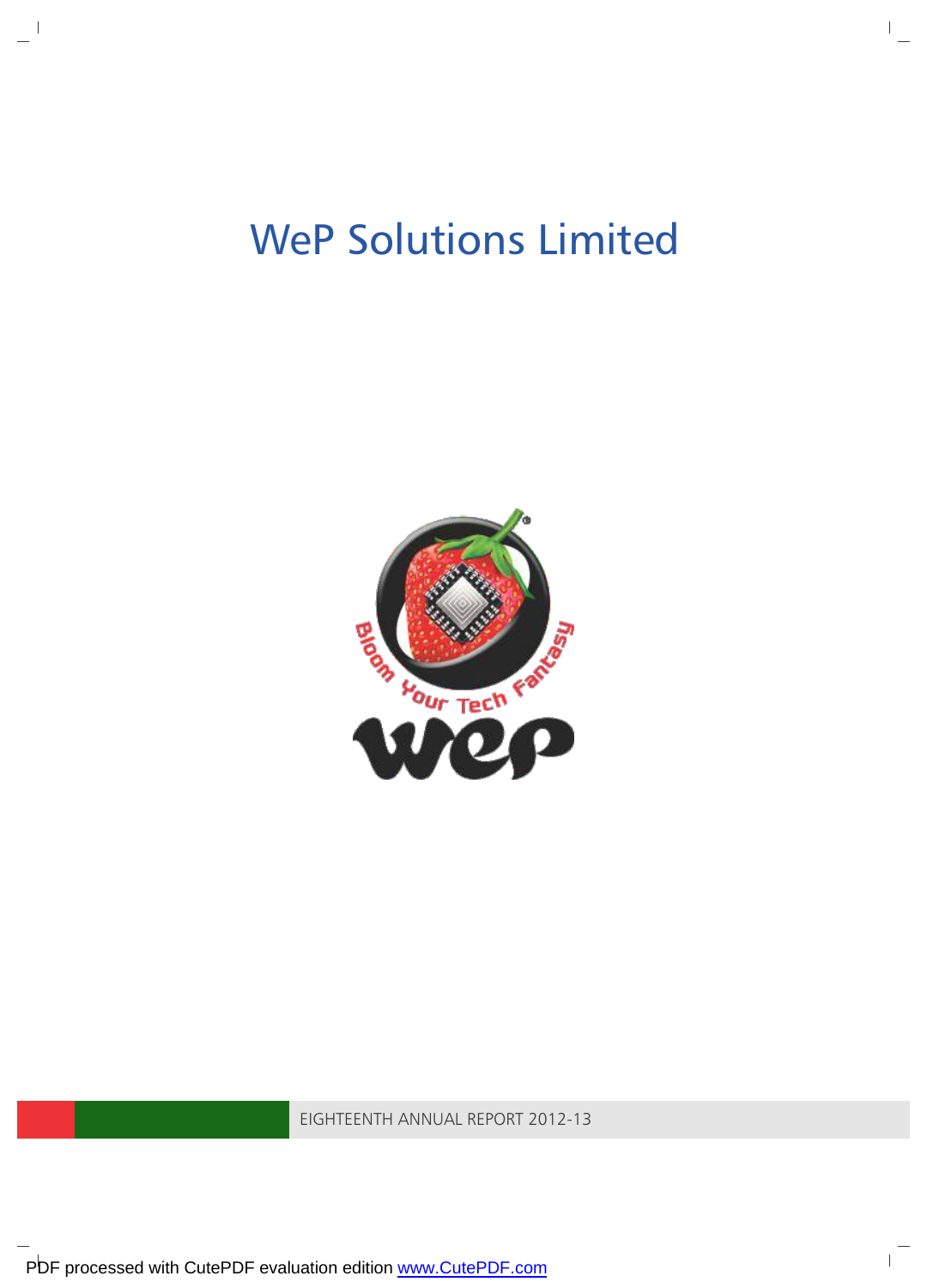# WeP Solutions Limited

EIGHTEENTH ANNUAL REPORT 2012-13

PDF processed with CutePDF evaluation edition www.CutePDF.com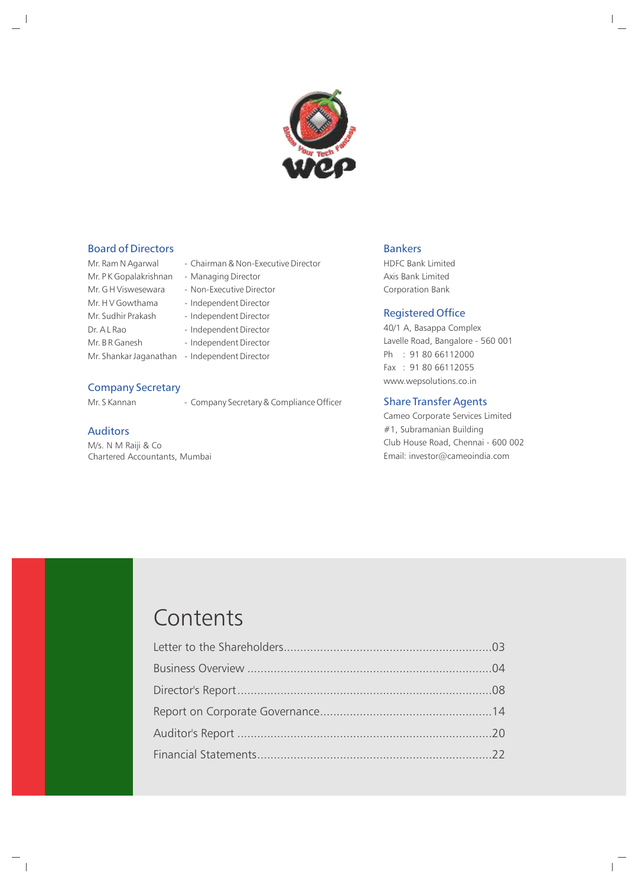## Board of Directors

| | |
|---|---|
| Mr. Ram N Agarwal | - Chairman & Non-Executive Director |
| Mr. P K Gopalakrishnan | - Managing Director |
| Mr. G H Viswesewara | - Non-Executive Director |
| Mr. H V Gowthama | - Independent Director |
| Mr. Sudhir Prakash | - Independent Director |
| Dr. A L Rao | - Independent Director |
| Mr. B R Ganesh | - Independent Director |
| Mr. Shankar Jaganathan | - Independent Director |

## Company Secretary

Mr. S Kannan - Company Secretary & Compliance Officer

## Auditors

M/s. N M Raiji & Co
Chartered Accountants, Mumbai

## Bankers

HDFC Bank Limited
Axis Bank Limited
Corporation Bank

## Registered Office

40/1 A, Basappa Complex
Lavelle Road, Bangalore - 560 001
Ph : 91 80 66112000
Fax : 91 80 66112055
www.wepsolutions.co.in

## Share Transfer Agents

Cameo Corporate Services Limited
#1, Subramanian Building
Club House Road, Chennai - 600 002
Email: investor@cameoindia.com

# Contents

Letter to the Shareholders..............03
Business Overview..............04
Director's Report..............08
Report on Corporate Governance..............14
Auditor's Report..............20
Financial Statements..............22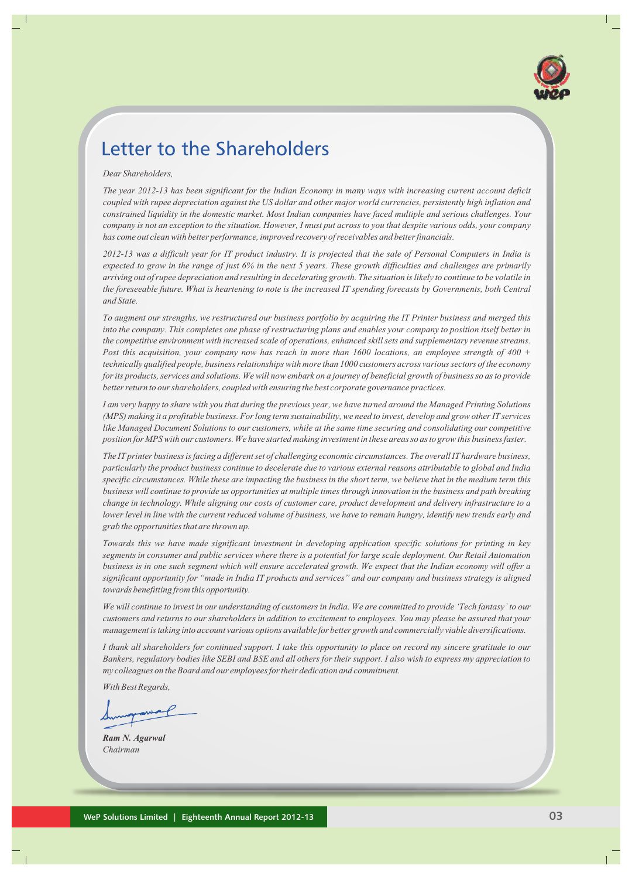# Letter to the Shareholders

*Dear Shareholders,*

*The year 2012-13 has been significant for the Indian Economy in many ways with increasing current account deficit coupled with rupee depreciation against the US dollar and other major world currencies, persistently high inflation and constrained liquidity in the domestic market. Most Indian companies have faced multiple and serious challenges. Your company is not an exception to the situation. However, I must put across to you that despite various odds, your company has come out clean with better performance, improved recovery of receivables and better financials.*

*2012-13 was a difficult year for IT product industry. It is projected that the sale of Personal Computers in India is expected to grow in the range of just 6% in the next 5 years. These growth difficulties and challenges are primarily arriving out of rupee depreciation and resulting in decelerating growth. The situation is likely to continue to be volatile in the foreseeable future. What is heartening to note is the increased IT spending forecasts by Governments, both Central and State.*

*To augment our strengths, we restructured our business portfolio by acquiring the IT Printer business and merged this into the company. This completes one phase of restructuring plans and enables your company to position itself better in the competitive environment with increased scale of operations, enhanced skill sets and supplementary revenue streams. Post this acquisition, your company now has reach in more than 1600 locations, an employee strength of 400 + technically qualified people, business relationships with more than 1000 customers across various sectors of the economy for its products, services and solutions. We will now embark on a journey of beneficial growth of business so as to provide better return to our shareholders, coupled with ensuring the best corporate governance practices.*

*I am very happy to share with you that during the previous year, we have turned around the Managed Printing Solutions (MPS) making it a profitable business. For long term sustainability, we need to invest, develop and grow other IT services like Managed Document Solutions to our customers, while at the same time securing and consolidating our competitive position for MPS with our customers. We have started making investment in these areas so as to grow this business faster.*

*The IT printer business is facing a different set of challenging economic circumstances. The overall IT hardware business, particularly the product business continue to decelerate due to various external reasons attributable to global and India specific circumstances. While these are impacting the business in the short term, we believe that in the medium term this business will continue to provide us opportunities at multiple times through innovation in the business and path breaking change in technology. While aligning our costs of customer care, product development and delivery infrastructure to a lower level in line with the current reduced volume of business, we have to remain hungry, identify new trends early and grab the opportunities that are thrown up.*

*Towards this we have made significant investment in developing application specific solutions for printing in key segments in consumer and public services where there is a potential for large scale deployment. Our Retail Automation business is in one such segment which will ensure accelerated growth. We expect that the Indian economy will offer a significant opportunity for "made in India IT products and services" and our company and business strategy is aligned towards benefitting from this opportunity.*

*We will continue to invest in our understanding of customers in India. We are committed to provide 'Tech fantasy' to our customers and returns to our shareholders in addition to excitement to employees. You may please be assured that your management is taking into account various options available for better growth and commercially viable diversifications.*

*I thank all shareholders for continued support. I take this opportunity to place on record my sincere gratitude to our Bankers, regulatory bodies like SEBI and BSE and all others for their support. I also wish to express my appreciation to my colleagues on the Board and our employees for their dedication and commitment.*

*With Best Regards,*

***Ram N. Agarwal***
*Chairman*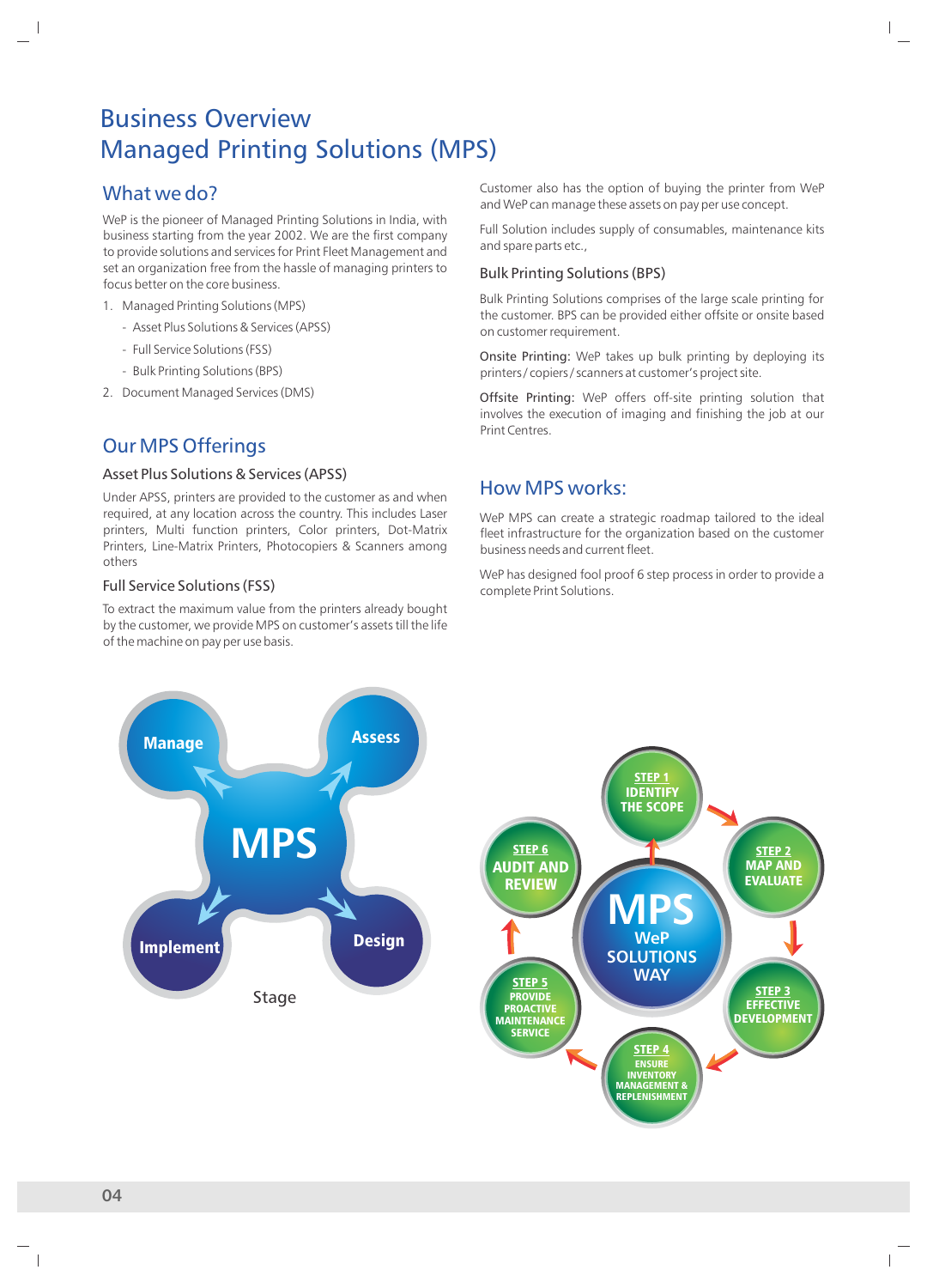# Business Overview
# Managed Printing Solutions (MPS)

## What we do?

WeP is the pioneer of Managed Printing Solutions in India, with business starting from the year 2002. We are the first company to provide solutions and services for Print Fleet Management and set an organization free from the hassle of managing printers to focus better on the core business.

1. Managed Printing Solutions (MPS)
   - Asset Plus Solutions & Services (APSS)
   - Full Service Solutions (FSS)
   - Bulk Printing Solutions (BPS)
2. Document Managed Services (DMS)

## Our MPS Offerings

### Asset Plus Solutions & Services (APSS)

Under APSS, printers are provided to the customer as and when required, at any location across the country. This includes Laser printers, Multi function printers, Color printers, Dot-Matrix Printers, Line-Matrix Printers, Photocopiers & Scanners among others

### Full Service Solutions (FSS)

To extract the maximum value from the printers already bought by the customer, we provide MPS on customer's assets till the life of the machine on pay per use basis.

Customer also has the option of buying the printer from WeP and WeP can manage these assets on pay per use concept.

Full Solution includes supply of consumables, maintenance kits and spare parts etc.,

### Bulk Printing Solutions (BPS)

Bulk Printing Solutions comprises of the large scale printing for the customer. BPS can be provided either offsite or onsite based on customer requirement.

Onsite Printing: WeP takes up bulk printing by deploying its printers / copiers / scanners at customer's project site.

Offsite Printing: WeP offers off-site printing solution that involves the execution of imaging and finishing the job at our Print Centres.

## How MPS works:

WeP MPS can create a strategic roadmap tailored to the ideal fleet infrastructure for the organization based on the customer business needs and current fleet.

WeP has designed fool proof 6 step process in order to provide a complete Print Solutions.

MPS: Manage, Assess, Design, Implement

Stage

MPS WeP SOLUTIONS WAY

- STEP 1 IDENTIFY THE SCOPE
- STEP 2 MAP AND EVALUATE
- STEP 3 EFFECTIVE DEVELOPMENT
- STEP 4 ENSURE INVENTORY MANAGEMENT & REPLENISHMENT
- STEP 5 PROVIDE PROACTIVE MAINTENANCE SERVICE
- STEP 6 AUDIT AND REVIEW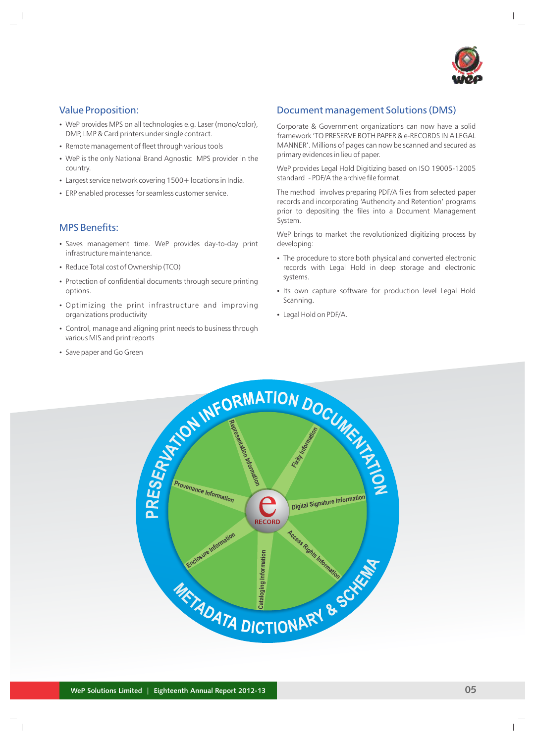## Value Proposition:

- WeP provides MPS on all technologies e.g. Laser (mono/color), DMP, LMP & Card printers under single contract.
- Remote management of fleet through various tools
- WeP is the only National Brand Agnostic MPS provider in the country.
- Largest service network covering 1500+ locations in India.
- ERP enabled processes for seamless customer service.

## MPS Benefits:

- Saves management time. WeP provides day-to-day print infrastructure maintenance.
- Reduce Total cost of Ownership (TCO)
- Protection of confidential documents through secure printing options.
- Optimizing the print infrastructure and improving organizations productivity
- Control, manage and aligning print needs to business through various MIS and print reports
- Save paper and Go Green

## Document management Solutions (DMS)

Corporate & Government organizations can now have a solid framework 'TO PRESERVE BOTH PAPER & e-RECORDS IN A LEGAL MANNER'. Millions of pages can now be scanned and secured as primary evidences in lieu of paper.

WeP provides Legal Hold Digitizing based on ISO 19005-12005 standard - PDF/A the archive file format.

The method involves preparing PDF/A files from selected paper records and incorporating 'Authencity and Retention' programs prior to depositing the files into a Document Management System.

WeP brings to market the revolutionized digitizing process by developing:

- The procedure to store both physical and converted electronic records with Legal Hold in deep storage and electronic systems.
- Its own capture software for production level Legal Hold Scanning.
- Legal Hold on PDF/A.

PRESERVATION INFORMATION DOCUMENTATION

Representation Information · Fixity Information · Provenance Information · Digital Signature Information · e RECORD · Enclosure Information · Access Rights Information · Cataloging Information

METADATA DICTIONARY & SCHEMA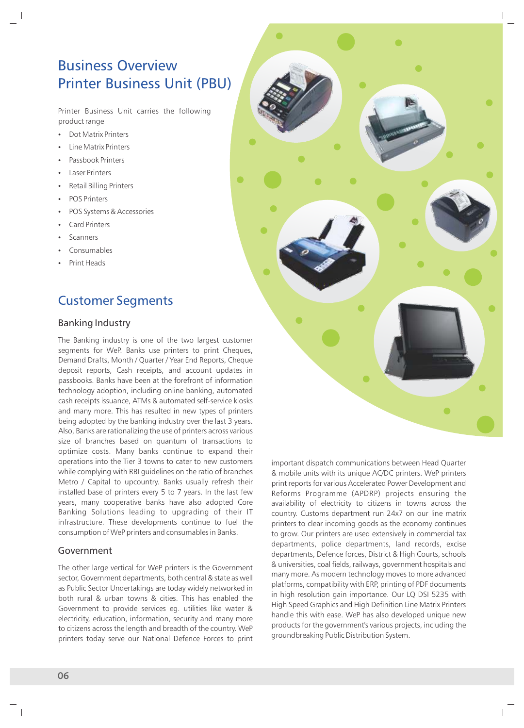# Business Overview
# Printer Business Unit (PBU)

Printer Business Unit carries the following product range

- Dot Matrix Printers
- Line Matrix Printers
- Passbook Printers
- Laser Printers
- Retail Billing Printers
- POS Printers
- POS Systems & Accessories
- Card Printers
- Scanners
- Consumables
- Print Heads

## Customer Segments

### Banking Industry

The Banking industry is one of the two largest customer segments for WeP. Banks use printers to print Cheques, Demand Drafts, Month / Quarter / Year End Reports, Cheque deposit reports, Cash receipts, and account updates in passbooks. Banks have been at the forefront of information technology adoption, including online banking, automated cash receipts issuance, ATMs & automated self-service kiosks and many more. This has resulted in new types of printers being adopted by the banking industry over the last 3 years. Also, Banks are rationalizing the use of printers across various size of branches based on quantum of transactions to optimize costs. Many banks continue to expand their operations into the Tier 3 towns to cater to new customers while complying with RBI guidelines on the ratio of branches Metro / Capital to upcountry. Banks usually refresh their installed base of printers every 5 to 7 years. In the last few years, many cooperative banks have also adopted Core Banking Solutions leading to upgrading of their IT infrastructure. These developments continue to fuel the consumption of WeP printers and consumables in Banks.

### Government

The other large vertical for WeP printers is the Government sector, Government departments, both central & state as well as Public Sector Undertakings are today widely networked in both rural & urban towns & cities. This has enabled the Government to provide services eg. utilities like water & electricity, education, information, security and many more to citizens across the length and breadth of the country. WeP printers today serve our National Defence Forces to print important dispatch communications between Head Quarter & mobile units with its unique AC/DC printers. WeP printers print reports for various Accelerated Power Development and Reforms Programme (APDRP) projects ensuring the availability of electricity to citizens in towns across the country. Customs department run 24x7 on our line matrix printers to clear incoming goods as the economy continues to grow. Our printers are used extensively in commercial tax departments, police departments, land records, excise departments, Defence forces, District & High Courts, schools & universities, coal fields, railways, government hospitals and many more. As modern technology moves to more advanced platforms, compatibility with ERP, printing of PDF documents in high resolution gain importance. Our LQ DSI 5235 with High Speed Graphics and High Definition Line Matrix Printers handle this with ease. WeP has also developed unique new products for the government's various projects, including the groundbreaking Public Distribution System.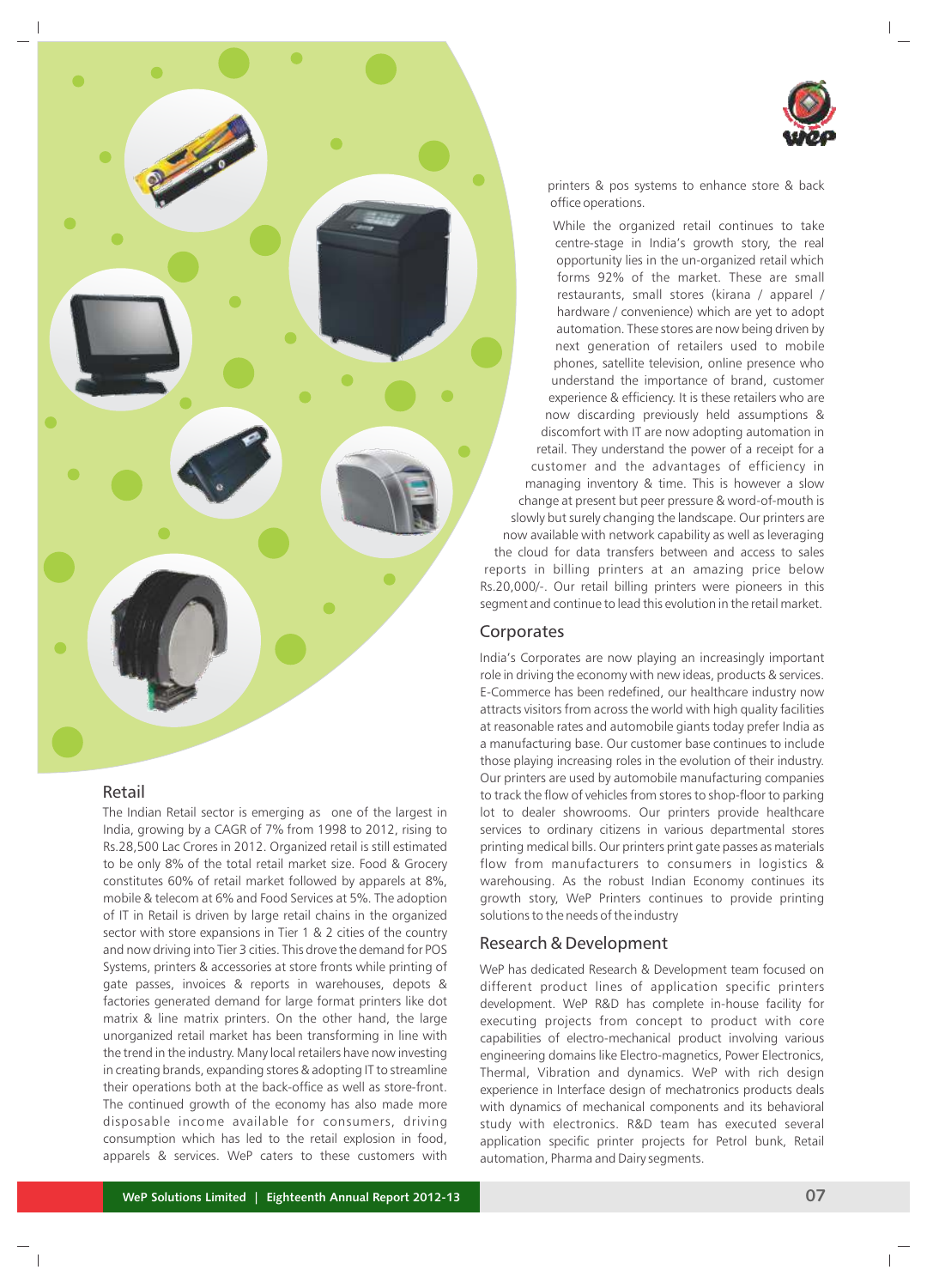## Retail

The Indian Retail sector is emerging as one of the largest in India, growing by a CAGR of 7% from 1998 to 2012, rising to Rs.28,500 Lac Crores in 2012. Organized retail is still estimated to be only 8% of the total retail market size. Food & Grocery constitutes 60% of retail market followed by apparels at 8%, mobile & telecom at 6% and Food Services at 5%. The adoption of IT in Retail is driven by large retail chains in the organized sector with store expansions in Tier 1 & 2 cities of the country and now driving into Tier 3 cities. This drove the demand for POS Systems, printers & accessories at store fronts while printing of gate passes, invoices & reports in warehouses, depots & factories generated demand for large format printers like dot matrix & line matrix printers. On the other hand, the large unorganized retail market has been transforming in line with the trend in the industry. Many local retailers have now investing in creating brands, expanding stores & adopting IT to streamline their operations both at the back-office as well as store-front. The continued growth of the economy has also made more disposable income available for consumers, driving consumption which has led to the retail explosion in food, apparels & services. WeP caters to these customers with printers & pos systems to enhance store & back office operations.

While the organized retail continues to take centre-stage in India's growth story, the real opportunity lies in the un-organized retail which forms 92% of the market. These are small restaurants, small stores (kirana / apparel / hardware / convenience) which are yet to adopt automation. These stores are now being driven by next generation of retailers used to mobile phones, satellite television, online presence who understand the importance of brand, customer experience & efficiency. It is these retailers who are now discarding previously held assumptions & discomfort with IT are now adopting automation in retail. They understand the power of a receipt for a customer and the advantages of efficiency in managing inventory & time. This is however a slow change at present but peer pressure & word-of-mouth is slowly but surely changing the landscape. Our printers are now available with network capability as well as leveraging the cloud for data transfers between and access to sales reports in billing printers at an amazing price below Rs.20,000/-. Our retail billing printers were pioneers in this segment and continue to lead this evolution in the retail market.

## Corporates

India's Corporates are now playing an increasingly important role in driving the economy with new ideas, products & services. E-Commerce has been redefined, our healthcare industry now attracts visitors from across the world with high quality facilities at reasonable rates and automobile giants today prefer India as a manufacturing base. Our customer base continues to include those playing increasing roles in the evolution of their industry. Our printers are used by automobile manufacturing companies to track the flow of vehicles from stores to shop-floor to parking lot to dealer showrooms. Our printers provide healthcare services to ordinary citizens in various departmental stores printing medical bills. Our printers print gate passes as materials flow from manufacturers to consumers in logistics & warehousing. As the robust Indian Economy continues its growth story, WeP Printers continues to provide printing solutions to the needs of the industry

## Research & Development

WeP has dedicated Research & Development team focused on different product lines of application specific printers development. WeP R&D has complete in-house facility for executing projects from concept to product with core capabilities of electro-mechanical product involving various engineering domains like Electro-magnetics, Power Electronics, Thermal, Vibration and dynamics. WeP with rich design experience in Interface design of mechatronics products deals with dynamics of mechanical components and its behavioral study with electronics. R&D team has executed several application specific printer projects for Petrol bunk, Retail automation, Pharma and Dairy segments.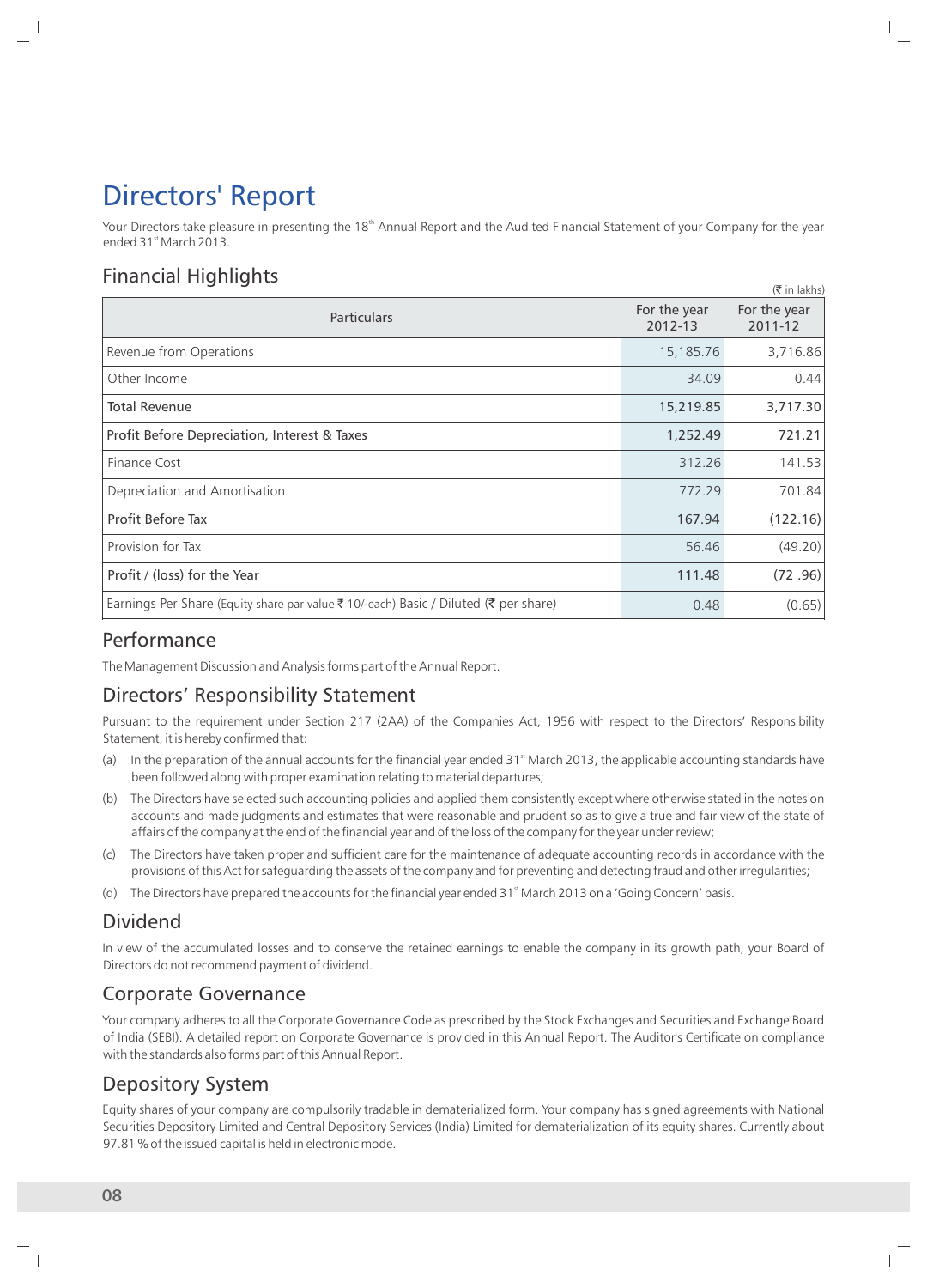# Directors' Report

Your Directors take pleasure in presenting the 18th Annual Report and the Audited Financial Statement of your Company for the year ended 31st March 2013.

## Financial Highlights

(₹ in lakhs)

| Particulars | For the year 2012-13 | For the year 2011-12 |
|---|---|---|
| Revenue from Operations | 15,185.76 | 3,716.86 |
| Other Income | 34.09 | 0.44 |
| **Total Revenue** | **15,219.85** | **3,717.30** |
| Profit Before Depreciation, Interest & Taxes | 1,252.49 | 721.21 |
| Finance Cost | 312.26 | 141.53 |
| Depreciation and Amortisation | 772.29 | 701.84 |
| Profit Before Tax | 167.94 | (122.16) |
| Provision for Tax | 56.46 | (49.20) |
| Profit / (loss) for the Year | 111.48 | (72 .96) |
| Earnings Per Share (Equity share par value ₹ 10/-each) Basic / Diluted (₹ per share) | 0.48 | (0.65) |

## Performance

The Management Discussion and Analysis forms part of the Annual Report.

## Directors' Responsibility Statement

Pursuant to the requirement under Section 217 (2AA) of the Companies Act, 1956 with respect to the Directors' Responsibility Statement, it is hereby confirmed that:

(a) In the preparation of the annual accounts for the financial year ended 31st March 2013, the applicable accounting standards have been followed along with proper examination relating to material departures;

(b) The Directors have selected such accounting policies and applied them consistently except where otherwise stated in the notes on accounts and made judgments and estimates that were reasonable and prudent so as to give a true and fair view of the state of affairs of the company at the end of the financial year and of the loss of the company for the year under review;

(c) The Directors have taken proper and sufficient care for the maintenance of adequate accounting records in accordance with the provisions of this Act for safeguarding the assets of the company and for preventing and detecting fraud and other irregularities;

(d) The Directors have prepared the accounts for the financial year ended 31st March 2013 on a 'Going Concern' basis.

## Dividend

In view of the accumulated losses and to conserve the retained earnings to enable the company in its growth path, your Board of Directors do not recommend payment of dividend.

## Corporate Governance

Your company adheres to all the Corporate Governance Code as prescribed by the Stock Exchanges and Securities and Exchange Board of India (SEBI). A detailed report on Corporate Governance is provided in this Annual Report. The Auditor's Certificate on compliance with the standards also forms part of this Annual Report.

## Depository System

Equity shares of your company are compulsorily tradable in dematerialized form. Your company has signed agreements with National Securities Depository Limited and Central Depository Services (India) Limited for dematerialization of its equity shares. Currently about 97.81 % of the issued capital is held in electronic mode.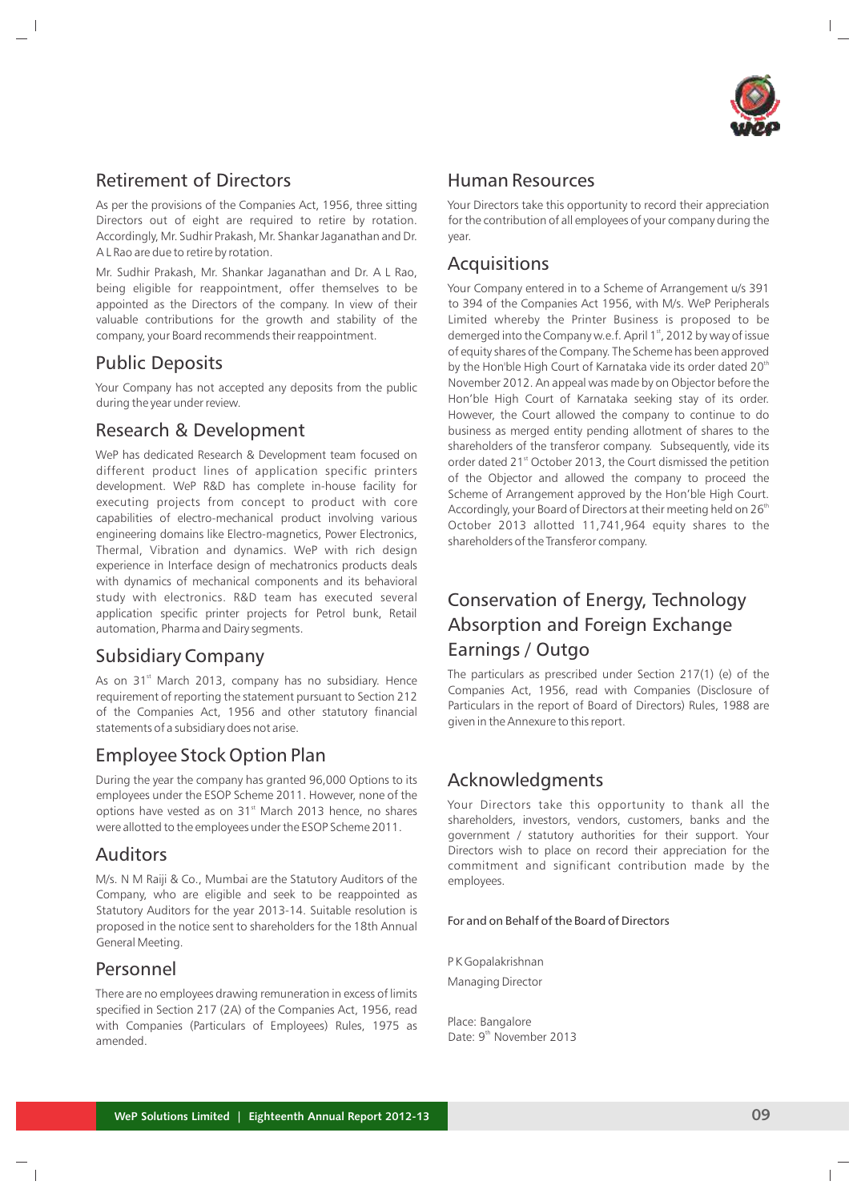## Retirement of Directors

As per the provisions of the Companies Act, 1956, three sitting Directors out of eight are required to retire by rotation. Accordingly, Mr. Sudhir Prakash, Mr. Shankar Jaganathan and Dr. A L Rao are due to retire by rotation.

Mr. Sudhir Prakash, Mr. Shankar Jaganathan and Dr. A L Rao, being eligible for reappointment, offer themselves to be appointed as the Directors of the company. In view of their valuable contributions for the growth and stability of the company, your Board recommends their reappointment.

## Public Deposits

Your Company has not accepted any deposits from the public during the year under review.

## Research & Development

WeP has dedicated Research & Development team focused on different product lines of application specific printers development. WeP R&D has complete in-house facility for executing projects from concept to product with core capabilities of electro-mechanical product involving various engineering domains like Electro-magnetics, Power Electronics, Thermal, Vibration and dynamics. WeP with rich design experience in Interface design of mechatronics products deals with dynamics of mechanical components and its behavioral study with electronics. R&D team has executed several application specific printer projects for Petrol bunk, Retail automation, Pharma and Dairy segments.

## Subsidiary Company

As on 31st March 2013, company has no subsidiary. Hence requirement of reporting the statement pursuant to Section 212 of the Companies Act, 1956 and other statutory financial statements of a subsidiary does not arise.

## Employee Stock Option Plan

During the year the company has granted 96,000 Options to its employees under the ESOP Scheme 2011. However, none of the options have vested as on 31st March 2013 hence, no shares were allotted to the employees under the ESOP Scheme 2011.

## Auditors

M/s. N M Raiji & Co., Mumbai are the Statutory Auditors of the Company, who are eligible and seek to be reappointed as Statutory Auditors for the year 2013-14. Suitable resolution is proposed in the notice sent to shareholders for the 18th Annual General Meeting.

## Personnel

There are no employees drawing remuneration in excess of limits specified in Section 217 (2A) of the Companies Act, 1956, read with Companies (Particulars of Employees) Rules, 1975 as amended.

## Human Resources

Your Directors take this opportunity to record their appreciation for the contribution of all employees of your company during the year.

## Acquisitions

Your Company entered in to a Scheme of Arrangement u/s 391 to 394 of the Companies Act 1956, with M/s. WeP Peripherals Limited whereby the Printer Business is proposed to be demerged into the Company w.e.f. April 1st, 2012 by way of issue of equity shares of the Company. The Scheme has been approved by the Hon'ble High Court of Karnataka vide its order dated 20th November 2012. An appeal was made by on Objector before the Hon'ble High Court of Karnataka seeking stay of its order. However, the Court allowed the company to continue to do business as merged entity pending allotment of shares to the shareholders of the transferor company. Subsequently, vide its order dated 21st October 2013, the Court dismissed the petition of the Objector and allowed the company to proceed the Scheme of Arrangement approved by the Hon'ble High Court. Accordingly, your Board of Directors at their meeting held on 26th October 2013 allotted 11,741,964 equity shares to the shareholders of the Transferor company.

## Conservation of Energy, Technology Absorption and Foreign Exchange Earnings / Outgo

The particulars as prescribed under Section 217(1) (e) of the Companies Act, 1956, read with Companies (Disclosure of Particulars in the report of Board of Directors) Rules, 1988 are given in the Annexure to this report.

## Acknowledgments

Your Directors take this opportunity to thank all the shareholders, investors, vendors, customers, banks and the government / statutory authorities for their support. Your Directors wish to place on record their appreciation for the commitment and significant contribution made by the employees.

For and on Behalf of the Board of Directors

P K Gopalakrishnan
Managing Director

Place: Bangalore
Date: 9th November 2013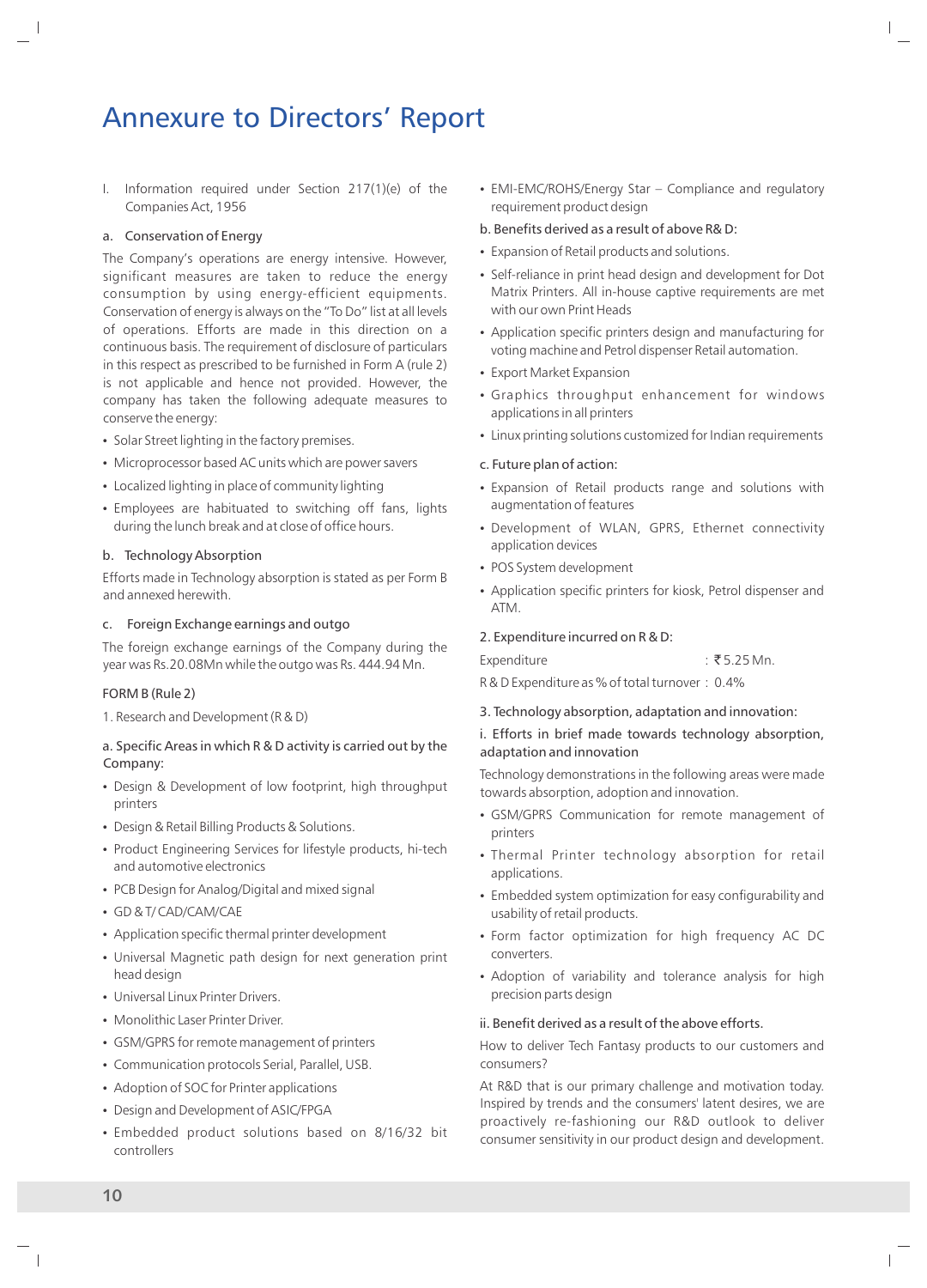# Annexure to Directors' Report

I. Information required under Section 217(1)(e) of the Companies Act, 1956

a. Conservation of Energy

The Company's operations are energy intensive. However, significant measures are taken to reduce the energy consumption by using energy-efficient equipments. Conservation of energy is always on the "To Do" list at all levels of operations. Efforts are made in this direction on a continuous basis. The requirement of disclosure of particulars in this respect as prescribed to be furnished in Form A (rule 2) is not applicable and hence not provided. However, the company has taken the following adequate measures to conserve the energy:

- Solar Street lighting in the factory premises.
- Microprocessor based AC units which are power savers
- Localized lighting in place of community lighting
- Employees are habituated to switching off fans, lights during the lunch break and at close of office hours.

b. Technology Absorption

Efforts made in Technology absorption is stated as per Form B and annexed herewith.

c. Foreign Exchange earnings and outgo

The foreign exchange earnings of the Company during the year was Rs.20.08Mn while the outgo was Rs. 444.94 Mn.

FORM B (Rule 2)

1. Research and Development (R & D)

a. Specific Areas in which R & D activity is carried out by the Company:

- Design & Development of low footprint, high throughput printers
- Design & Retail Billing Products & Solutions.
- Product Engineering Services for lifestyle products, hi-tech and automotive electronics
- PCB Design for Analog/Digital and mixed signal
- GD & T/ CAD/CAM/CAE
- Application specific thermal printer development
- Universal Magnetic path design for next generation print head design
- Universal Linux Printer Drivers.
- Monolithic Laser Printer Driver.
- GSM/GPRS for remote management of printers
- Communication protocols Serial, Parallel, USB.
- Adoption of SOC for Printer applications
- Design and Development of ASIC/FPGA
- Embedded product solutions based on 8/16/32 bit controllers
- EMI-EMC/ROHS/Energy Star – Compliance and regulatory requirement product design

b. Benefits derived as a result of above R& D:

- Expansion of Retail products and solutions.
- Self-reliance in print head design and development for Dot Matrix Printers. All in-house captive requirements are met with our own Print Heads
- Application specific printers design and manufacturing for voting machine and Petrol dispenser Retail automation.
- Export Market Expansion
- Graphics throughput enhancement for windows applications in all printers
- Linux printing solutions customized for Indian requirements

c. Future plan of action:

- Expansion of Retail products range and solutions with augmentation of features
- Development of WLAN, GPRS, Ethernet connectivity application devices
- POS System development
- Application specific printers for kiosk, Petrol dispenser and ATM.

2. Expenditure incurred on R & D:

Expenditure : ₹5.25 Mn.

R & D Expenditure as % of total turnover : 0.4%

3. Technology absorption, adaptation and innovation:

i. Efforts in brief made towards technology absorption, adaptation and innovation

Technology demonstrations in the following areas were made towards absorption, adoption and innovation.

- GSM/GPRS Communication for remote management of printers
- Thermal Printer technology absorption for retail applications.
- Embedded system optimization for easy configurability and usability of retail products.
- Form factor optimization for high frequency AC DC converters.
- Adoption of variability and tolerance analysis for high precision parts design

ii. Benefit derived as a result of the above efforts.

How to deliver Tech Fantasy products to our customers and consumers?

At R&D that is our primary challenge and motivation today. Inspired by trends and the consumers' latent desires, we are proactively re-fashioning our R&D outlook to deliver consumer sensitivity in our product design and development.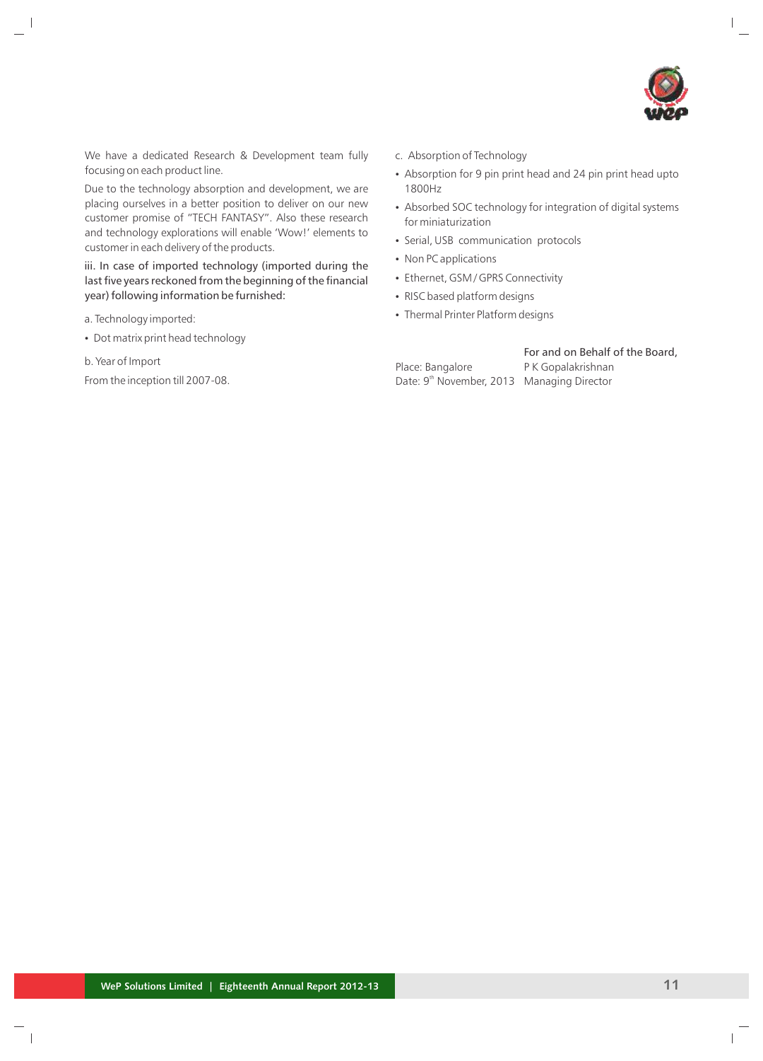We have a dedicated Research & Development team fully focusing on each product line.

Due to the technology absorption and development, we are placing ourselves in a better position to deliver on our new customer promise of "TECH FANTASY". Also these research and technology explorations will enable 'Wow!' elements to customer in each delivery of the products.

iii. In case of imported technology (imported during the last five years reckoned from the beginning of the financial year) following information be furnished:

a. Technology imported:

- Dot matrix print head technology

b. Year of Import

From the inception till 2007-08.

c. Absorption of Technology

- Absorption for 9 pin print head and 24 pin print head upto 1800Hz
- Absorbed SOC technology for integration of digital systems for miniaturization
- Serial, USB communication protocols
- Non PC applications
- Ethernet, GSM / GPRS Connectivity
- RISC based platform designs
- Thermal Printer Platform designs

For and on Behalf of the Board,

Place: Bangalore    P K Gopalakrishnan
Date: 9th November, 2013    Managing Director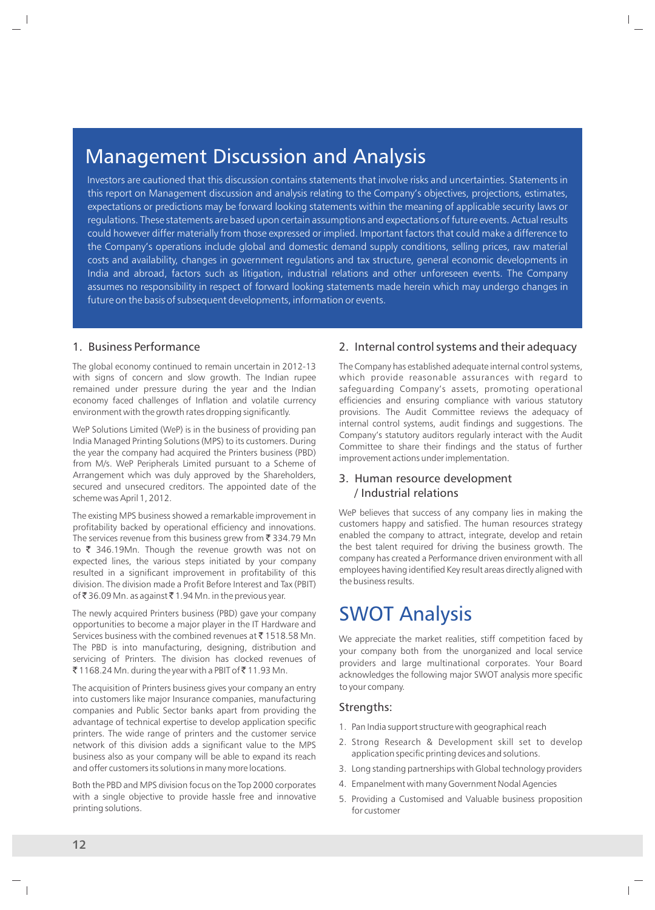# Management Discussion and Analysis

Investors are cautioned that this discussion contains statements that involve risks and uncertainties. Statements in this report on Management discussion and analysis relating to the Company's objectives, projections, estimates, expectations or predictions may be forward looking statements within the meaning of applicable security laws or regulations. These statements are based upon certain assumptions and expectations of future events. Actual results could however differ materially from those expressed or implied. Important factors that could make a difference to the Company's operations include global and domestic demand supply conditions, selling prices, raw material costs and availability, changes in government regulations and tax structure, general economic developments in India and abroad, factors such as litigation, industrial relations and other unforeseen events. The Company assumes no responsibility in respect of forward looking statements made herein which may undergo changes in future on the basis of subsequent developments, information or events.

## 1. Business Performance

The global economy continued to remain uncertain in 2012-13 with signs of concern and slow growth. The Indian rupee remained under pressure during the year and the Indian economy faced challenges of Inflation and volatile currency environment with the growth rates dropping significantly.

WeP Solutions Limited (WeP) is in the business of providing pan India Managed Printing Solutions (MPS) to its customers. During the year the company had acquired the Printers business (PBD) from M/s. WeP Peripherals Limited pursuant to a Scheme of Arrangement which was duly approved by the Shareholders, secured and unsecured creditors. The appointed date of the scheme was April 1, 2012.

The existing MPS business showed a remarkable improvement in profitability backed by operational efficiency and innovations. The services revenue from this business grew from ₹ 334.79 Mn to ₹ 346.19Mn. Though the revenue growth was not on expected lines, the various steps initiated by your company resulted in a significant improvement in profitability of this division. The division made a Profit Before Interest and Tax (PBIT) of ₹ 36.09 Mn. as against ₹ 1.94 Mn. in the previous year.

The newly acquired Printers business (PBD) gave your company opportunities to become a major player in the IT Hardware and Services business with the combined revenues at ₹ 1518.58 Mn. The PBD is into manufacturing, designing, distribution and servicing of Printers. The division has clocked revenues of ₹ 1168.24 Mn. during the year with a PBIT of ₹ 11.93 Mn.

The acquisition of Printers business gives your company an entry into customers like major Insurance companies, manufacturing companies and Public Sector banks apart from providing the advantage of technical expertise to develop application specific printers. The wide range of printers and the customer service network of this division adds a significant value to the MPS business also as your company will be able to expand its reach and offer customers its solutions in many more locations.

Both the PBD and MPS division focus on the Top 2000 corporates with a single objective to provide hassle free and innovative printing solutions.

## 2. Internal control systems and their adequacy

The Company has established adequate internal control systems, which provide reasonable assurances with regard to safeguarding Company's assets, promoting operational efficiencies and ensuring compliance with various statutory provisions. The Audit Committee reviews the adequacy of internal control systems, audit findings and suggestions. The Company's statutory auditors regularly interact with the Audit Committee to share their findings and the status of further improvement actions under implementation.

## 3. Human resource development / Industrial relations

WeP believes that success of any company lies in making the customers happy and satisfied. The human resources strategy enabled the company to attract, integrate, develop and retain the best talent required for driving the business growth. The company has created a Performance driven environment with all employees having identified Key result areas directly aligned with the business results.

# SWOT Analysis

We appreciate the market realities, stiff competition faced by your company both from the unorganized and local service providers and large multinational corporates. Your Board acknowledges the following major SWOT analysis more specific to your company.

### Strengths:

1. Pan India support structure with geographical reach
2. Strong Research & Development skill set to develop application specific printing devices and solutions.
3. Long standing partnerships with Global technology providers
4. Empanelment with many Government Nodal Agencies
5. Providing a Customised and Valuable business proposition for customer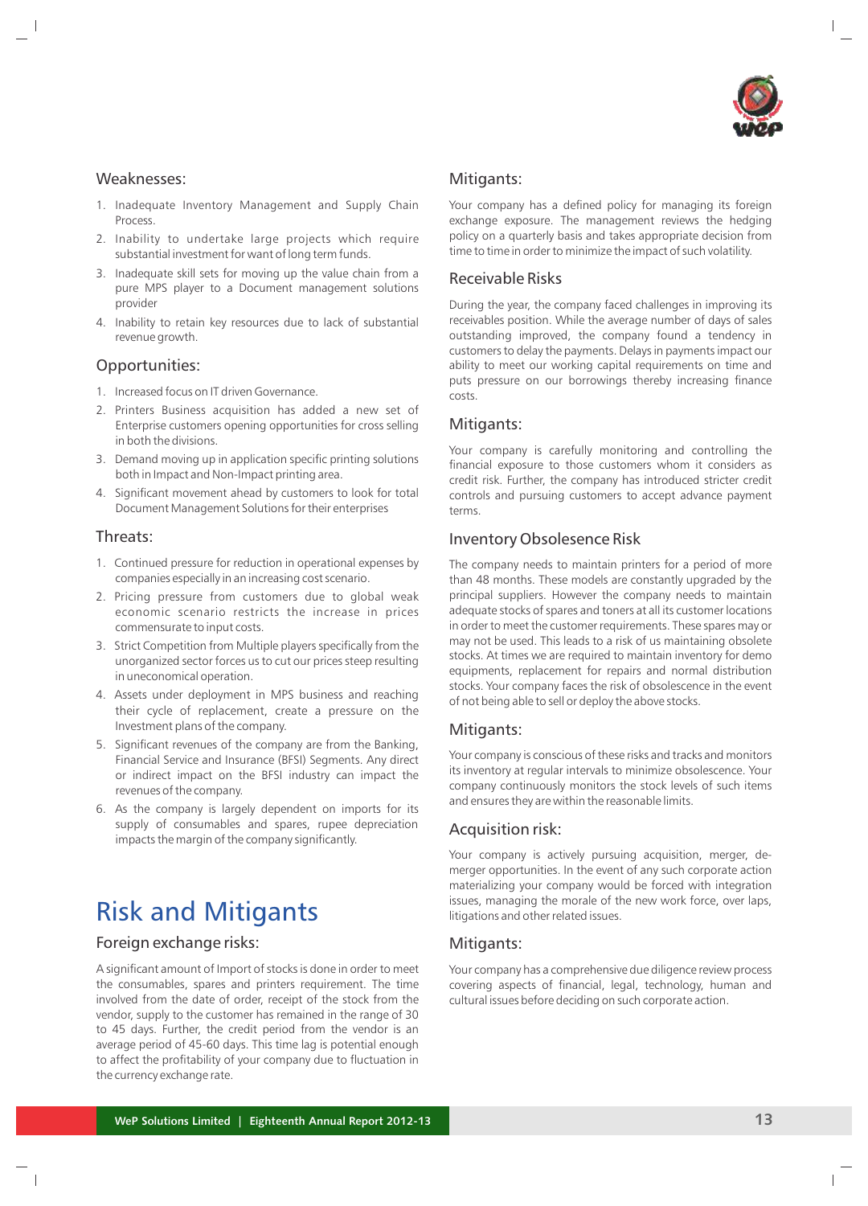### Weaknesses:

1. Inadequate Inventory Management and Supply Chain Process.
2. Inability to undertake large projects which require substantial investment for want of long term funds.
3. Inadequate skill sets for moving up the value chain from a pure MPS player to a Document management solutions provider
4. Inability to retain key resources due to lack of substantial revenue growth.

### Opportunities:

1. Increased focus on IT driven Governance.
2. Printers Business acquisition has added a new set of Enterprise customers opening opportunities for cross selling in both the divisions.
3. Demand moving up in application specific printing solutions both in Impact and Non-Impact printing area.
4. Significant movement ahead by customers to look for total Document Management Solutions for their enterprises

### Threats:

1. Continued pressure for reduction in operational expenses by companies especially in an increasing cost scenario.
2. Pricing pressure from customers due to global weak economic scenario restricts the increase in prices commensurate to input costs.
3. Strict Competition from Multiple players specifically from the unorganized sector forces us to cut our prices steep resulting in uneconomical operation.
4. Assets under deployment in MPS business and reaching their cycle of replacement, create a pressure on the Investment plans of the company.
5. Significant revenues of the company are from the Banking, Financial Service and Insurance (BFSI) Segments. Any direct or indirect impact on the BFSI industry can impact the revenues of the company.
6. As the company is largely dependent on imports for its supply of consumables and spares, rupee depreciation impacts the margin of the company significantly.

# Risk and Mitigants

### Foreign exchange risks:

A significant amount of Import of stocks is done in order to meet the consumables, spares and printers requirement. The time involved from the date of order, receipt of the stock from the vendor, supply to the customer has remained in the range of 30 to 45 days. Further, the credit period from the vendor is an average period of 45-60 days. This time lag is potential enough to affect the profitability of your company due to fluctuation in the currency exchange rate.

### Mitigants:

Your company has a defined policy for managing its foreign exchange exposure. The management reviews the hedging policy on a quarterly basis and takes appropriate decision from time to time in order to minimize the impact of such volatility.

### Receivable Risks

During the year, the company faced challenges in improving its receivables position. While the average number of days of sales outstanding improved, the company found a tendency in customers to delay the payments. Delays in payments impact our ability to meet our working capital requirements on time and puts pressure on our borrowings thereby increasing finance costs.

### Mitigants:

Your company is carefully monitoring and controlling the financial exposure to those customers whom it considers as credit risk. Further, the company has introduced stricter credit controls and pursuing customers to accept advance payment terms.

### Inventory Obsolesence Risk

The company needs to maintain printers for a period of more than 48 months. These models are constantly upgraded by the principal suppliers. However the company needs to maintain adequate stocks of spares and toners at all its customer locations in order to meet the customer requirements. These spares may or may not be used. This leads to a risk of us maintaining obsolete stocks. At times we are required to maintain inventory for demo equipments, replacement for repairs and normal distribution stocks. Your company faces the risk of obsolescence in the event of not being able to sell or deploy the above stocks.

### Mitigants:

Your company is conscious of these risks and tracks and monitors its inventory at regular intervals to minimize obsolescence. Your company continuously monitors the stock levels of such items and ensures they are within the reasonable limits.

### Acquisition risk:

Your company is actively pursuing acquisition, merger, de-merger opportunities. In the event of any such corporate action materializing your company would be forced with integration issues, managing the morale of the new work force, over laps, litigations and other related issues.

### Mitigants:

Your company has a comprehensive due diligence review process covering aspects of financial, legal, technology, human and cultural issues before deciding on such corporate action.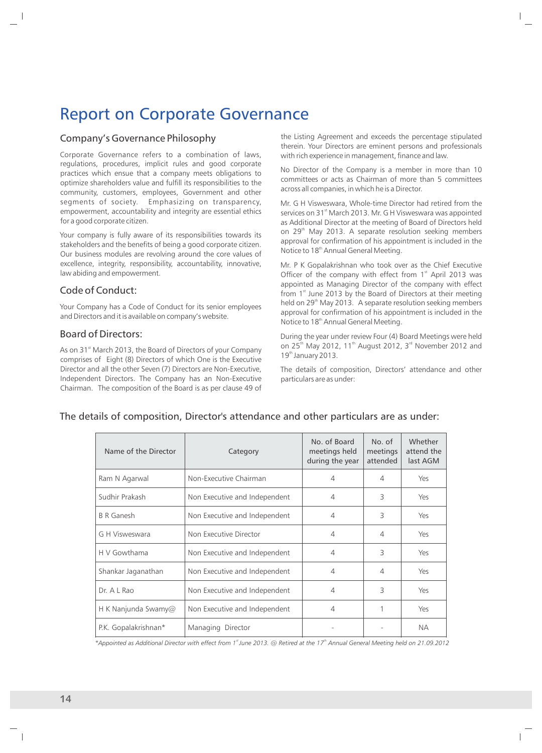# Report on Corporate Governance

## Company's Governance Philosophy

Corporate Governance refers to a combination of laws, regulations, procedures, implicit rules and good corporate practices which ensue that a company meets obligations to optimize shareholders value and fulfill its responsibilities to the community, customers, employees, Government and other segments of society. Emphasizing on transparency, empowerment, accountability and integrity are essential ethics for a good corporate citizen.

Your company is fully aware of its responsibilities towards its stakeholders and the benefits of being a good corporate citizen. Our business modules are revolving around the core values of excellence, integrity, responsibility, accountability, innovative, law abiding and empowerment.

## Code of Conduct:

Your Company has a Code of Conduct for its senior employees and Directors and it is available on company's website.

## Board of Directors:

As on 31st March 2013, the Board of Directors of your Company comprises of Eight (8) Directors of which One is the Executive Director and all the other Seven (7) Directors are Non-Executive, Independent Directors. The Company has an Non-Executive Chairman. The composition of the Board is as per clause 49 of the Listing Agreement and exceeds the percentage stipulated therein. Your Directors are eminent persons and professionals with rich experience in management, finance and law.

No Director of the Company is a member in more than 10 committees or acts as Chairman of more than 5 committees across all companies, in which he is a Director.

Mr. G H Visweswara, Whole-time Director had retired from the services on 31st March 2013. Mr. G H Visweswara was appointed as Additional Director at the meeting of Board of Directors held on 29th May 2013. A separate resolution seeking members approval for confirmation of his appointment is included in the Notice to 18th Annual General Meeting.

Mr. P K Gopalakrishnan who took over as the Chief Executive Officer of the company with effect from 1st April 2013 was appointed as Managing Director of the company with effect from 1st June 2013 by the Board of Directors at their meeting held on 29th May 2013. A separate resolution seeking members approval for confirmation of his appointment is included in the Notice to 18th Annual General Meeting.

During the year under review Four (4) Board Meetings were held on 25th May 2012, 11th August 2012, 3rd November 2012 and 19th January 2013.

The details of composition, Directors' attendance and other particulars are as under:

### The details of composition, Director's attendance and other particulars are as under:

| Name of the Director | Category | No. of Board meetings held during the year | No. of meetings attended | Whether attend the last AGM |
|---|---|---|---|---|
| Ram N Agarwal | Non-Executive Chairman | 4 | 4 | Yes |
| Sudhir Prakash | Non Executive and Independent | 4 | 3 | Yes |
| B R Ganesh | Non Executive and Independent | 4 | 3 | Yes |
| G H Visweswara | Non Executive Director | 4 | 4 | Yes |
| H V Gowthama | Non Executive and Independent | 4 | 3 | Yes |
| Shankar Jaganathan | Non Executive and Independent | 4 | 4 | Yes |
| Dr. A L Rao | Non Executive and Independent | 4 | 3 | Yes |
| H K Nanjunda Swamy@ | Non Executive and Independent | 4 | 1 | Yes |
| P.K. Gopalakrishnan* | Managing Director | - | - | NA |

*\*Appointed as Additional Director with effect from 1st June 2013. @ Retired at the 17th Annual General Meeting held on 21.09.2012*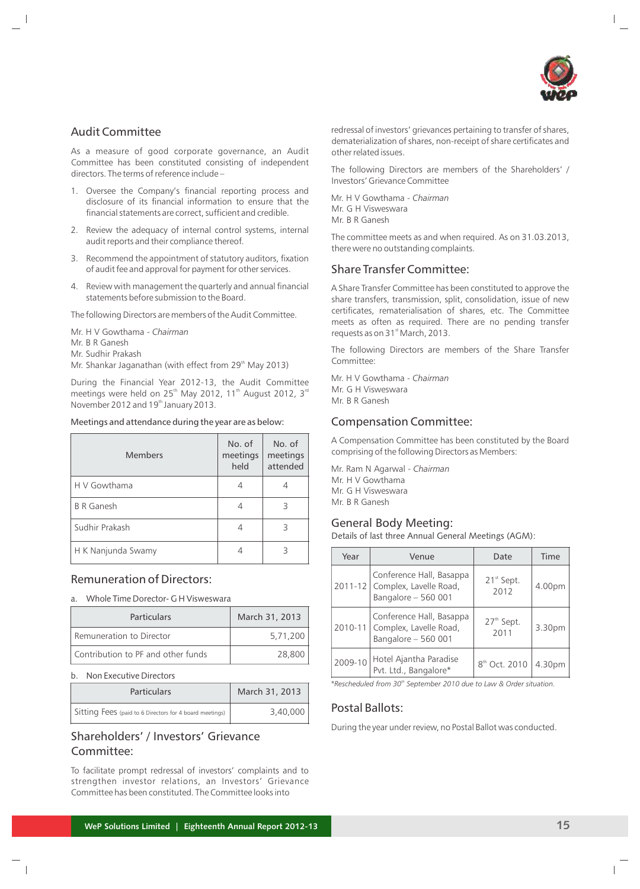## Audit Committee

As a measure of good corporate governance, an Audit Committee has been constituted consisting of independent directors. The terms of reference include –

1. Oversee the Company's financial reporting process and disclosure of its financial information to ensure that the financial statements are correct, sufficient and credible.
2. Review the adequacy of internal control systems, internal audit reports and their compliance thereof.
3. Recommend the appointment of statutory auditors, fixation of audit fee and approval for payment for other services.
4. Review with management the quarterly and annual financial statements before submission to the Board.

The following Directors are members of the Audit Committee.

Mr. H V Gowthama - *Chairman*
Mr. B R Ganesh
Mr. Sudhir Prakash
Mr. Shankar Jaganathan (with effect from 29th May 2013)

During the Financial Year 2012-13, the Audit Committee meetings were held on 25th May 2012, 11th August 2012, 3rd November 2012 and 19th January 2013.

Meetings and attendance during the year are as below:

| Members | No. of meetings held | No. of meetings attended |
|---|---|---|
| H V Gowthama | 4 | 4 |
| B R Ganesh | 4 | 3 |
| Sudhir Prakash | 4 | 3 |
| H K Nanjunda Swamy | 4 | 3 |

## Remuneration of Directors:

a. Whole Time Dorector- G H Visweswara

| Particulars | March 31, 2013 |
|---|---|
| Remuneration to Director | 5,71,200 |
| Contribution to PF and other funds | 28,800 |

b. Non Executive Directors

| Particulars | March 31, 2013 |
|---|---|
| Sitting Fees (paid to 6 Directors for 4 board meetings) | 3,40,000 |

## Shareholders' / Investors' Grievance Committee:

To facilitate prompt redressal of investors' complaints and to strengthen investor relations, an Investors' Grievance Committee has been constituted. The Committee looks into redressal of investors' grievances pertaining to transfer of shares, dematerialization of shares, non-receipt of share certificates and other related issues.

The following Directors are members of the Shareholders' / Investors' Grievance Committee

Mr. H V Gowthama - *Chairman*
Mr. G H Visweswara
Mr. B R Ganesh

The committee meets as and when required. As on 31.03.2013, there were no outstanding complaints.

## Share Transfer Committee:

A Share Transfer Committee has been constituted to approve the share transfers, transmission, split, consolidation, issue of new certificates, rematerialisation of shares, etc. The Committee meets as often as required. There are no pending transfer requests as on 31st March, 2013.

The following Directors are members of the Share Transfer Committee:

Mr. H V Gowthama - *Chairman*
Mr. G H Visweswara
Mr. B R Ganesh

## Compensation Committee:

A Compensation Committee has been constituted by the Board comprising of the following Directors as Members:

Mr. Ram N Agarwal - *Chairman*
Mr. H V Gowthama
Mr. G H Visweswara
Mr. B R Ganesh

## General Body Meeting:

Details of last three Annual General Meetings (AGM):

| Year | Venue | Date | Time |
|---|---|---|---|
| 2011-12 | Conference Hall, Basappa Complex, Lavelle Road, Bangalore – 560 001 | 21st Sept. 2012 | 4.00pm |
| 2010-11 | Conference Hall, Basappa Complex, Lavelle Road, Bangalore – 560 001 | 27th Sept. 2011 | 3.30pm |
| 2009-10 | Hotel Ajantha Paradise Pvt. Ltd., Bangalore* | 8th Oct. 2010 | 4.30pm |

*\*Rescheduled from 30th September 2010 due to Law & Order situation.*

## Postal Ballots:

During the year under review, no Postal Ballot was conducted.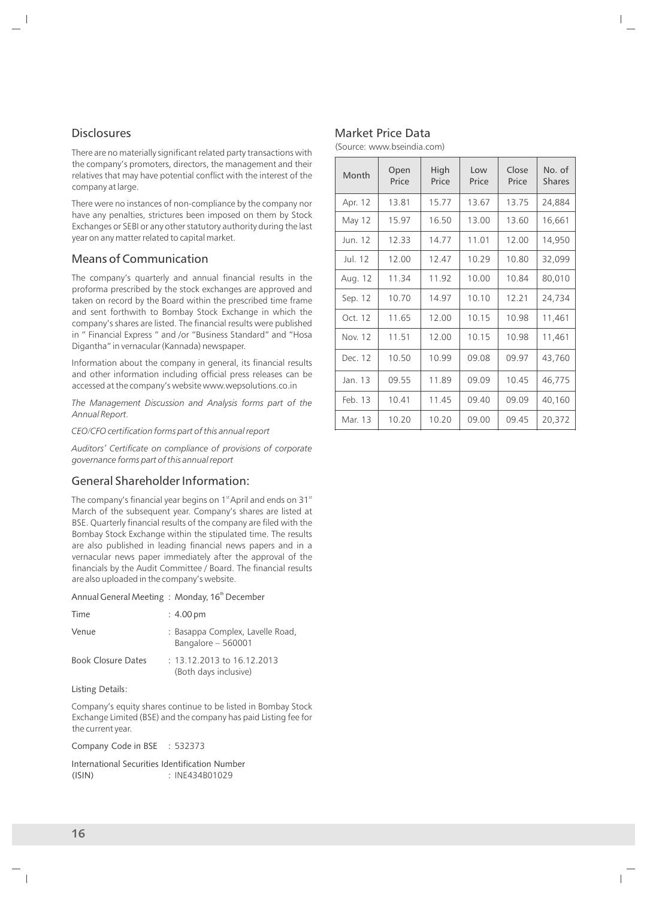## Disclosures

There are no materially significant related party transactions with the company's promoters, directors, the management and their relatives that may have potential conflict with the interest of the company at large.

There were no instances of non-compliance by the company nor have any penalties, strictures been imposed on them by Stock Exchanges or SEBI or any other statutory authority during the last year on any matter related to capital market.

## Means of Communication

The company's quarterly and annual financial results in the proforma prescribed by the stock exchanges are approved and taken on record by the Board within the prescribed time frame and sent forthwith to Bombay Stock Exchange in which the company's shares are listed. The financial results were published in " Financial Express " and /or "Business Standard" and "Hosa Digantha" in vernacular (Kannada) newspaper.

Information about the company in general, its financial results and other information including official press releases can be accessed at the company's website www.wepsolutions.co.in

*The Management Discussion and Analysis forms part of the Annual Report.*

*CEO/CFO certification forms part of this annual report*

*Auditors' Certificate on compliance of provisions of corporate governance forms part of this annual report*

## General Shareholder Information:

The company's financial year begins on 1st April and ends on 31st March of the subsequent year. Company's shares are listed at BSE. Quarterly financial results of the company are filed with the Bombay Stock Exchange within the stipulated time. The results are also published in leading financial news papers and in a vernacular news paper immediately after the approval of the financials by the Audit Committee / Board. The financial results are also uploaded in the company's website.

Annual General Meeting : Monday, 16th December

| | |
|---|---|
| Time | : 4.00 pm |
| Venue | : Basappa Complex, Lavelle Road, Bangalore – 560001 |
| Book Closure Dates | : 13.12.2013 to 16.12.2013 (Both days inclusive) |

Listing Details:

Company's equity shares continue to be listed in Bombay Stock Exchange Limited (BSE) and the company has paid Listing fee for the current year.

Company Code in BSE : 532373

International Securities Identification Number (ISIN) : INE434B01029

## Market Price Data

(Source: www.bseindia.com)

| Month | Open Price | High Price | Low Price | Close Price | No. of Shares |
|---|---|---|---|---|---|
| Apr. 12 | 13.81 | 15.77 | 13.67 | 13.75 | 24,884 |
| May 12 | 15.97 | 16.50 | 13.00 | 13.60 | 16,661 |
| Jun. 12 | 12.33 | 14.77 | 11.01 | 12.00 | 14,950 |
| Jul. 12 | 12.00 | 12.47 | 10.29 | 10.80 | 32,099 |
| Aug. 12 | 11.34 | 11.92 | 10.00 | 10.84 | 80,010 |
| Sep. 12 | 10.70 | 14.97 | 10.10 | 12.21 | 24,734 |
| Oct. 12 | 11.65 | 12.00 | 10.15 | 10.98 | 11,461 |
| Nov. 12 | 11.51 | 12.00 | 10.15 | 10.98 | 11,461 |
| Dec. 12 | 10.50 | 10.99 | 09.08 | 09.97 | 43,760 |
| Jan. 13 | 09.55 | 11.89 | 09.09 | 10.45 | 46,775 |
| Feb. 13 | 10.41 | 11.45 | 09.40 | 09.09 | 40,160 |
| Mar. 13 | 10.20 | 10.20 | 09.00 | 09.45 | 20,372 |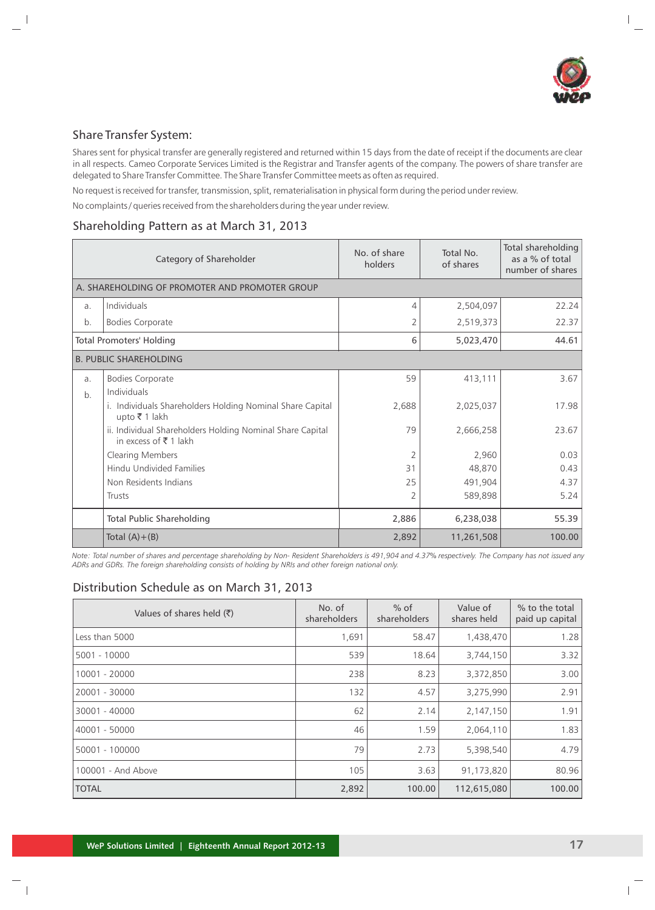## Share Transfer System:

Shares sent for physical transfer are generally registered and returned within 15 days from the date of receipt if the documents are clear in all respects. Cameo Corporate Services Limited is the Registrar and Transfer agents of the company. The powers of share transfer are delegated to Share Transfer Committee. The Share Transfer Committee meets as often as required.

No request is received for transfer, transmission, split, rematerialisation in physical form during the period under review.

No complaints / queries received from the shareholders during the year under review.

## Shareholding Pattern as at March 31, 2013

| | Category of Shareholder | No. of share holders | Total No. of shares | Total shareholding as a % of total number of shares |
|---|---|---|---|---|
| **A. SHAREHOLDING OF PROMOTER AND PROMOTER GROUP** | | | | |
| a. | Individuals | 4 | 2,504,097 | 22.24 |
| b. | Bodies Corporate | 2 | 2,519,373 | 22.37 |
| Total Promoters' Holding | | 6 | 5,023,470 | 44.61 |
| **B. PUBLIC SHAREHOLDING** | | | | |
| a. | Bodies Corporate | 59 | 413,111 | 3.67 |
| b. | Individuals | | | |
| | i. Individuals Shareholders Holding Nominal Share Capital upto ₹ 1 lakh | 2,688 | 2,025,037 | 17.98 |
| | ii. Individual Shareholders Holding Nominal Share Capital in excess of ₹ 1 lakh | 79 | 2,666,258 | 23.67 |
| | Clearing Members | 2 | 2,960 | 0.03 |
| | Hindu Undivided Families | 31 | 48,870 | 0.43 |
| | Non Residents Indians | 25 | 491,904 | 4.37 |
| | Trusts | 2 | 589,898 | 5.24 |
| | Total Public Shareholding | 2,886 | 6,238,038 | 55.39 |
| | Total (A)+(B) | 2,892 | 11,261,508 | 100.00 |

*Note: Total number of shares and percentage shareholding by Non- Resident Shareholders is 491,904 and 4.37% respectively. The Company has not issued any ADRs and GDRs. The foreign shareholding consists of holding by NRIs and other foreign national only.*

## Distribution Schedule as on March 31, 2013

| Values of shares held (₹) | No. of shareholders | % of shareholders | Value of shares held | % to the total paid up capital |
|---|---|---|---|---|
| Less than 5000 | 1,691 | 58.47 | 1,438,470 | 1.28 |
| 5001 - 10000 | 539 | 18.64 | 3,744,150 | 3.32 |
| 10001 - 20000 | 238 | 8.23 | 3,372,850 | 3.00 |
| 20001 - 30000 | 132 | 4.57 | 3,275,990 | 2.91 |
| 30001 - 40000 | 62 | 2.14 | 2,147,150 | 1.91 |
| 40001 - 50000 | 46 | 1.59 | 2,064,110 | 1.83 |
| 50001 - 100000 | 79 | 2.73 | 5,398,540 | 4.79 |
| 100001 - And Above | 105 | 3.63 | 91,173,820 | 80.96 |
| TOTAL | 2,892 | 100.00 | 112,615,080 | 100.00 |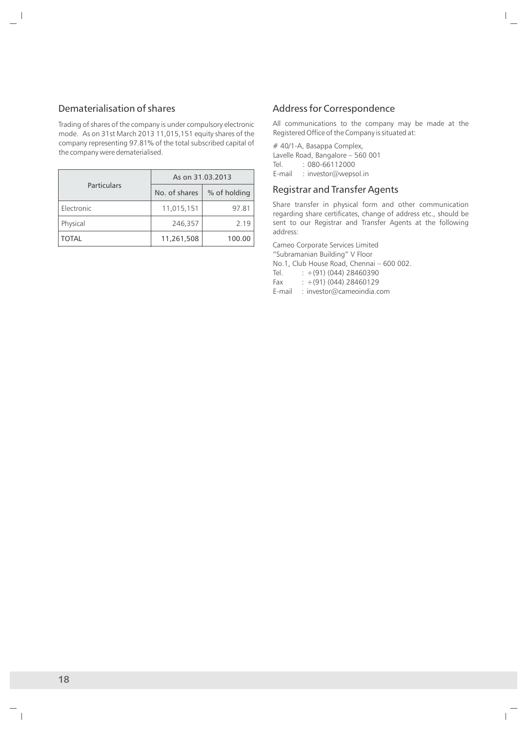## Dematerialisation of shares

Trading of shares of the company is under compulsory electronic mode. As on 31st March 2013 11,015,151 equity shares of the company representing 97.81% of the total subscribed capital of the company were dematerialised.

| Particulars | As on 31.03.2013 | |
|---|---|---|
| | No. of shares | % of holding |
| Electronic | 11,015,151 | 97.81 |
| Physical | 246,357 | 2.19 |
| TOTAL | 11,261,508 | 100.00 |

## Address for Correspondence

All communications to the company may be made at the Registered Office of the Company is situated at:

# 40/1-A, Basappa Complex,
Lavelle Road, Bangalore – 560 001
Tel. : 080-66112000
E-mail : investor@wepsol.in

## Registrar and Transfer Agents

Share transfer in physical form and other communication regarding share certificates, change of address etc., should be sent to our Registrar and Transfer Agents at the following address:

Cameo Corporate Services Limited
"Subramanian Building" V Floor
No.1, Club House Road, Chennai – 600 002.
Tel. : +(91) (044) 28460390
Fax : +(91) (044) 28460129
E-mail : investor@cameoindia.com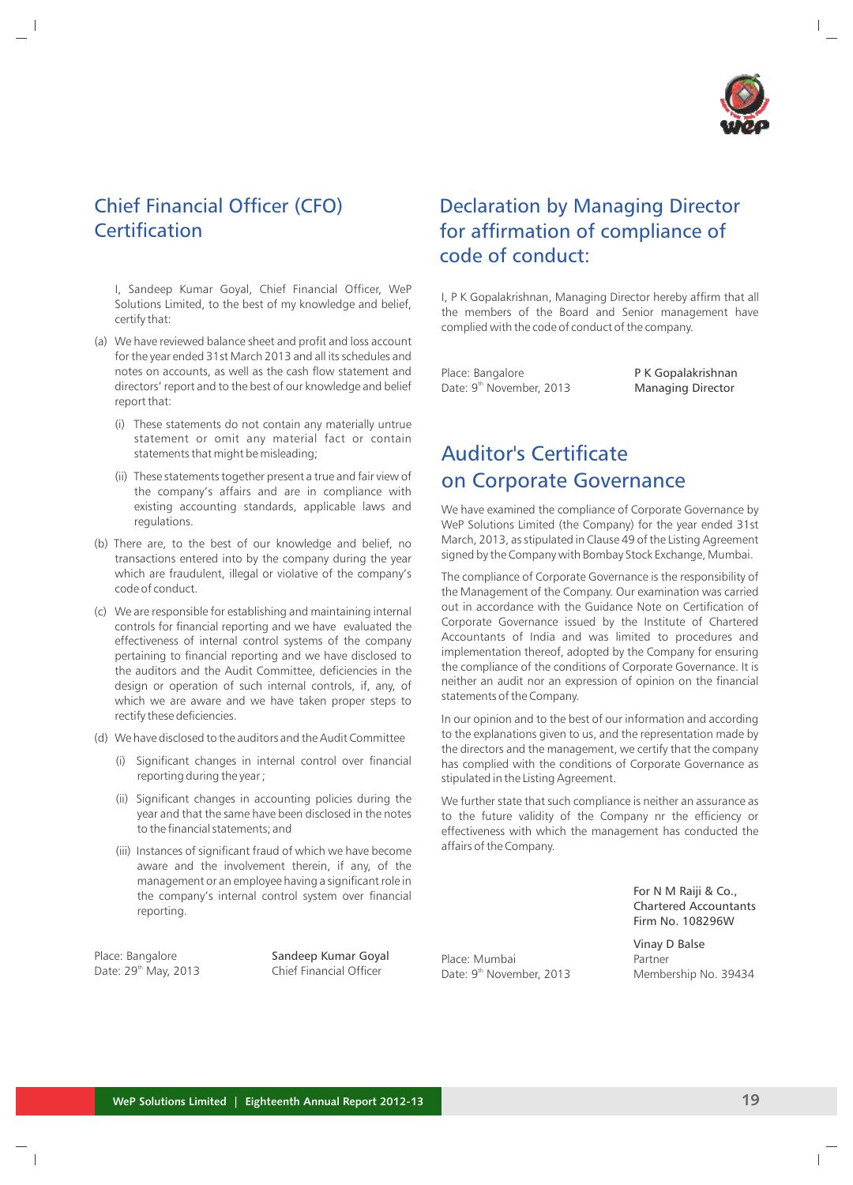## Chief Financial Officer (CFO) Certification

I, Sandeep Kumar Goyal, Chief Financial Officer, WeP Solutions Limited, to the best of my knowledge and belief, certify that:

(a) We have reviewed balance sheet and profit and loss account for the year ended 31st March 2013 and all its schedules and notes on accounts, as well as the cash flow statement and directors' report and to the best of our knowledge and belief report that:

   (i) These statements do not contain any materially untrue statement or omit any material fact or contain statements that might be misleading;

   (ii) These statements together present a true and fair view of the company's affairs and are in compliance with existing accounting standards, applicable laws and regulations.

(b) There are, to the best of our knowledge and belief, no transactions entered into by the company during the year which are fraudulent, illegal or violative of the company's code of conduct.

(c) We are responsible for establishing and maintaining internal controls for financial reporting and we have evaluated the effectiveness of internal control systems of the company pertaining to financial reporting and we have disclosed to the auditors and the Audit Committee, deficiencies in the design or operation of such internal controls, if, any, of which we are aware and we have taken proper steps to rectify these deficiencies.

(d) We have disclosed to the auditors and the Audit Committee

   (i) Significant changes in internal control over financial reporting during the year ;

   (ii) Significant changes in accounting policies during the year and that the same have been disclosed in the notes to the financial statements; and

   (iii) Instances of significant fraud of which we have become aware and the involvement therein, if any, of the management or an employee having a significant role in the company's internal control system over financial reporting.

Place: Bangalore
Date: 29th May, 2013

Sandeep Kumar Goyal
Chief Financial Officer

## Declaration by Managing Director for affirmation of compliance of code of conduct:

I, P K Gopalakrishnan, Managing Director hereby affirm that all the members of the Board and Senior management have complied with the code of conduct of the company.

Place: Bangalore
Date: 9th November, 2013

P K Gopalakrishnan
Managing Director

## Auditor's Certificate on Corporate Governance

We have examined the compliance of Corporate Governance by WeP Solutions Limited (the Company) for the year ended 31st March, 2013, as stipulated in Clause 49 of the Listing Agreement signed by the Company with Bombay Stock Exchange, Mumbai.

The compliance of Corporate Governance is the responsibility of the Management of the Company. Our examination was carried out in accordance with the Guidance Note on Certification of Corporate Governance issued by the Institute of Chartered Accountants of India and was limited to procedures and implementation thereof, adopted by the Company for ensuring the compliance of the conditions of Corporate Governance. It is neither an audit nor an expression of opinion on the financial statements of the Company.

In our opinion and to the best of our information and according to the explanations given to us, and the representation made by the directors and the management, we certify that the company has complied with the conditions of Corporate Governance as stipulated in the Listing Agreement.

We further state that such compliance is neither an assurance as to the future validity of the Company nr the efficiency or effectiveness with which the management has conducted the affairs of the Company.

For N M Raiji & Co.,
Chartered Accountants
Firm No. 108296W

Place: Mumbai
Date: 9th November, 2013

Vinay D Balse
Partner
Membership No. 39434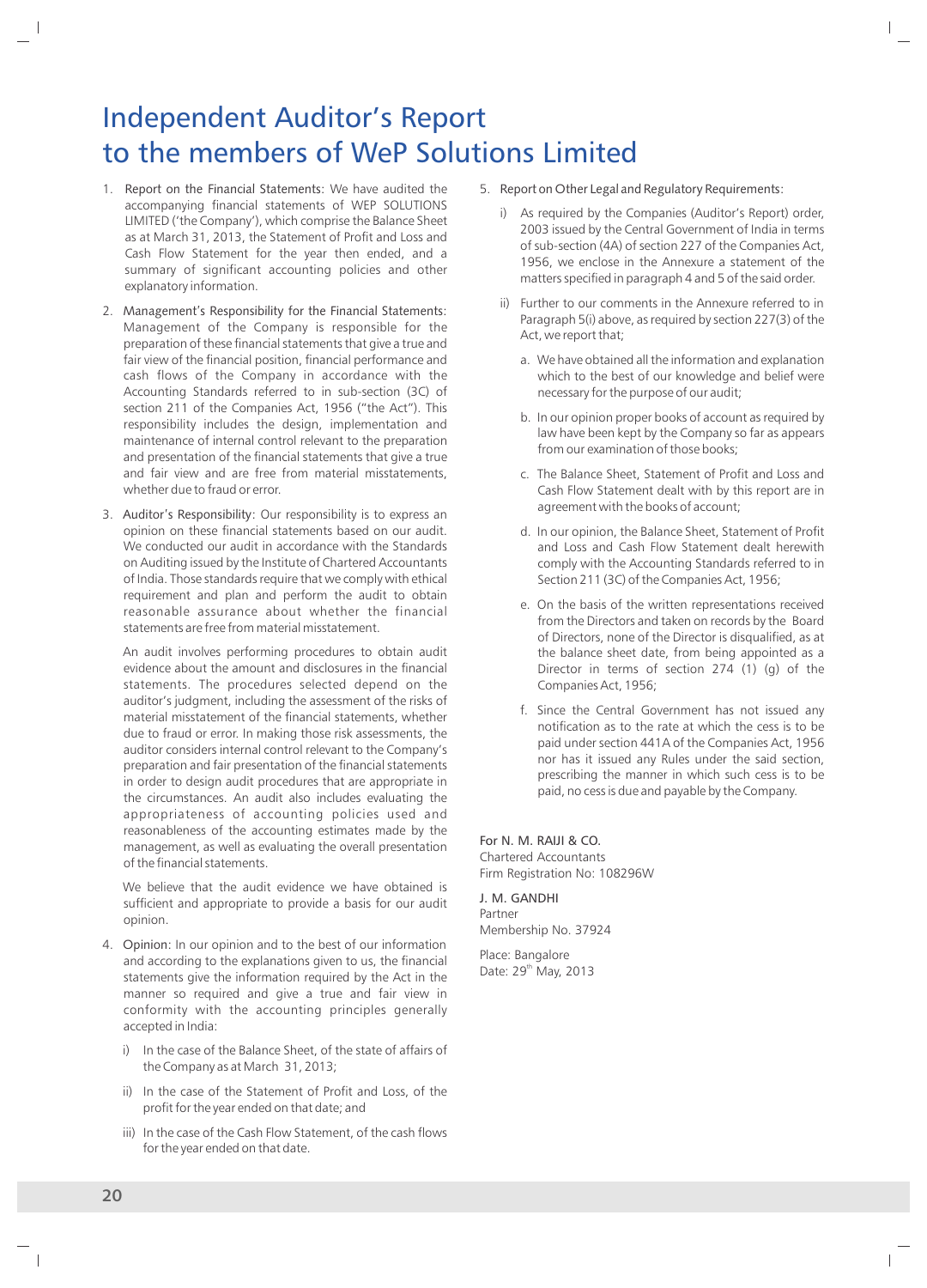# Independent Auditor's Report to the members of WeP Solutions Limited

1. Report on the Financial Statements: We have audited the accompanying financial statements of WEP SOLUTIONS LIMITED ('the Company'), which comprise the Balance Sheet as at March 31, 2013, the Statement of Profit and Loss and Cash Flow Statement for the year then ended, and a summary of significant accounting policies and other explanatory information.

2. Management's Responsibility for the Financial Statements: Management of the Company is responsible for the preparation of these financial statements that give a true and fair view of the financial position, financial performance and cash flows of the Company in accordance with the Accounting Standards referred to in sub-section (3C) of section 211 of the Companies Act, 1956 ("the Act"). This responsibility includes the design, implementation and maintenance of internal control relevant to the preparation and presentation of the financial statements that give a true and fair view and are free from material misstatements, whether due to fraud or error.

3. Auditor's Responsibility: Our responsibility is to express an opinion on these financial statements based on our audit. We conducted our audit in accordance with the Standards on Auditing issued by the Institute of Chartered Accountants of India. Those standards require that we comply with ethical requirement and plan and perform the audit to obtain reasonable assurance about whether the financial statements are free from material misstatement.

   An audit involves performing procedures to obtain audit evidence about the amount and disclosures in the financial statements. The procedures selected depend on the auditor's judgment, including the assessment of the risks of material misstatement of the financial statements, whether due to fraud or error. In making those risk assessments, the auditor considers internal control relevant to the Company's preparation and fair presentation of the financial statements in order to design audit procedures that are appropriate in the circumstances. An audit also includes evaluating the appropriateness of accounting policies used and reasonableness of the accounting estimates made by the management, as well as evaluating the overall presentation of the financial statements.

   We believe that the audit evidence we have obtained is sufficient and appropriate to provide a basis for our audit opinion.

4. Opinion: In our opinion and to the best of our information and according to the explanations given to us, the financial statements give the information required by the Act in the manner so required and give a true and fair view in conformity with the accounting principles generally accepted in India:

   i) In the case of the Balance Sheet, of the state of affairs of the Company as at March 31, 2013;

   ii) In the case of the Statement of Profit and Loss, of the profit for the year ended on that date; and

   iii) In the case of the Cash Flow Statement, of the cash flows for the year ended on that date.

5. Report on Other Legal and Regulatory Requirements:

   i) As required by the Companies (Auditor's Report) order, 2003 issued by the Central Government of India in terms of sub-section (4A) of section 227 of the Companies Act, 1956, we enclose in the Annexure a statement of the matters specified in paragraph 4 and 5 of the said order.

   ii) Further to our comments in the Annexure referred to in Paragraph 5(i) above, as required by section 227(3) of the Act, we report that;

      a. We have obtained all the information and explanation which to the best of our knowledge and belief were necessary for the purpose of our audit;

      b. In our opinion proper books of account as required by law have been kept by the Company so far as appears from our examination of those books;

      c. The Balance Sheet, Statement of Profit and Loss and Cash Flow Statement dealt with by this report are in agreement with the books of account;

      d. In our opinion, the Balance Sheet, Statement of Profit and Loss and Cash Flow Statement dealt herewith comply with the Accounting Standards referred to in Section 211 (3C) of the Companies Act, 1956;

      e. On the basis of the written representations received from the Directors and taken on records by the Board of Directors, none of the Director is disqualified, as at the balance sheet date, from being appointed as a Director in terms of section 274 (1) (g) of the Companies Act, 1956;

      f. Since the Central Government has not issued any notification as to the rate at which the cess is to be paid under section 441A of the Companies Act, 1956 nor has it issued any Rules under the said section, prescribing the manner in which such cess is to be paid, no cess is due and payable by the Company.

For N. M. RAIJI & CO.
Chartered Accountants
Firm Registration No: 108296W

J. M. GANDHI
Partner
Membership No. 37924

Place: Bangalore
Date: 29th May, 2013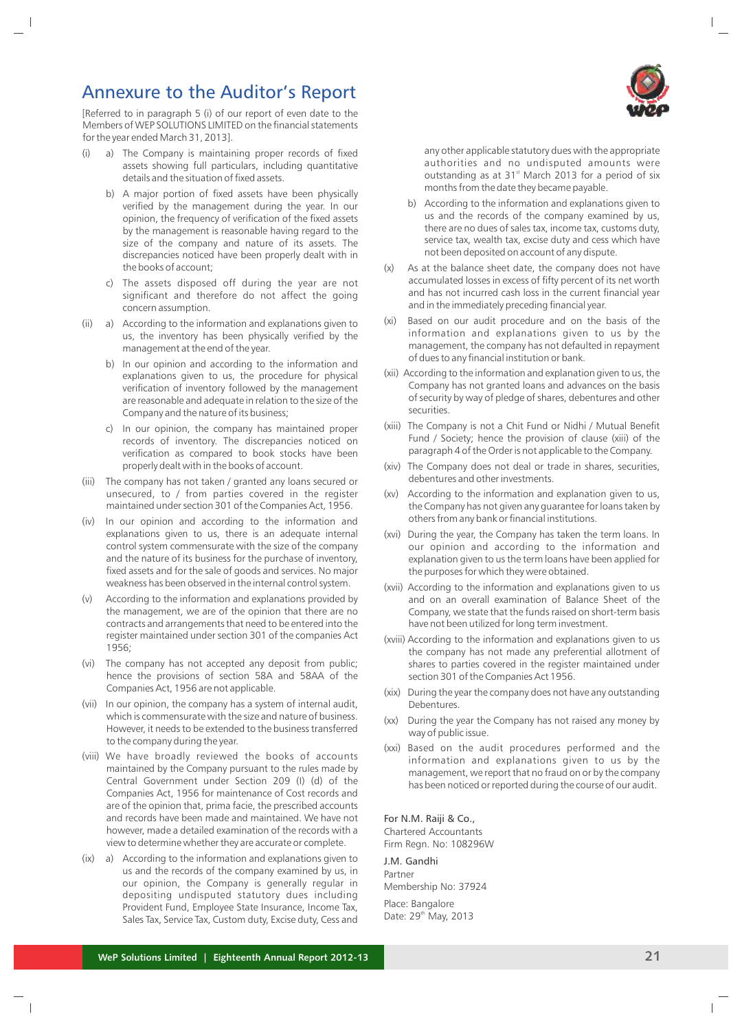# Annexure to the Auditor's Report

[Referred to in paragraph 5 (i) of our report of even date to the Members of WEP SOLUTIONS LIMITED on the financial statements for the year ended March 31, 2013].

(i) a) The Company is maintaining proper records of fixed assets showing full particulars, including quantitative details and the situation of fixed assets.

b) A major portion of fixed assets have been physically verified by the management during the year. In our opinion, the frequency of verification of the fixed assets by the management is reasonable having regard to the size of the company and nature of its assets. The discrepancies noticed have been properly dealt with in the books of account;

c) The assets disposed off during the year are not significant and therefore do not affect the going concern assumption.

(ii) a) According to the information and explanations given to us, the inventory has been physically verified by the management at the end of the year.

b) In our opinion and according to the information and explanations given to us, the procedure for physical verification of inventory followed by the management are reasonable and adequate in relation to the size of the Company and the nature of its business;

c) In our opinion, the company has maintained proper records of inventory. The discrepancies noticed on verification as compared to book stocks have been properly dealt with in the books of account.

(iii) The company has not taken / granted any loans secured or unsecured, to / from parties covered in the register maintained under section 301 of the Companies Act, 1956.

(iv) In our opinion and according to the information and explanations given to us, there is an adequate internal control system commensurate with the size of the company and the nature of its business for the purchase of inventory, fixed assets and for the sale of goods and services. No major weakness has been observed in the internal control system.

(v) According to the information and explanations provided by the management, we are of the opinion that there are no contracts and arrangements that need to be entered into the register maintained under section 301 of the companies Act 1956;

(vi) The company has not accepted any deposit from public; hence the provisions of section 58A and 58AA of the Companies Act, 1956 are not applicable.

(vii) In our opinion, the company has a system of internal audit, which is commensurate with the size and nature of business. However, it needs to be extended to the business transferred to the company during the year.

(viii) We have broadly reviewed the books of accounts maintained by the Company pursuant to the rules made by Central Government under Section 209 (I) (d) of the Companies Act, 1956 for maintenance of Cost records and are of the opinion that, prima facie, the prescribed accounts and records have been made and maintained. We have not however, made a detailed examination of the records with a view to determine whether they are accurate or complete.

(ix) a) According to the information and explanations given to us and the records of the company examined by us, in our opinion, the Company is generally regular in depositing undisputed statutory dues including Provident Fund, Employee State Insurance, Income Tax, Sales Tax, Service Tax, Custom duty, Excise duty, Cess and any other applicable statutory dues with the appropriate authorities and no undisputed amounts were outstanding as at 31st March 2013 for a period of six months from the date they became payable.

b) According to the information and explanations given to us and the records of the company examined by us, there are no dues of sales tax, income tax, customs duty, service tax, wealth tax, excise duty and cess which have not been deposited on account of any dispute.

(x) As at the balance sheet date, the company does not have accumulated losses in excess of fifty percent of its net worth and has not incurred cash loss in the current financial year and in the immediately preceding financial year.

(xi) Based on our audit procedure and on the basis of the information and explanations given to us by the management, the company has not defaulted in repayment of dues to any financial institution or bank.

(xii) According to the information and explanation given to us, the Company has not granted loans and advances on the basis of security by way of pledge of shares, debentures and other securities.

(xiii) The Company is not a Chit Fund or Nidhi / Mutual Benefit Fund / Society; hence the provision of clause (xiii) of the paragraph 4 of the Order is not applicable to the Company.

(xiv) The Company does not deal or trade in shares, securities, debentures and other investments.

(xv) According to the information and explanation given to us, the Company has not given any guarantee for loans taken by others from any bank or financial institutions.

(xvi) During the year, the Company has taken the term loans. In our opinion and according to the information and explanation given to us the term loans have been applied for the purposes for which they were obtained.

(xvii) According to the information and explanations given to us and on an overall examination of Balance Sheet of the Company, we state that the funds raised on short-term basis have not been utilized for long term investment.

(xviii) According to the information and explanations given to us the company has not made any preferential allotment of shares to parties covered in the register maintained under section 301 of the Companies Act 1956.

(xix) During the year the company does not have any outstanding Debentures.

(xx) During the year the Company has not raised any money by way of public issue.

(xxi) Based on the audit procedures performed and the information and explanations given to us by the management, we report that no fraud on or by the company has been noticed or reported during the course of our audit.

For N.M. Raiji & Co.,
Chartered Accountants
Firm Regn. No: 108296W

J.M. Gandhi
Partner
Membership No: 37924

Place: Bangalore
Date: 29th May, 2013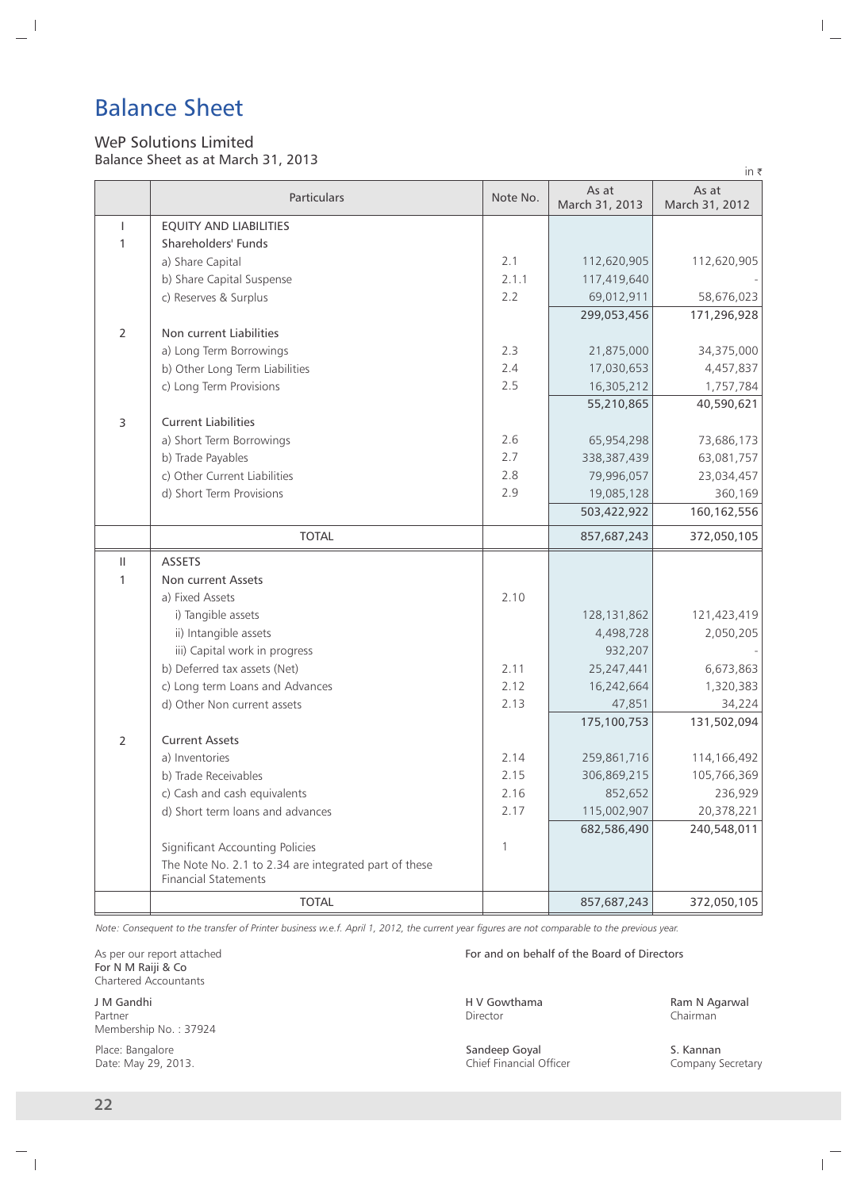# Balance Sheet

## WeP Solutions Limited

Balance Sheet as at March 31, 2013

in ₹

| | Particulars | Note No. | As at March 31, 2013 | As at March 31, 2012 |
|---|---|---|---|---|
| I | EQUITY AND LIABILITIES | | | |
| 1 | Shareholders' Funds | | | |
| | a) Share Capital | 2.1 | 112,620,905 | 112,620,905 |
| | b) Share Capital Suspense | 2.1.1 | 117,419,640 | - |
| | c) Reserves & Surplus | 2.2 | 69,012,911 | 58,676,023 |
| | | | 299,053,456 | 171,296,928 |
| 2 | Non current Liabilities | | | |
| | a) Long Term Borrowings | 2.3 | 21,875,000 | 34,375,000 |
| | b) Other Long Term Liabilities | 2.4 | 17,030,653 | 4,457,837 |
| | c) Long Term Provisions | 2.5 | 16,305,212 | 1,757,784 |
| | | | 55,210,865 | 40,590,621 |
| 3 | Current Liabilities | | | |
| | a) Short Term Borrowings | 2.6 | 65,954,298 | 73,686,173 |
| | b) Trade Payables | 2.7 | 338,387,439 | 63,081,757 |
| | c) Other Current Liabilities | 2.8 | 79,996,057 | 23,034,457 |
| | d) Short Term Provisions | 2.9 | 19,085,128 | 360,169 |
| | | | 503,422,922 | 160,162,556 |
| | TOTAL | | 857,687,243 | 372,050,105 |
| II | ASSETS | | | |
| 1 | Non current Assets | | | |
| | a) Fixed Assets | 2.10 | | |
| | i) Tangible assets | | 128,131,862 | 121,423,419 |
| | ii) Intangible assets | | 4,498,728 | 2,050,205 |
| | iii) Capital work in progress | | 932,207 | - |
| | b) Deferred tax assets (Net) | 2.11 | 25,247,441 | 6,673,863 |
| | c) Long term Loans and Advances | 2.12 | 16,242,664 | 1,320,383 |
| | d) Other Non current assets | 2.13 | 47,851 | 34,224 |
| | | | 175,100,753 | 131,502,094 |
| 2 | Current Assets | | | |
| | a) Inventories | 2.14 | 259,861,716 | 114,166,492 |
| | b) Trade Receivables | 2.15 | 306,869,215 | 105,766,369 |
| | c) Cash and cash equivalents | 2.16 | 852,652 | 236,929 |
| | d) Short term loans and advances | 2.17 | 115,002,907 | 20,378,221 |
| | | | 682,586,490 | 240,548,011 |
| | Significant Accounting Policies | 1 | | |
| | The Note No. 2.1 to 2.34 are integrated part of these Financial Statements | | | |
| | TOTAL | | 857,687,243 | 372,050,105 |

*Note: Consequent to the transfer of Printer business w.e.f. April 1, 2012, the current year figures are not comparable to the previous year.*

As per our report attached
For N M Raiji & Co
Chartered Accountants

J M Gandhi
Partner
Membership No. : 37924

Place: Bangalore
Date: May 29, 2013.

For and on behalf of the Board of Directors

H V Gowthama
Director

Ram N Agarwal
Chairman

Sandeep Goyal
Chief Financial Officer

S. Kannan
Company Secretary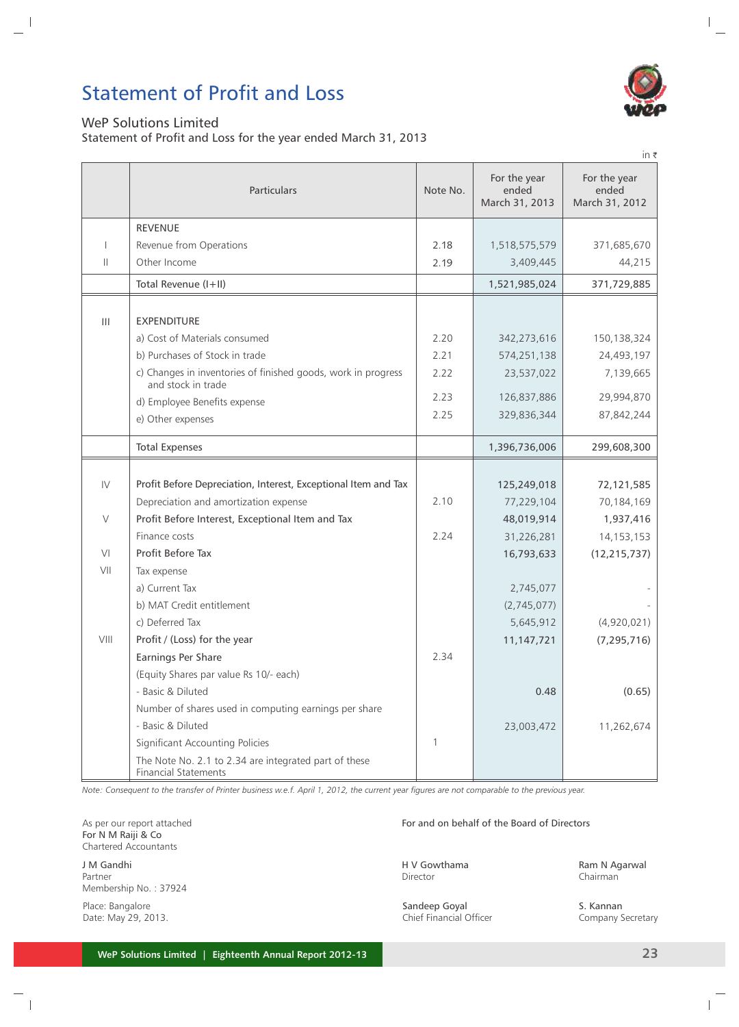# Statement of Profit and Loss

WeP Solutions Limited

Statement of Profit and Loss for the year ended March 31, 2013

in ₹

| | Particulars | Note No. | For the year ended March 31, 2013 | For the year ended March 31, 2012 |
|---|---|---|---|---|
| | REVENUE | | | |
| I | Revenue from Operations | 2.18 | 1,518,575,579 | 371,685,670 |
| II | Other Income | 2.19 | 3,409,445 | 44,215 |
| | Total Revenue (I+II) | | 1,521,985,024 | 371,729,885 |
| III | EXPENDITURE | | | |
| | a) Cost of Materials consumed | 2.20 | 342,273,616 | 150,138,324 |
| | b) Purchases of Stock in trade | 2.21 | 574,251,138 | 24,493,197 |
| | c) Changes in inventories of finished goods, work in progress and stock in trade | 2.22 | 23,537,022 | 7,139,665 |
| | d) Employee Benefits expense | 2.23 | 126,837,886 | 29,994,870 |
| | e) Other expenses | 2.25 | 329,836,344 | 87,842,244 |
| | Total Expenses | | 1,396,736,006 | 299,608,300 |
| IV | Profit Before Depreciation, Interest, Exceptional Item and Tax | | 125,249,018 | 72,121,585 |
| | Depreciation and amortization expense | 2.10 | 77,229,104 | 70,184,169 |
| V | Profit Before Interest, Exceptional Item and Tax | | 48,019,914 | 1,937,416 |
| | Finance costs | 2.24 | 31,226,281 | 14,153,153 |
| VI | Profit Before Tax | | 16,793,633 | (12,215,737) |
| VII | Tax expense | | | |
| | a) Current Tax | | 2,745,077 | - |
| | b) MAT Credit entitlement | | (2,745,077) | - |
| | c) Deferred Tax | | 5,645,912 | (4,920,021) |
| VIII | Profit / (Loss) for the year | | 11,147,721 | (7,295,716) |
| | Earnings Per Share | 2.34 | | |
| | (Equity Shares par value Rs 10/- each) | | | |
| | - Basic & Diluted | | 0.48 | (0.65) |
| | Number of shares used in computing earnings per share | | | |
| | - Basic & Diluted | | 23,003,472 | 11,262,674 |
| | Significant Accounting Policies | 1 | | |
| | The Note No. 2.1 to 2.34 are integrated part of these Financial Statements | | | |

*Note: Consequent to the transfer of Printer business w.e.f. April 1, 2012, the current year figures are not comparable to the previous year.*

As per our report attached
For N M Raiji & Co
Chartered Accountants

J M Gandhi
Partner
Membership No. : 37924

Place: Bangalore
Date: May 29, 2013.

For and on behalf of the Board of Directors

H V Gowthama
Director

Ram N Agarwal
Chairman

Sandeep Goyal
Chief Financial Officer

S. Kannan
Company Secretary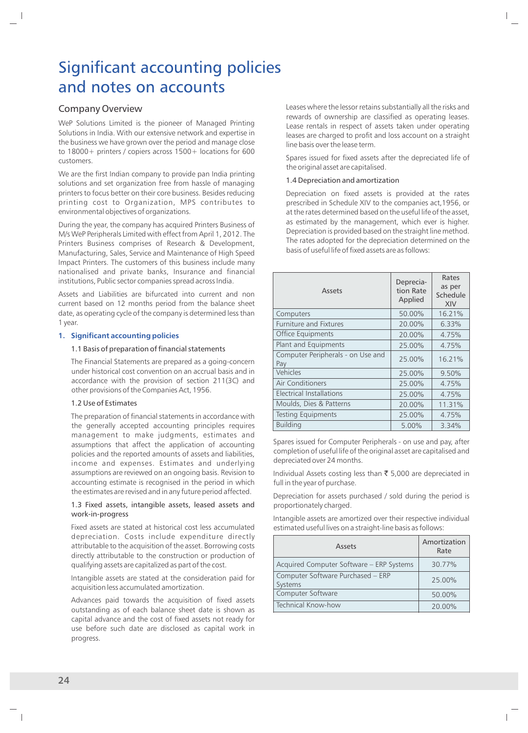# Significant accounting policies and notes on accounts

## Company Overview

WeP Solutions Limited is the pioneer of Managed Printing Solutions in India. With our extensive network and expertise in the business we have grown over the period and manage close to 18000+ printers / copiers across 1500+ locations for 600 customers.

We are the first Indian company to provide pan India printing solutions and set organization free from hassle of managing printers to focus better on their core business. Besides reducing printing cost to Organization, MPS contributes to environmental objectives of organizations.

During the year, the company has acquired Printers Business of M/s WeP Peripherals Limited with effect from April 1, 2012. The Printers Business comprises of Research & Development, Manufacturing, Sales, Service and Maintenance of High Speed Impact Printers. The customers of this business include many nationalised and private banks, Insurance and financial institutions, Public sector companies spread across India.

Assets and Liabilities are bifurcated into current and non current based on 12 months period from the balance sheet date, as operating cycle of the company is determined less than 1 year.

### 1. Significant accounting policies

#### 1.1 Basis of preparation of financial statements

The Financial Statements are prepared as a going-concern under historical cost convention on an accrual basis and in accordance with the provision of section 211(3C) and other provisions of the Companies Act, 1956.

#### 1.2 Use of Estimates

The preparation of financial statements in accordance with the generally accepted accounting principles requires management to make judgments, estimates and assumptions that affect the application of accounting policies and the reported amounts of assets and liabilities, income and expenses. Estimates and underlying assumptions are reviewed on an ongoing basis. Revision to accounting estimate is recognised in the period in which the estimates are revised and in any future period affected.

#### 1.3 Fixed assets, intangible assets, leased assets and work-in-progress

Fixed assets are stated at historical cost less accumulated depreciation. Costs include expenditure directly attributable to the acquisition of the asset. Borrowing costs directly attributable to the construction or production of qualifying assets are capitalized as part of the cost.

Intangible assets are stated at the consideration paid for acquisition less accumulated amortization.

Advances paid towards the acquisition of fixed assets outstanding as of each balance sheet date is shown as capital advance and the cost of fixed assets not ready for use before such date are disclosed as capital work in progress.

Leases where the lessor retains substantially all the risks and rewards of ownership are classified as operating leases. Lease rentals in respect of assets taken under operating leases are charged to profit and loss account on a straight line basis over the lease term.

Spares issued for fixed assets after the depreciated life of the original asset are capitalised.

#### 1.4 Depreciation and amortization

Depreciation on fixed assets is provided at the rates prescribed in Schedule XIV to the companies act,1956, or at the rates determined based on the useful life of the asset, as estimated by the management, which ever is higher. Depreciation is provided based on the straight line method. The rates adopted for the depreciation determined on the basis of useful life of fixed assets are as follows:

| Assets | Depreciation Rate Applied | Rates as per Schedule XIV |
|---|---|---|
| Computers | 50.00% | 16.21% |
| Furniture and Fixtures | 20.00% | 6.33% |
| Office Equipments | 20.00% | 4.75% |
| Plant and Equipments | 25.00% | 4.75% |
| Computer Peripherals - on Use and Pay | 25.00% | 16.21% |
| Vehicles | 25.00% | 9.50% |
| Air Conditioners | 25.00% | 4.75% |
| Electrical Installations | 25.00% | 4.75% |
| Moulds, Dies & Patterns | 20.00% | 11.31% |
| Testing Equipments | 25.00% | 4.75% |
| Building | 5.00% | 3.34% |

Spares issued for Computer Peripherals - on use and pay, after completion of useful life of the original asset are capitalised and depreciated over 24 months.

Individual Assets costing less than ₹ 5,000 are depreciated in full in the year of purchase.

Depreciation for assets purchased / sold during the period is proportionately charged.

Intangible assets are amortized over their respective individual estimated useful lives on a straight-line basis as follows:

| Assets | Amortization Rate |
|---|---|
| Acquired Computer Software – ERP Systems | 30.77% |
| Computer Software Purchased – ERP Systems | 25.00% |
| Computer Software | 50.00% |
| Technical Know-how | 20.00% |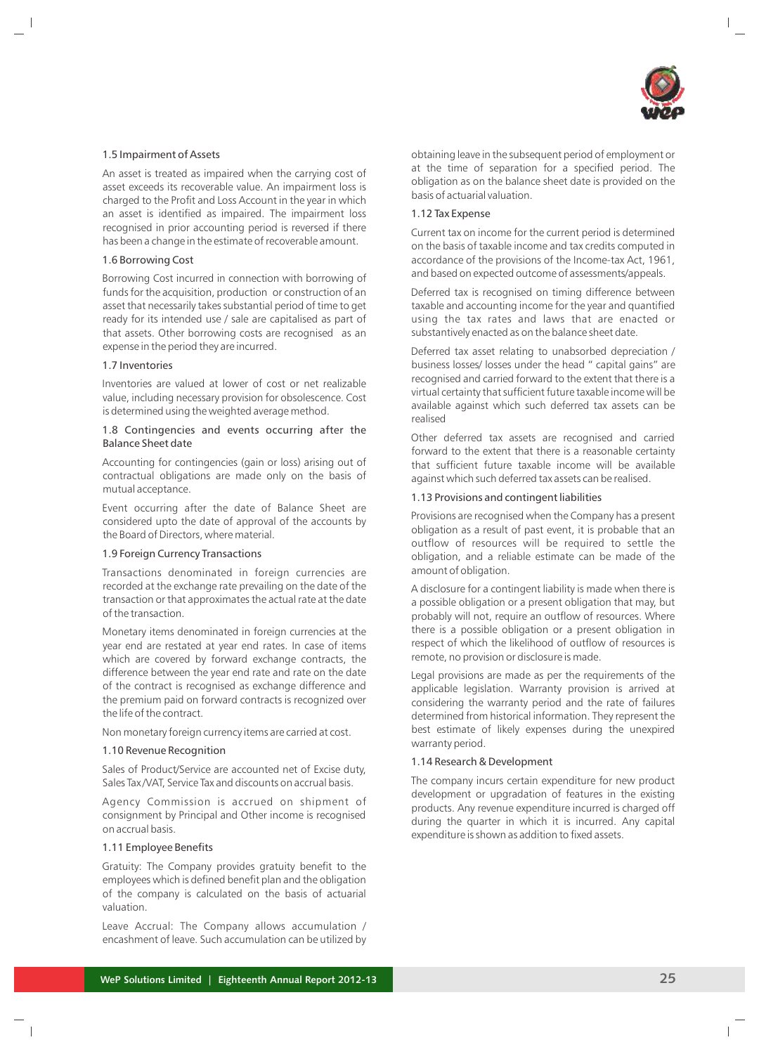### 1.5 Impairment of Assets

An asset is treated as impaired when the carrying cost of asset exceeds its recoverable value. An impairment loss is charged to the Profit and Loss Account in the year in which an asset is identified as impaired. The impairment loss recognised in prior accounting period is reversed if there has been a change in the estimate of recoverable amount.

### 1.6 Borrowing Cost

Borrowing Cost incurred in connection with borrowing of funds for the acquisition, production or construction of an asset that necessarily takes substantial period of time to get ready for its intended use / sale are capitalised as part of that assets. Other borrowing costs are recognised as an expense in the period they are incurred.

### 1.7 Inventories

Inventories are valued at lower of cost or net realizable value, including necessary provision for obsolescence. Cost is determined using the weighted average method.

### 1.8 Contingencies and events occurring after the Balance Sheet date

Accounting for contingencies (gain or loss) arising out of contractual obligations are made only on the basis of mutual acceptance.

Event occurring after the date of Balance Sheet are considered upto the date of approval of the accounts by the Board of Directors, where material.

### 1.9 Foreign Currency Transactions

Transactions denominated in foreign currencies are recorded at the exchange rate prevailing on the date of the transaction or that approximates the actual rate at the date of the transaction.

Monetary items denominated in foreign currencies at the year end are restated at year end rates. In case of items which are covered by forward exchange contracts, the difference between the year end rate and rate on the date of the contract is recognised as exchange difference and the premium paid on forward contracts is recognized over the life of the contract.

Non monetary foreign currency items are carried at cost.

### 1.10 Revenue Recognition

Sales of Product/Service are accounted net of Excise duty, Sales Tax /VAT, Service Tax and discounts on accrual basis.

Agency Commission is accrued on shipment of consignment by Principal and Other income is recognised on accrual basis.

### 1.11 Employee Benefits

Gratuity: The Company provides gratuity benefit to the employees which is defined benefit plan and the obligation of the company is calculated on the basis of actuarial valuation.

Leave Accrual: The Company allows accumulation / encashment of leave. Such accumulation can be utilized by obtaining leave in the subsequent period of employment or at the time of separation for a specified period. The obligation as on the balance sheet date is provided on the basis of actuarial valuation.

### 1.12 Tax Expense

Current tax on income for the current period is determined on the basis of taxable income and tax credits computed in accordance of the provisions of the Income-tax Act, 1961, and based on expected outcome of assessments/appeals.

Deferred tax is recognised on timing difference between taxable and accounting income for the year and quantified using the tax rates and laws that are enacted or substantively enacted as on the balance sheet date.

Deferred tax asset relating to unabsorbed depreciation / business losses/ losses under the head " capital gains" are recognised and carried forward to the extent that there is a virtual certainty that sufficient future taxable income will be available against which such deferred tax assets can be realised

Other deferred tax assets are recognised and carried forward to the extent that there is a reasonable certainty that sufficient future taxable income will be available against which such deferred tax assets can be realised.

### 1.13 Provisions and contingent liabilities

Provisions are recognised when the Company has a present obligation as a result of past event, it is probable that an outflow of resources will be required to settle the obligation, and a reliable estimate can be made of the amount of obligation.

A disclosure for a contingent liability is made when there is a possible obligation or a present obligation that may, but probably will not, require an outflow of resources. Where there is a possible obligation or a present obligation in respect of which the likelihood of outflow of resources is remote, no provision or disclosure is made.

Legal provisions are made as per the requirements of the applicable legislation. Warranty provision is arrived at considering the warranty period and the rate of failures determined from historical information. They represent the best estimate of likely expenses during the unexpired warranty period.

### 1.14 Research & Development

The company incurs certain expenditure for new product development or upgradation of features in the existing products. Any revenue expenditure incurred is charged off during the quarter in which it is incurred. Any capital expenditure is shown as addition to fixed assets.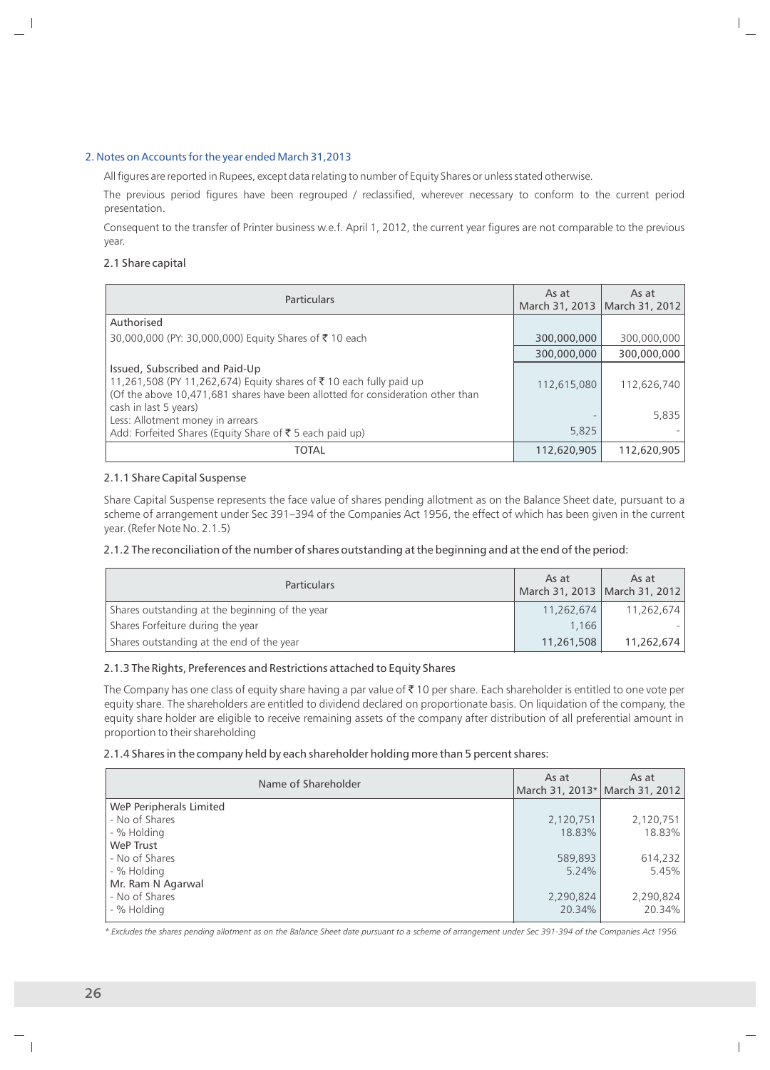## 2. Notes on Accounts for the year ended March 31,2013

All figures are reported in Rupees, except data relating to number of Equity Shares or unless stated otherwise.

The previous period figures have been regrouped / reclassified, wherever necessary to conform to the current period presentation.

Consequent to the transfer of Printer business w.e.f. April 1, 2012, the current year figures are not comparable to the previous year.

### 2.1 Share capital

| Particulars | As at March 31, 2013 | As at March 31, 2012 |
|---|---|---|
| Authorised | | |
| 30,000,000 (PY: 30,000,000) Equity Shares of ₹ 10 each | 300,000,000 | 300,000,000 |
| | 300,000,000 | 300,000,000 |
| Issued, Subscribed and Paid-Up<br>11,261,508 (PY 11,262,674) Equity shares of ₹ 10 each fully paid up<br>(Of the above 10,471,681 shares have been allotted for consideration other than cash in last 5 years) | 112,615,080 | 112,626,740 |
| Less: Allotment money in arrears | - | 5,835 |
| Add: Forfeited Shares (Equity Share of ₹ 5 each paid up) | 5,825 | - |
| TOTAL | 112,620,905 | 112,620,905 |

### 2.1.1 Share Capital Suspense

Share Capital Suspense represents the face value of shares pending allotment as on the Balance Sheet date, pursuant to a scheme of arrangement under Sec 391–394 of the Companies Act 1956, the effect of which has been given in the current year. (Refer Note No. 2.1.5)

### 2.1.2 The reconciliation of the number of shares outstanding at the beginning and at the end of the period:

| Particulars | As at March 31, 2013 | As at March 31, 2012 |
|---|---|---|
| Shares outstanding at the beginning of the year | 11,262,674 | 11,262,674 |
| Shares Forfeiture during the year | 1,166 | - |
| Shares outstanding at the end of the year | 11,261,508 | 11,262,674 |

### 2.1.3 The Rights, Preferences and Restrictions attached to Equity Shares

The Company has one class of equity share having a par value of ₹ 10 per share. Each shareholder is entitled to one vote per equity share. The shareholders are entitled to dividend declared on proportionate basis. On liquidation of the company, the equity share holder are eligible to receive remaining assets of the company after distribution of all preferential amount in proportion to their shareholding

### 2.1.4 Shares in the company held by each shareholder holding more than 5 percent shares:

| Name of Shareholder | As at March 31, 2013* | As at March 31, 2012 |
|---|---|---|
| WeP Peripherals Limited | | |
| - No of Shares | 2,120,751 | 2,120,751 |
| - % Holding | 18.83% | 18.83% |
| WeP Trust | | |
| - No of Shares | 589,893 | 614,232 |
| - % Holding | 5.24% | 5.45% |
| Mr. Ram N Agarwal | | |
| - No of Shares | 2,290,824 | 2,290,824 |
| - % Holding | 20.34% | 20.34% |

*\* Excludes the shares pending allotment as on the Balance Sheet date pursuant to a scheme of arrangement under Sec 391-394 of the Companies Act 1956.*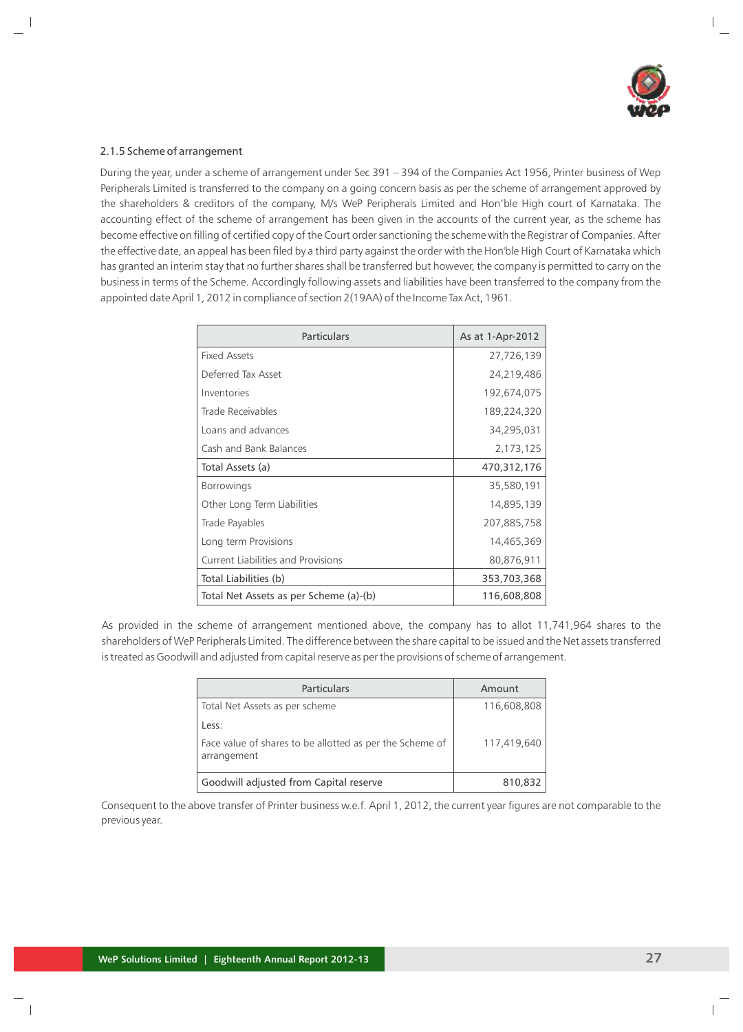### 2.1.5 Scheme of arrangement

During the year, under a scheme of arrangement under Sec 391 – 394 of the Companies Act 1956, Printer business of Wep Peripherals Limited is transferred to the company on a going concern basis as per the scheme of arrangement approved by the shareholders & creditors of the company, M/s WeP Peripherals Limited and Hon'ble High court of Karnataka. The accounting effect of the scheme of arrangement has been given in the accounts of the current year, as the scheme has become effective on filling of certified copy of the Court order sanctioning the scheme with the Registrar of Companies. After the effective date, an appeal has been filed by a third party against the order with the Hon'ble High Court of Karnataka which has granted an interim stay that no further shares shall be transferred but however, the company is permitted to carry on the business in terms of the Scheme. Accordingly following assets and liabilities have been transferred to the company from the appointed date April 1, 2012 in compliance of section 2(19AA) of the Income Tax Act, 1961.

| Particulars | As at 1-Apr-2012 |
|---|---|
| Fixed Assets | 27,726,139 |
| Deferred Tax Asset | 24,219,486 |
| Inventories | 192,674,075 |
| Trade Receivables | 189,224,320 |
| Loans and advances | 34,295,031 |
| Cash and Bank Balances | 2,173,125 |
| Total Assets (a) | 470,312,176 |
| Borrowings | 35,580,191 |
| Other Long Term Liabilities | 14,895,139 |
| Trade Payables | 207,885,758 |
| Long term Provisions | 14,465,369 |
| Current Liabilities and Provisions | 80,876,911 |
| Total Liabilities (b) | 353,703,368 |
| Total Net Assets as per Scheme (a)-(b) | 116,608,808 |

As provided in the scheme of arrangement mentioned above, the company has to allot 11,741,964 shares to the shareholders of WeP Peripherals Limited. The difference between the share capital to be issued and the Net assets transferred is treated as Goodwill and adjusted from capital reserve as per the provisions of scheme of arrangement.

| Particulars | Amount |
|---|---|
| Total Net Assets as per scheme | 116,608,808 |
| Less: | |
| Face value of shares to be allotted as per the Scheme of arrangement | 117,419,640 |
| Goodwill adjusted from Capital reserve | 810,832 |

Consequent to the above transfer of Printer business w.e.f. April 1, 2012, the current year figures are not comparable to the previous year.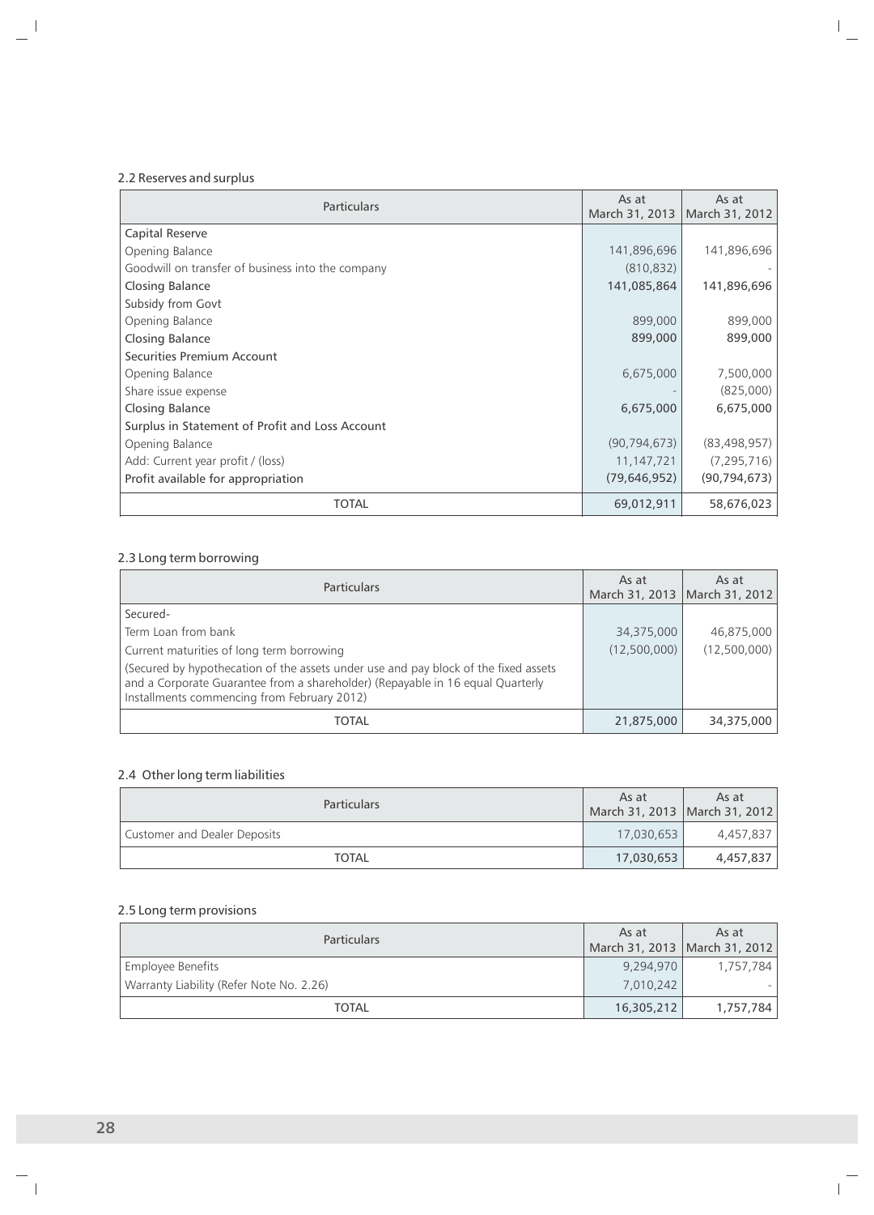### 2.2 Reserves and surplus

| Particulars | As at March 31, 2013 | As at March 31, 2012 |
|---|---|---|
| **Capital Reserve** | | |
| Opening Balance | 141,896,696 | 141,896,696 |
| Goodwill on transfer of business into the company | (810,832) | - |
| **Closing Balance** | **141,085,864** | **141,896,696** |
| **Subsidy from Govt** | | |
| Opening Balance | 899,000 | 899,000 |
| **Closing Balance** | **899,000** | **899,000** |
| **Securities Premium Account** | | |
| Opening Balance | 6,675,000 | 7,500,000 |
| Share issue expense | - | (825,000) |
| **Closing Balance** | **6,675,000** | **6,675,000** |
| **Surplus in Statement of Profit and Loss Account** | | |
| Opening Balance | (90,794,673) | (83,498,957) |
| Add: Current year profit / (loss) | 11,147,721 | (7,295,716) |
| **Profit available for appropriation** | **(79,646,952)** | **(90,794,673)** |
| **TOTAL** | **69,012,911** | **58,676,023** |

### 2.3 Long term borrowing

| Particulars | As at March 31, 2013 | As at March 31, 2012 |
|---|---|---|
| Secured- | | |
| Term Loan from bank | 34,375,000 | 46,875,000 |
| Current maturities of long term borrowing | (12,500,000) | (12,500,000) |
| (Secured by hypothecation of the assets under use and pay block of the fixed assets and a Corporate Guarantee from a shareholder) (Repayable in 16 equal Quarterly Installments commencing from February 2012) | | |
| **TOTAL** | **21,875,000** | **34,375,000** |

### 2.4 Other long term liabilities

| Particulars | As at March 31, 2013 | As at March 31, 2012 |
|---|---|---|
| Customer and Dealer Deposits | 17,030,653 | 4,457,837 |
| **TOTAL** | **17,030,653** | **4,457,837** |

### 2.5 Long term provisions

| Particulars | As at March 31, 2013 | As at March 31, 2012 |
|---|---|---|
| Employee Benefits | 9,294,970 | 1,757,784 |
| Warranty Liability (Refer Note No. 2.26) | 7,010,242 | - |
| **TOTAL** | **16,305,212** | **1,757,784** |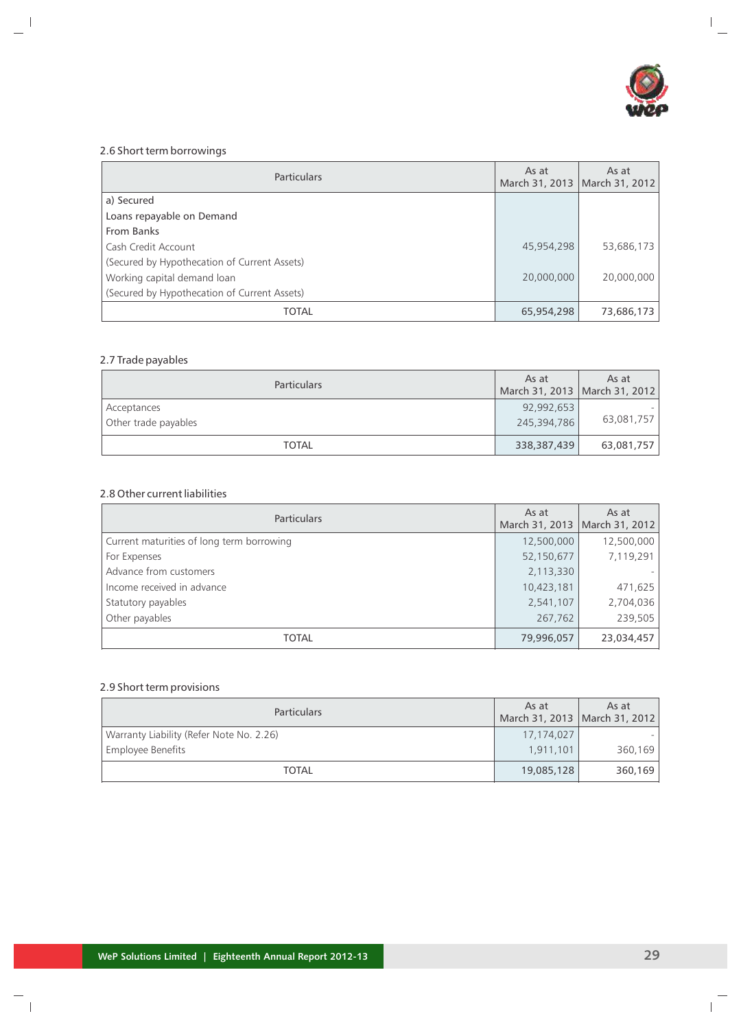### 2.6 Short term borrowings

| Particulars | As at March 31, 2013 | As at March 31, 2012 |
|---|---|---|
| a) Secured | | |
| Loans repayable on Demand | | |
| From Banks | | |
| Cash Credit Account | 45,954,298 | 53,686,173 |
| (Secured by Hypothecation of Current Assets) | | |
| Working capital demand loan | 20,000,000 | 20,000,000 |
| (Secured by Hypothecation of Current Assets) | | |
| TOTAL | 65,954,298 | 73,686,173 |

### 2.7 Trade payables

| Particulars | As at March 31, 2013 | As at March 31, 2012 |
|---|---|---|
| Acceptances | 92,992,653 | - |
| Other trade payables | 245,394,786 | 63,081,757 |
| TOTAL | 338,387,439 | 63,081,757 |

### 2.8 Other current liabilities

| Particulars | As at March 31, 2013 | As at March 31, 2012 |
|---|---|---|
| Current maturities of long term borrowing | 12,500,000 | 12,500,000 |
| For Expenses | 52,150,677 | 7,119,291 |
| Advance from customers | 2,113,330 | - |
| Income received in advance | 10,423,181 | 471,625 |
| Statutory payables | 2,541,107 | 2,704,036 |
| Other payables | 267,762 | 239,505 |
| TOTAL | 79,996,057 | 23,034,457 |

### 2.9 Short term provisions

| Particulars | As at March 31, 2013 | As at March 31, 2012 |
|---|---|---|
| Warranty Liability (Refer Note No. 2.26) | 17,174,027 | - |
| Employee Benefits | 1,911,101 | 360,169 |
| TOTAL | 19,085,128 | 360,169 |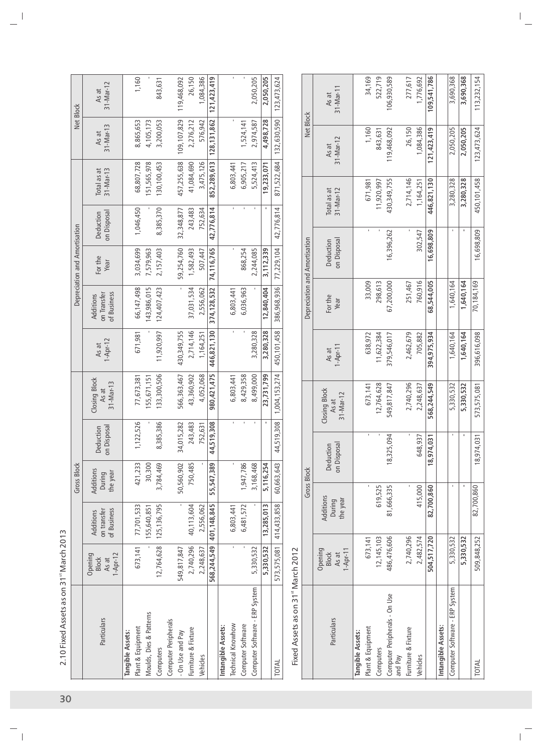## 2.10 Fixed Assets as on 31st March 2013

| Particulars | Gross Block | | | | | Depreciation and Amortisation | | | | | Net Block | |
|---|---|---|---|---|---|---|---|---|---|---|---|---|
| | Opening Block As at 1-Apr-12 | Additions on transfer of Business | Additions During the year | Deduction on Disposal | Closing Block As at 31-Mar-13 | As at 1-Apr-12 | Additions on Transfer of Business | For the Year | Deduction on Disposal | Total as at 31-Mar-13 | As at 31-Mar-13 | As at 31-Mar-12 |
| **Tangible Assets:** | | | | | | | | | | | | |
| Plant & Equipment | 673,141 | 77,701,533 | 421,233 | 1,122,526 | 77,673,381 | 671,981 | 66,147,498 | 3,034,699 | 1,046,450 | 68,807,728 | 8,865,653 | 1,160 |
| Moulds, Dies & Patterns | - | 155,640,851 | 30,300 | - | 155,671,151 | - | 143,986,015 | 7,579,963 | - | 151,565,978 | 4,105,173 | - |
| Computers | 12,764,628 | 125,136,795 | 3,784,469 | 8,385,386 | 133,300,506 | 11,920,997 | 124,407,423 | 2,157,403 | 8,385,370 | 130,100,453 | 3,200,053 | 843,631 |
| Computer Peripherals - On Use and Pay | 549,817,847 | - | 50,560,902 | 34,015,282 | 566,363,467 | 430,349,755 | - | 59,254,760 | 32,348,877 | 457,255,638 | 109,107,829 | 119,468,092 |
| Furniture & Fixture | 2,740,296 | 40,113,604 | 750,485 | 243,483 | 43,360,902 | 2,714,146 | 37,031,534 | 1,582,493 | 243,483 | 41,084,690 | 2,276,212 | 26,150 |
| Vehicles | 2,248,637 | 2,556,062 | - | 752,631 | 4,052,068 | 1,164,251 | 2,556,062 | 507,447 | 752,634 | 3,475,126 | 576,942 | 1,084,386 |
| | **568,244,549** | **401,148,845** | **55,547,389** | **44,519,308** | **980,421,475** | **446,821,130** | **374,128,532** | **74,116,765** | **42,776,814** | **852,289,613** | **128,131,862** | **121,423,419** |
| **Intangible Assets:** | | | | | | | | | | | | |
| Technical Knowhow | - | 6,803,441 | - | - | 6,803,441 | - | 6,803,441 | - | - | 6,803,441 | - | - |
| Computer Software | - | 6,481,572 | 1,947,786 | - | 8,429,358 | - | 6,036,963 | 868,254 | - | 6,905,217 | 1,524,141 | - |
| Computer Software - ERP System | 5,330,532 | - | 3,168,468 | - | 8,499,000 | 3,280,328 | - | 2,244,085 | - | 5,524,413 | 2,974,587 | 2,050,205 |
| | **5,330,532** | **13,285,013** | **5,116,254** | - | **23,731,799** | **3,280,328** | **12,840,404** | **3,112,339** | - | **19,233,071** | **4,498,728** | **2,050,205** |
| TOTAL | 573,575,081 | 414,433,858 | 60,663,643 | 44,519,308 | 1,004,153,274 | 450,101,458 | 386,968,936 | 77,229,104 | 42,776,814 | 871,522,684 | 132,630,590 | 123,473,624 |

## Fixed Assets as on 31st March 2012

| Particulars | Gross Block | | | | Depreciation and Amortisation | | | | Net Block | |
|---|---|---|---|---|---|---|---|---|---|---|
| | Opening Block As at 1-Apr-11 | Additions During the year | Deduction on Disposal | Closing Block As at 31-Mar-12 | As at 1-Apr-11 | For the Year | Deduction on Disposal | Total as at 31-Mar-12 | As at 31-Mar-12 | As at 31-Mar-11 |
| **Tangible Assets:** | | | | | | | | | | |
| Plant & Equipment | 673,141 | - | - | 673,141 | 638,972 | 33,009 | - | 671,981 | 1,160 | 34,169 |
| Computers | 12,145,103 | 619,525 | - | 12,764,628 | 11,622,384 | 298,613 | - | 11,920,997 | 843,631 | 522,719 |
| Computer Peripherals - On Use and Pay | 486,476,606 | 81,666,335 | 18,325,094 | 549,817,847 | 379,546,017 | 67,200,000 | 16,396,262 | 430,349,755 | 119,468,092 | 106,930,589 |
| Furniture & Fixture | 2,740,296 | - | - | 2,740,296 | 2,462,679 | 251,467 | - | 2,714,146 | 26,150 | 277,617 |
| Vehicles | 2,482,574 | 415,000 | 648,937 | 2,248,637 | 705,882 | 760,916 | 302,547 | 1,164,251 | 1,084,386 | 1,776,692 |
| | **504,517,720** | **82,700,860** | **18,974,031** | **568,244,549** | **394,975,934** | **68,544,005** | **16,698,809** | **446,821,130** | **121,423,419** | **109,541,786** |
| **Intangible Assets:** | | | | | | | | | | |
| Computer Software - ERP System | 5,330,532 | - | - | 5,330,532 | 1,640,164 | 1,640,164 | - | 3,280,328 | 2,050,205 | 3,690,368 |
| | **5,330,532** | - | - | **5,330,532** | **1,640,164** | **1,640,164** | - | **3,280,328** | **2,050,205** | **3,690,368** |
| TOTAL | 509,848,252 | 82,700,860 | 18,974,031 | 573,575,081 | 396,616,098 | 70,184,169 | 16,698,809 | 450,101,458 | 123,473,624 | 113,232,154 |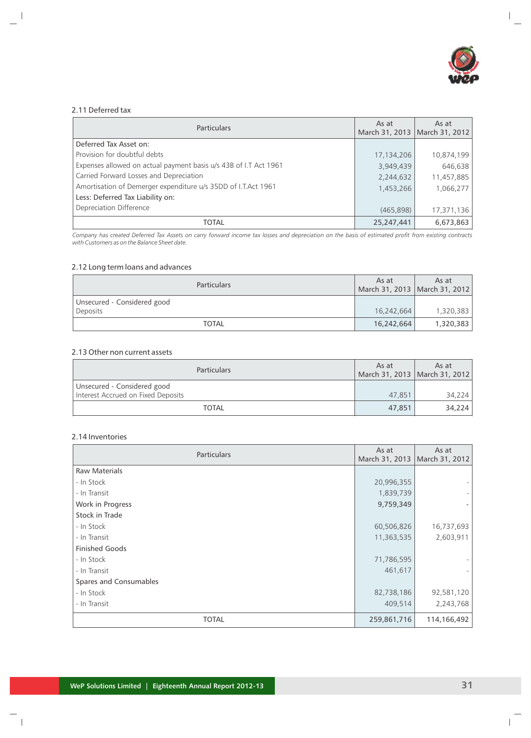## 2.11 Deferred tax

| Particulars | As at March 31, 2013 | As at March 31, 2012 |
|---|---|---|
| Deferred Tax Asset on: | | |
| Provision for doubtful debts | 17,134,206 | 10,874,199 |
| Expenses allowed on actual payment basis u/s 43B of I.T Act 1961 | 3,949,439 | 646,638 |
| Carried Forward Losses and Depreciation | 2,244,632 | 11,457,885 |
| Amortisation of Demerger expenditure u/s 35DD of I.T.Act 1961 | 1,453,266 | 1,066,277 |
| Less: Deferred Tax Liability on: | | |
| Depreciation Difference | (465,898) | 17,371,136 |
| TOTAL | 25,247,441 | 6,673,863 |

*Company has created Deferred Tax Assets on carry forward income tax losses and depreciation on the basis of estimated profit from existing contracts with Customers as on the Balance Sheet date.*

## 2.12 Long term loans and advances

| Particulars | As at March 31, 2013 | As at March 31, 2012 |
|---|---|---|
| Unsecured - Considered good | | |
| Deposits | 16,242,664 | 1,320,383 |
| TOTAL | 16,242,664 | 1,320,383 |

## 2.13 Other non current assets

| Particulars | As at March 31, 2013 | As at March 31, 2012 |
|---|---|---|
| Unsecured - Considered good | | |
| Interest Accrued on Fixed Deposits | 47,851 | 34,224 |
| TOTAL | 47,851 | 34,224 |

## 2.14 Inventories

| Particulars | As at March 31, 2013 | As at March 31, 2012 |
|---|---|---|
| Raw Materials | | |
| - In Stock | 20,996,355 | - |
| - In Transit | 1,839,739 | - |
| Work in Progress | 9,759,349 | - |
| Stock in Trade | | |
| - In Stock | 60,506,826 | 16,737,693 |
| - In Transit | 11,363,535 | 2,603,911 |
| Finished Goods | | |
| - In Stock | 71,786,595 | - |
| - In Transit | 461,617 | - |
| Spares and Consumables | | |
| - In Stock | 82,738,186 | 92,581,120 |
| - In Transit | 409,514 | 2,243,768 |
| TOTAL | 259,861,716 | 114,166,492 |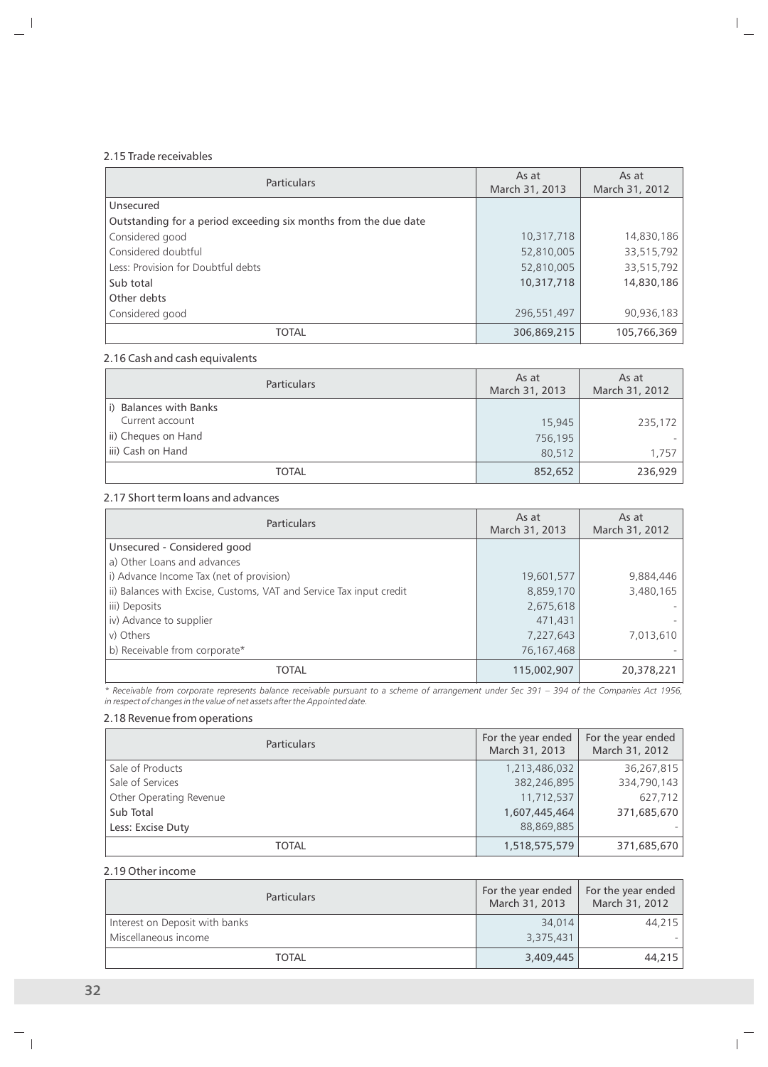### 2.15 Trade receivables

| Particulars | As at March 31, 2013 | As at March 31, 2012 |
|---|---|---|
| Unsecured | | |
| Outstanding for a period exceeding six months from the due date | | |
| Considered good | 10,317,718 | 14,830,186 |
| Considered doubtful | 52,810,005 | 33,515,792 |
| Less: Provision for Doubtful debts | 52,810,005 | 33,515,792 |
| Sub total | 10,317,718 | 14,830,186 |
| Other debts | | |
| Considered good | 296,551,497 | 90,936,183 |
| TOTAL | 306,869,215 | 105,766,369 |

### 2.16 Cash and cash equivalents

| Particulars | As at March 31, 2013 | As at March 31, 2012 |
|---|---|---|
| i) Balances with Banks | | |
| Current account | 15,945 | 235,172 |
| ii) Cheques on Hand | 756,195 | - |
| iii) Cash on Hand | 80,512 | 1,757 |
| TOTAL | 852,652 | 236,929 |

### 2.17 Short term loans and advances

| Particulars | As at March 31, 2013 | As at March 31, 2012 |
|---|---|---|
| Unsecured - Considered good | | |
| a) Other Loans and advances | | |
| i) Advance Income Tax (net of provision) | 19,601,577 | 9,884,446 |
| ii) Balances with Excise, Customs, VAT and Service Tax input credit | 8,859,170 | 3,480,165 |
| iii) Deposits | 2,675,618 | - |
| iv) Advance to supplier | 471,431 | - |
| v) Others | 7,227,643 | 7,013,610 |
| b) Receivable from corporate* | 76,167,468 | - |
| TOTAL | 115,002,907 | 20,378,221 |

*\* Receivable from corporate represents balance receivable pursuant to a scheme of arrangement under Sec 391 – 394 of the Companies Act 1956, in respect of changes in the value of net assets after the Appointed date.*

### 2.18 Revenue from operations

| Particulars | For the year ended March 31, 2013 | For the year ended March 31, 2012 |
|---|---|---|
| Sale of Products | 1,213,486,032 | 36,267,815 |
| Sale of Services | 382,246,895 | 334,790,143 |
| Other Operating Revenue | 11,712,537 | 627,712 |
| Sub Total | 1,607,445,464 | 371,685,670 |
| Less: Excise Duty | 88,869,885 | - |
| TOTAL | 1,518,575,579 | 371,685,670 |

### 2.19 Other income

| Particulars | For the year ended March 31, 2013 | For the year ended March 31, 2012 |
|---|---|---|
| Interest on Deposit with banks | 34,014 | 44,215 |
| Miscellaneous income | 3,375,431 | - |
| TOTAL | 3,409,445 | 44,215 |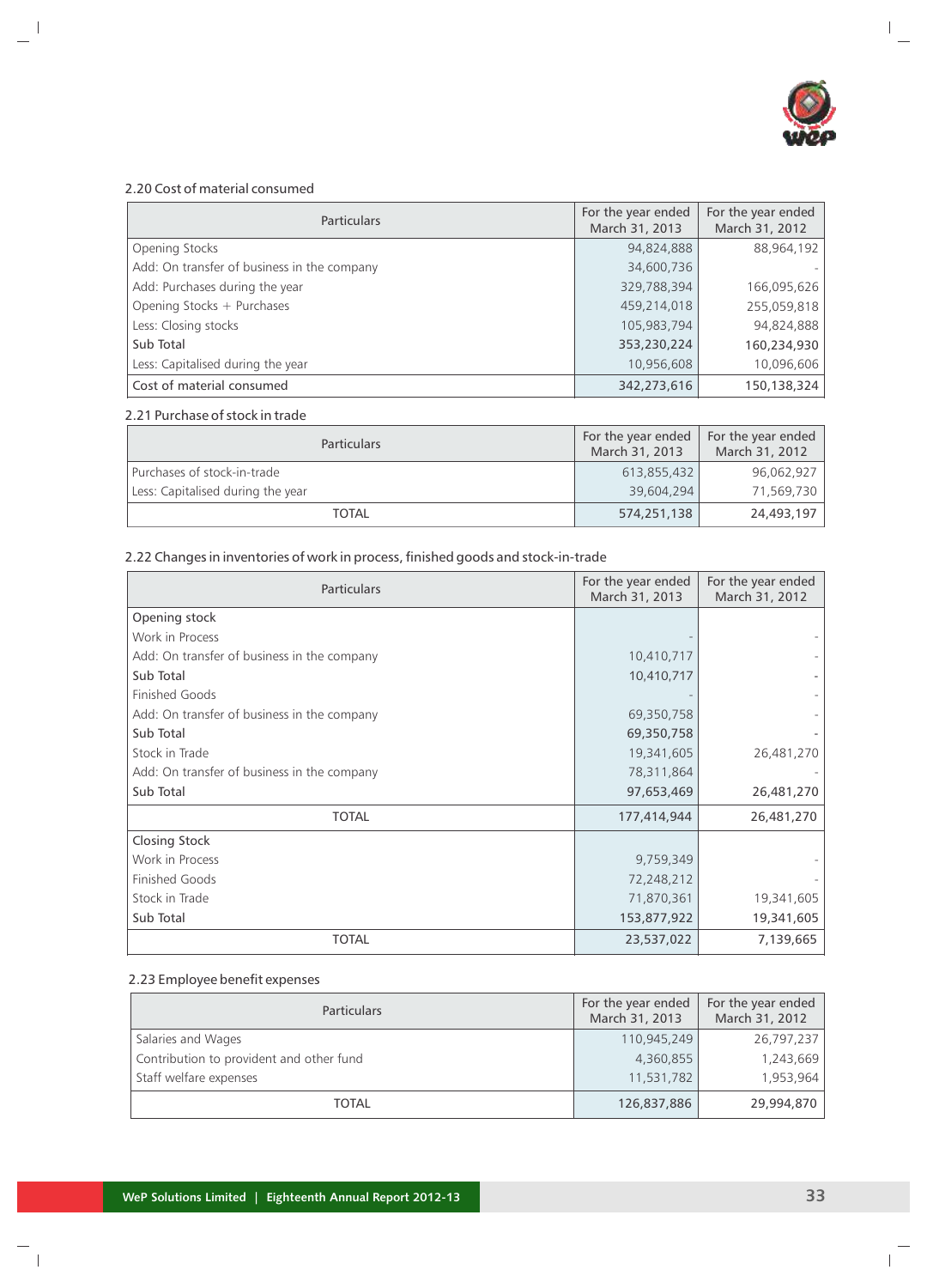### 2.20 Cost of material consumed

| Particulars | For the year ended March 31, 2013 | For the year ended March 31, 2012 |
|---|---|---|
| Opening Stocks | 94,824,888 | 88,964,192 |
| Add: On transfer of business in the company | 34,600,736 | - |
| Add: Purchases during the year | 329,788,394 | 166,095,626 |
| Opening Stocks + Purchases | 459,214,018 | 255,059,818 |
| Less: Closing stocks | 105,983,794 | 94,824,888 |
| **Sub Total** | **353,230,224** | **160,234,930** |
| Less: Capitalised during the year | 10,956,608 | 10,096,606 |
| Cost of material consumed | 342,273,616 | 150,138,324 |

### 2.21 Purchase of stock in trade

| Particulars | For the year ended March 31, 2013 | For the year ended March 31, 2012 |
|---|---|---|
| Purchases of stock-in-trade | 613,855,432 | 96,062,927 |
| Less: Capitalised during the year | 39,604,294 | 71,569,730 |
| TOTAL | 574,251,138 | 24,493,197 |

### 2.22 Changes in inventories of work in process, finished goods and stock-in-trade

| Particulars | For the year ended March 31, 2013 | For the year ended March 31, 2012 |
|---|---|---|
| Opening stock | | |
| Work in Process | - | - |
| Add: On transfer of business in the company | 10,410,717 | - |
| Sub Total | 10,410,717 | - |
| Finished Goods | - | - |
| Add: On transfer of business in the company | 69,350,758 | - |
| Sub Total | 69,350,758 | - |
| Stock in Trade | 19,341,605 | 26,481,270 |
| Add: On transfer of business in the company | 78,311,864 | - |
| Sub Total | 97,653,469 | 26,481,270 |
| TOTAL | 177,414,944 | 26,481,270 |
| Closing Stock | | |
| Work in Process | 9,759,349 | - |
| Finished Goods | 72,248,212 | - |
| Stock in Trade | 71,870,361 | 19,341,605 |
| Sub Total | 153,877,922 | 19,341,605 |
| TOTAL | 23,537,022 | 7,139,665 |

### 2.23 Employee benefit expenses

| Particulars | For the year ended March 31, 2013 | For the year ended March 31, 2012 |
|---|---|---|
| Salaries and Wages | 110,945,249 | 26,797,237 |
| Contribution to provident and other fund | 4,360,855 | 1,243,669 |
| Staff welfare expenses | 11,531,782 | 1,953,964 |
| TOTAL | 126,837,886 | 29,994,870 |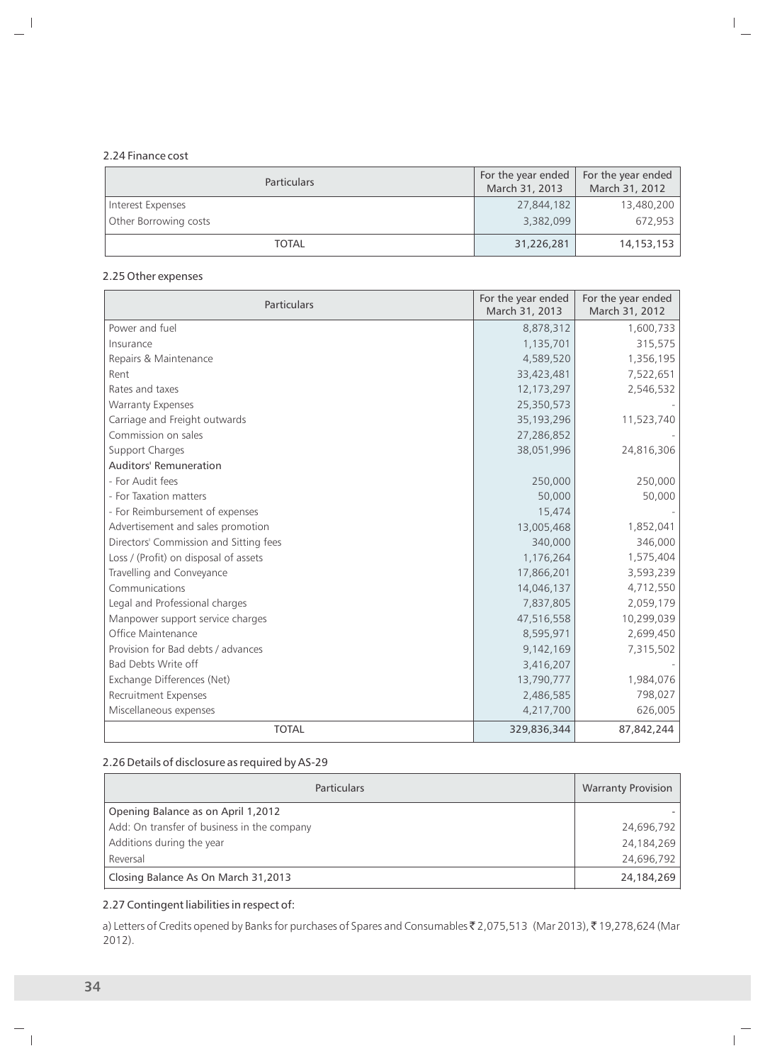### 2.24 Finance cost

| Particulars | For the year ended March 31, 2013 | For the year ended March 31, 2012 |
|---|---|---|
| Interest Expenses | 27,844,182 | 13,480,200 |
| Other Borrowing costs | 3,382,099 | 672,953 |
| TOTAL | 31,226,281 | 14,153,153 |

### 2.25 Other expenses

| Particulars | For the year ended March 31, 2013 | For the year ended March 31, 2012 |
|---|---|---|
| Power and fuel | 8,878,312 | 1,600,733 |
| Insurance | 1,135,701 | 315,575 |
| Repairs & Maintenance | 4,589,520 | 1,356,195 |
| Rent | 33,423,481 | 7,522,651 |
| Rates and taxes | 12,173,297 | 2,546,532 |
| Warranty Expenses | 25,350,573 | - |
| Carriage and Freight outwards | 35,193,296 | 11,523,740 |
| Commission on sales | 27,286,852 | - |
| Support Charges | 38,051,996 | 24,816,306 |
| Auditors' Remuneration | | |
| - For Audit fees | 250,000 | 250,000 |
| - For Taxation matters | 50,000 | 50,000 |
| - For Reimbursement of expenses | 15,474 | - |
| Advertisement and sales promotion | 13,005,468 | 1,852,041 |
| Directors' Commission and Sitting fees | 340,000 | 346,000 |
| Loss / (Profit) on disposal of assets | 1,176,264 | 1,575,404 |
| Travelling and Conveyance | 17,866,201 | 3,593,239 |
| Communications | 14,046,137 | 4,712,550 |
| Legal and Professional charges | 7,837,805 | 2,059,179 |
| Manpower support service charges | 47,516,558 | 10,299,039 |
| Office Maintenance | 8,595,971 | 2,699,450 |
| Provision for Bad debts / advances | 9,142,169 | 7,315,502 |
| Bad Debts Write off | 3,416,207 | - |
| Exchange Differences (Net) | 13,790,777 | 1,984,076 |
| Recruitment Expenses | 2,486,585 | 798,027 |
| Miscellaneous expenses | 4,217,700 | 626,005 |
| TOTAL | 329,836,344 | 87,842,244 |

### 2.26 Details of disclosure as required by AS-29

| Particulars | Warranty Provision |
|---|---|
| Opening Balance as on April 1,2012 | - |
| Add: On transfer of business in the company | 24,696,792 |
| Additions during the year | 24,184,269 |
| Reversal | 24,696,792 |
| Closing Balance As On March 31,2013 | 24,184,269 |

### 2.27 Contingent liabilities in respect of:

a) Letters of Credits opened by Banks for purchases of Spares and Consumables ₹ 2,075,513 (Mar 2013), ₹ 19,278,624 (Mar 2012).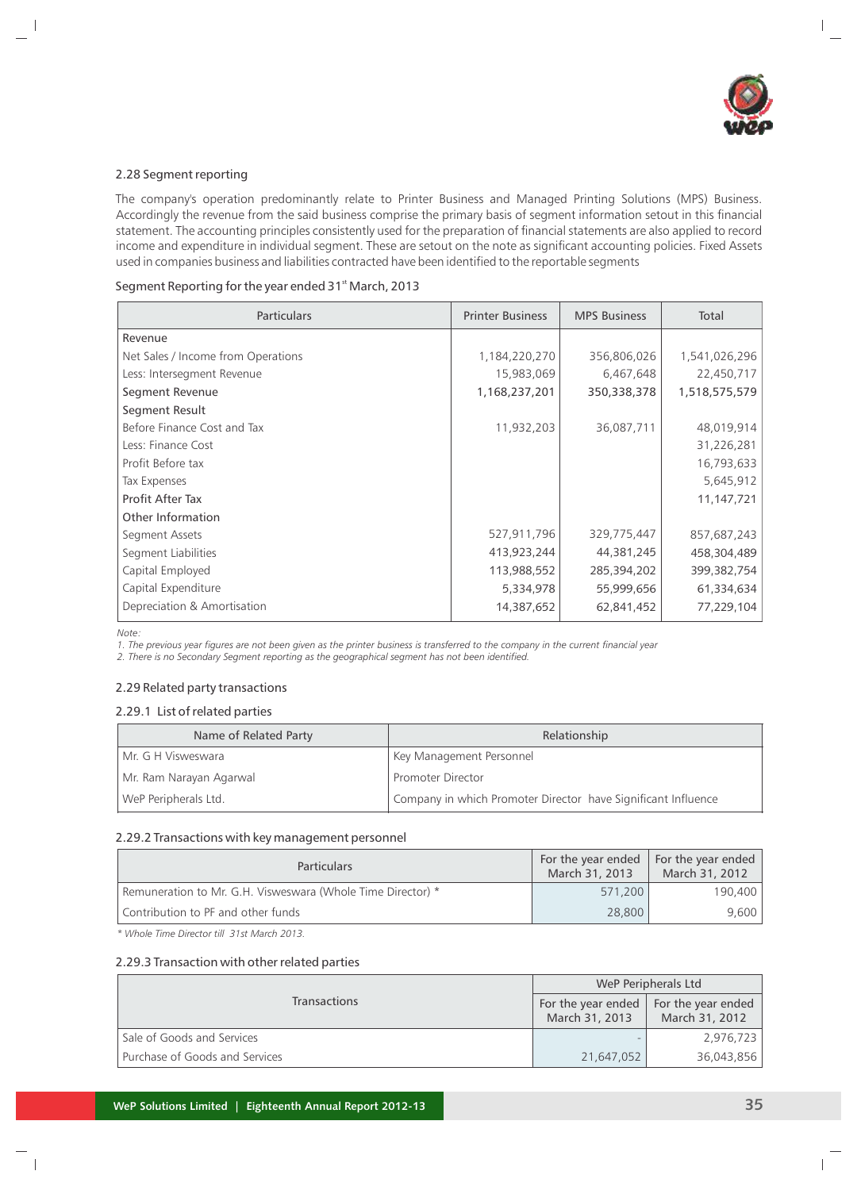### 2.28 Segment reporting

The company's operation predominantly relate to Printer Business and Managed Printing Solutions (MPS) Business. Accordingly the revenue from the said business comprise the primary basis of segment information setout in this financial statement. The accounting principles consistently used for the preparation of financial statements are also applied to record income and expenditure in individual segment. These are setout on the note as significant accounting policies. Fixed Assets used in companies business and liabilities contracted have been identified to the reportable segments

Segment Reporting for the year ended 31st March, 2013

| Particulars | Printer Business | MPS Business | Total |
|---|---|---|---|
| Revenue | | | |
| Net Sales / Income from Operations | 1,184,220,270 | 356,806,026 | 1,541,026,296 |
| Less: Intersegment Revenue | 15,983,069 | 6,467,648 | 22,450,717 |
| Segment Revenue | 1,168,237,201 | 350,338,378 | 1,518,575,579 |
| Segment Result | | | |
| Before Finance Cost and Tax | 11,932,203 | 36,087,711 | 48,019,914 |
| Less: Finance Cost | | | 31,226,281 |
| Profit Before tax | | | 16,793,633 |
| Tax Expenses | | | 5,645,912 |
| Profit After Tax | | | 11,147,721 |
| Other Information | | | |
| Segment Assets | 527,911,796 | 329,775,447 | 857,687,243 |
| Segment Liabilities | 413,923,244 | 44,381,245 | 458,304,489 |
| Capital Employed | 113,988,552 | 285,394,202 | 399,382,754 |
| Capital Expenditure | 5,334,978 | 55,999,656 | 61,334,634 |
| Depreciation & Amortisation | 14,387,652 | 62,841,452 | 77,229,104 |

*Note:*

*1. The previous year figures are not been given as the printer business is transferred to the company in the current financial year*

*2. There is no Secondary Segment reporting as the geographical segment has not been identified.*

### 2.29 Related party transactions

#### 2.29.1 List of related parties

| Name of Related Party | Relationship |
|---|---|
| Mr. G H Visweswara | Key Management Personnel |
| Mr. Ram Narayan Agarwal | Promoter Director |
| WeP Peripherals Ltd. | Company in which Promoter Director have Significant Influence |

#### 2.29.2 Transactions with key management personnel

| Particulars | For the year ended March 31, 2013 | For the year ended March 31, 2012 |
|---|---|---|
| Remuneration to Mr. G.H. Visweswara (Whole Time Director) * | 571,200 | 190,400 |
| Contribution to PF and other funds | 28,800 | 9,600 |

*\* Whole Time Director till 31st March 2013.*

#### 2.29.3 Transaction with other related parties

| Transactions | WeP Peripherals Ltd | |
|---|---|---|
| | For the year ended March 31, 2013 | For the year ended March 31, 2012 |
| Sale of Goods and Services | - | 2,976,723 |
| Purchase of Goods and Services | 21,647,052 | 36,043,856 |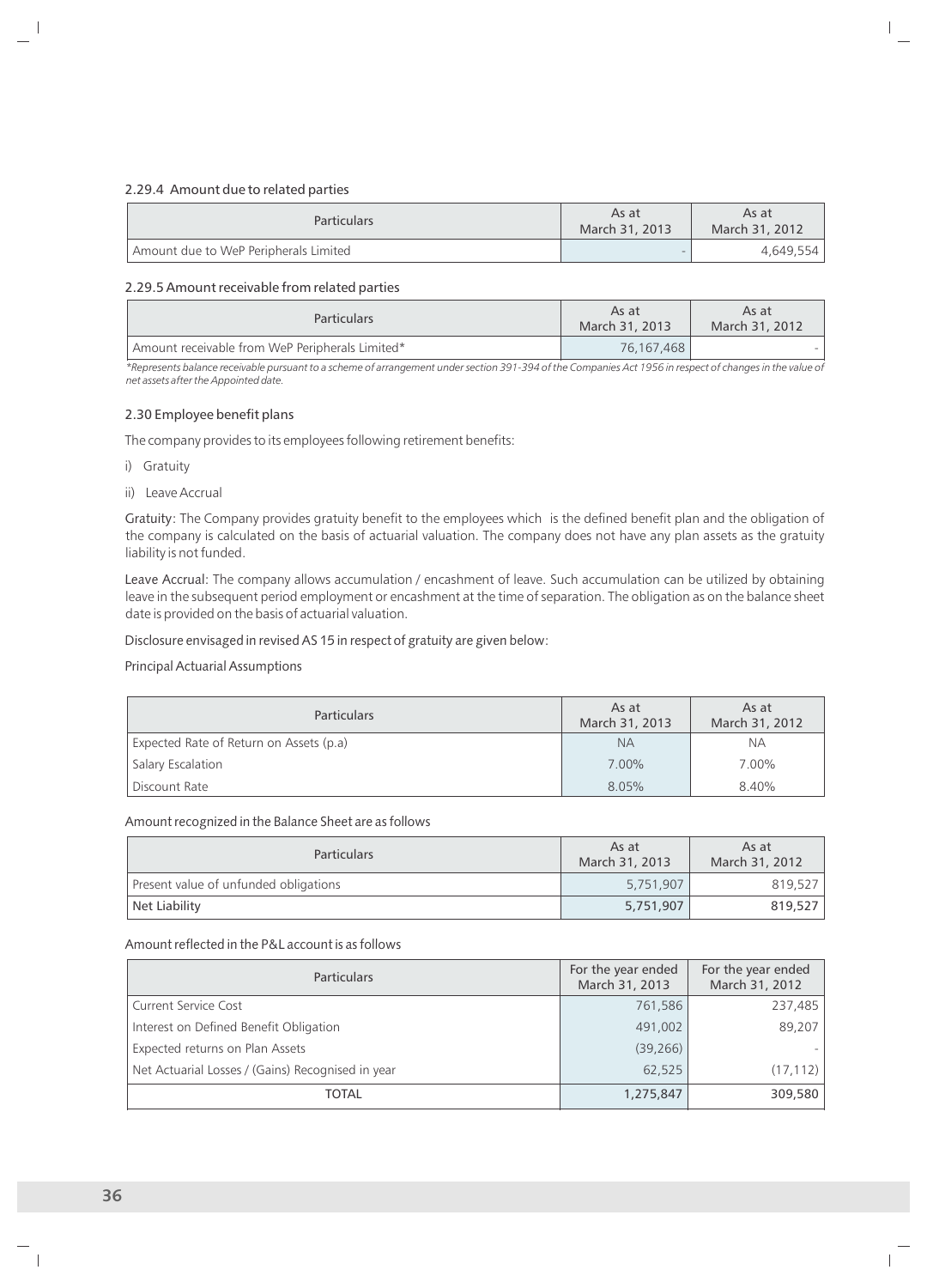#### 2.29.4 Amount due to related parties

| Particulars | As at March 31, 2013 | As at March 31, 2012 |
|---|---|---|
| Amount due to WeP Peripherals Limited | - | 4,649,554 |

#### 2.29.5 Amount receivable from related parties

| Particulars | As at March 31, 2013 | As at March 31, 2012 |
|---|---|---|
| Amount receivable from WeP Peripherals Limited* | 76,167,468 | - |

*\*Represents balance receivable pursuant to a scheme of arrangement under section 391-394 of the Companies Act 1956 in respect of changes in the value of net assets after the Appointed date.*

#### 2.30 Employee benefit plans

The company provides to its employees following retirement benefits:

i) Gratuity

ii) Leave Accrual

Gratuity: The Company provides gratuity benefit to the employees which is the defined benefit plan and the obligation of the company is calculated on the basis of actuarial valuation. The company does not have any plan assets as the gratuity liability is not funded.

Leave Accrual: The company allows accumulation / encashment of leave. Such accumulation can be utilized by obtaining leave in the subsequent period employment or encashment at the time of separation. The obligation as on the balance sheet date is provided on the basis of actuarial valuation.

Disclosure envisaged in revised AS 15 in respect of gratuity are given below:

Principal Actuarial Assumptions

| Particulars | As at March 31, 2013 | As at March 31, 2012 |
|---|---|---|
| Expected Rate of Return on Assets (p.a) | NA | NA |
| Salary Escalation | 7.00% | 7.00% |
| Discount Rate | 8.05% | 8.40% |

Amount recognized in the Balance Sheet are as follows

| Particulars | As at March 31, 2013 | As at March 31, 2012 |
|---|---|---|
| Present value of unfunded obligations | 5,751,907 | 819,527 |
| **Net Liability** | **5,751,907** | **819,527** |

Amount reflected in the P&L account is as follows

| Particulars | For the year ended March 31, 2013 | For the year ended March 31, 2012 |
|---|---|---|
| Current Service Cost | 761,586 | 237,485 |
| Interest on Defined Benefit Obligation | 491,002 | 89,207 |
| Expected returns on Plan Assets | (39,266) | - |
| Net Actuarial Losses / (Gains) Recognised in year | 62,525 | (17,112) |
| TOTAL | 1,275,847 | 309,580 |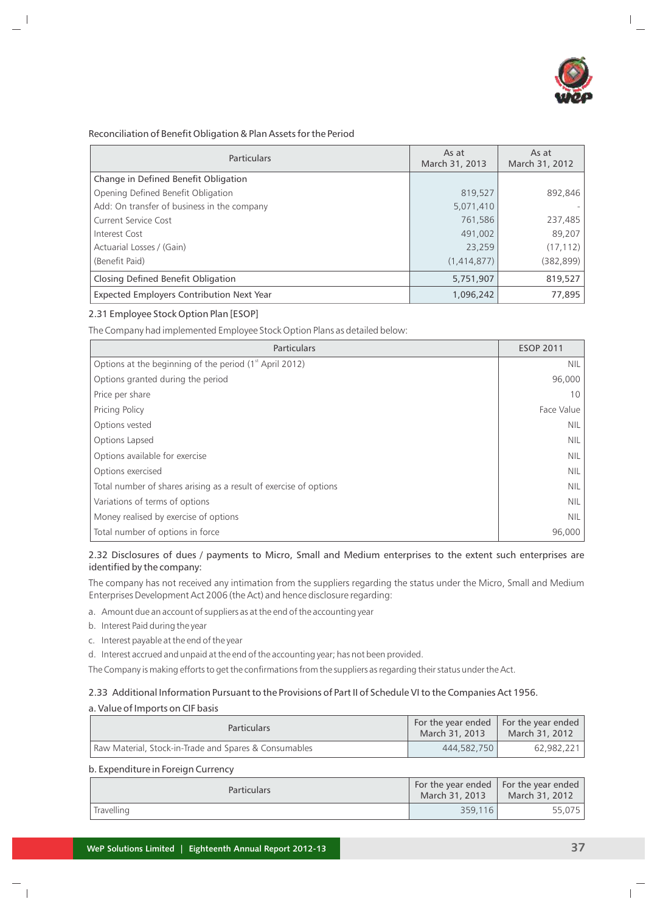Reconciliation of Benefit Obligation & Plan Assets for the Period

| Particulars | As at March 31, 2013 | As at March 31, 2012 |
|---|---|---|
| Change in Defined Benefit Obligation | | |
| Opening Defined Benefit Obligation | 819,527 | 892,846 |
| Add: On transfer of business in the company | 5,071,410 | - |
| Current Service Cost | 761,586 | 237,485 |
| Interest Cost | 491,002 | 89,207 |
| Actuarial Losses / (Gain) | 23,259 | (17,112) |
| (Benefit Paid) | (1,414,877) | (382,899) |
| Closing Defined Benefit Obligation | 5,751,907 | 819,527 |
| Expected Employers Contribution Next Year | 1,096,242 | 77,895 |

### 2.31 Employee Stock Option Plan [ESOP]

The Company had implemented Employee Stock Option Plans as detailed below:

| Particulars | ESOP 2011 |
|---|---|
| Options at the beginning of the period (1st April 2012) | NIL |
| Options granted during the period | 96,000 |
| Price per share | 10 |
| Pricing Policy | Face Value |
| Options vested | NIL |
| Options Lapsed | NIL |
| Options available for exercise | NIL |
| Options exercised | NIL |
| Total number of shares arising as a result of exercise of options | NIL |
| Variations of terms of options | NIL |
| Money realised by exercise of options | NIL |
| Total number of options in force | 96,000 |

### 2.32 Disclosures of dues / payments to Micro, Small and Medium enterprises to the extent such enterprises are identified by the company:

The company has not received any intimation from the suppliers regarding the status under the Micro, Small and Medium Enterprises Development Act 2006 (the Act) and hence disclosure regarding:

a. Amount due an account of suppliers as at the end of the accounting year

b. Interest Paid during the year

c. Interest payable at the end of the year

d. Interest accrued and unpaid at the end of the accounting year; has not been provided.

The Company is making efforts to get the confirmations from the suppliers as regarding their status under the Act.

### 2.33 Additional Information Pursuant to the Provisions of Part II of Schedule VI to the Companies Act 1956.

a. Value of Imports on CIF basis

| Particulars | For the year ended March 31, 2013 | For the year ended March 31, 2012 |
|---|---|---|
| Raw Material, Stock-in-Trade and Spares & Consumables | 444,582,750 | 62,982,221 |

b. Expenditure in Foreign Currency

| Particulars | For the year ended March 31, 2013 | For the year ended March 31, 2012 |
|---|---|---|
| Travelling | 359,116 | 55,075 |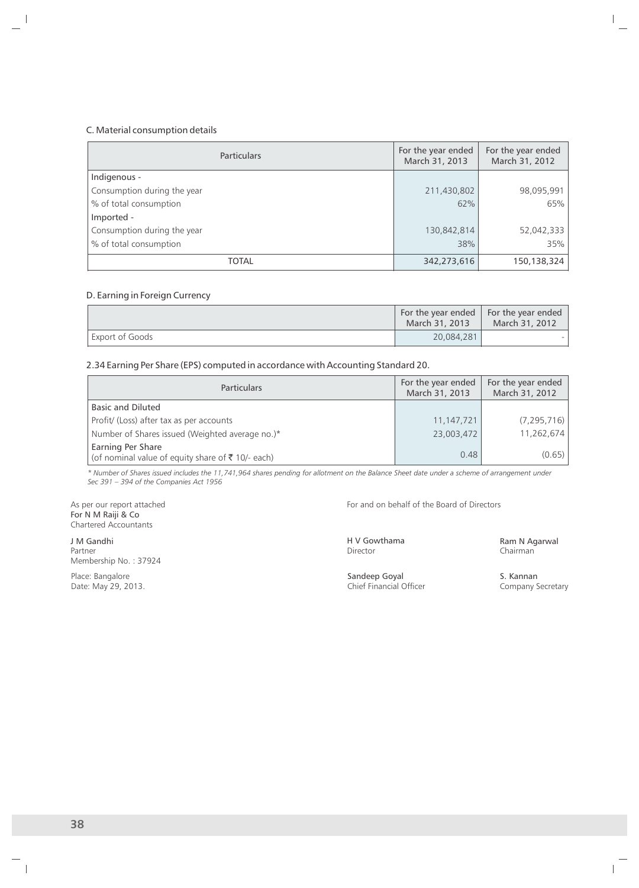### C. Material consumption details

| Particulars | For the year ended March 31, 2013 | For the year ended March 31, 2012 |
|---|---|---|
| Indigenous - | | |
| Consumption during the year | 211,430,802 | 98,095,991 |
| % of total consumption | 62% | 65% |
| Imported - | | |
| Consumption during the year | 130,842,814 | 52,042,333 |
| % of total consumption | 38% | 35% |
| TOTAL | 342,273,616 | 150,138,324 |

### D. Earning in Foreign Currency

| | For the year ended March 31, 2013 | For the year ended March 31, 2012 |
|---|---|---|
| Export of Goods | 20,084,281 | - |

### 2.34 Earning Per Share (EPS) computed in accordance with Accounting Standard 20.

| Particulars | For the year ended March 31, 2013 | For the year ended March 31, 2012 |
|---|---|---|
| Basic and Diluted | | |
| Profit/ (Loss) after tax as per accounts | 11,147,721 | (7,295,716) |
| Number of Shares issued (Weighted average no.)* | 23,003,472 | 11,262,674 |
| Earning Per Share (of nominal value of equity share of ₹ 10/- each) | 0.48 | (0.65) |

*\* Number of Shares issued includes the 11,741,964 shares pending for allotment on the Balance Sheet date under a scheme of arrangement under Sec 391 – 394 of the Companies Act 1956*

As per our report attached
For N M Raiji & Co
Chartered Accountants

J M Gandhi
Partner
Membership No. : 37924

Place: Bangalore
Date: May 29, 2013.

For and on behalf of the Board of Directors

H V Gowthama
Director

Ram N Agarwal
Chairman

Sandeep Goyal
Chief Financial Officer

S. Kannan
Company Secretary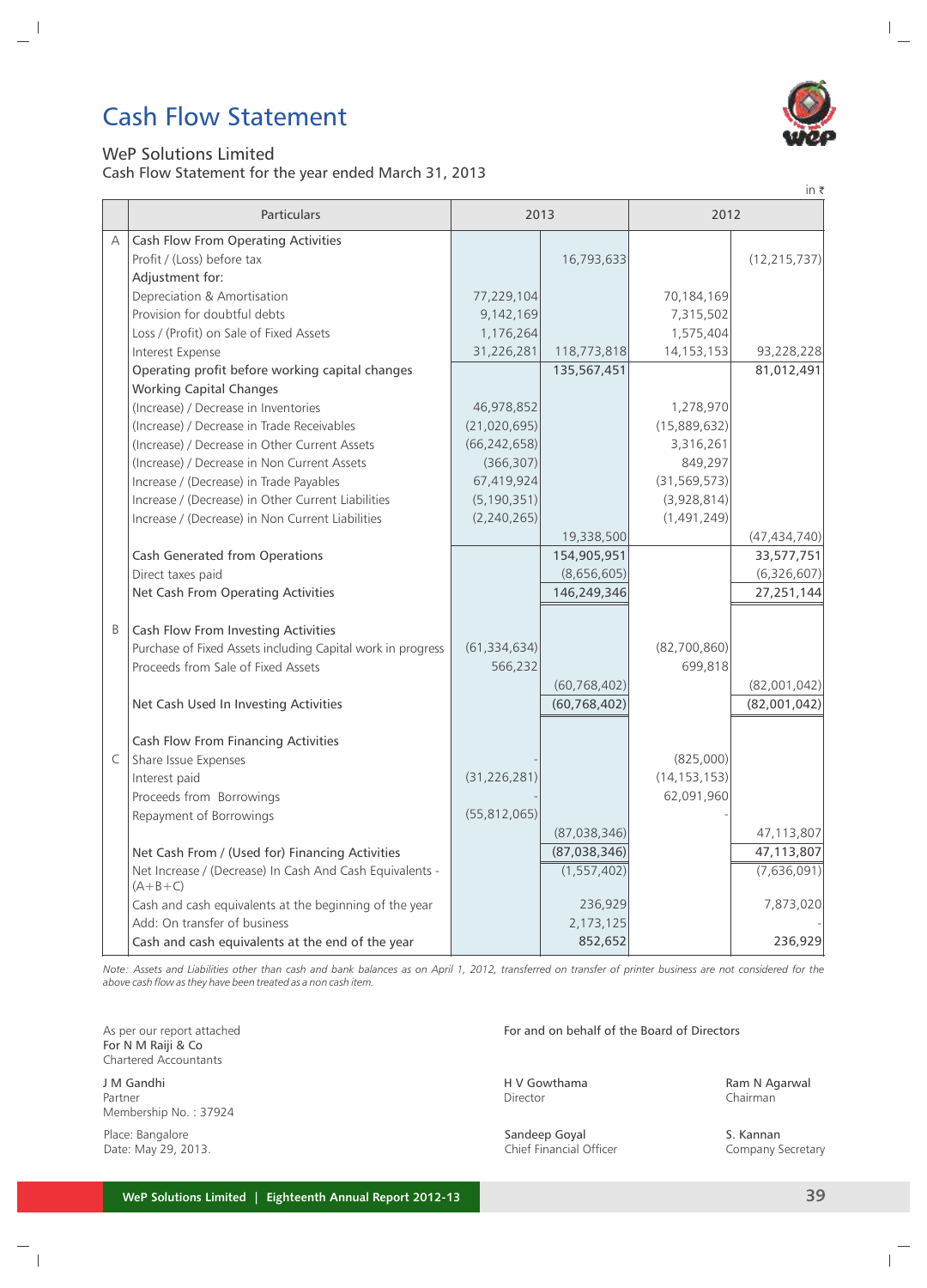# Cash Flow Statement

WeP Solutions Limited

Cash Flow Statement for the year ended March 31, 2013

in ₹

| | Particulars | 2013 | | 2012 | |
|---|---|---|---|---|---|
| A | Cash Flow From Operating Activities | | | | |
| | Profit / (Loss) before tax | | 16,793,633 | | (12,215,737) |
| | Adjustment for: | | | | |
| | Depreciation & Amortisation | 77,229,104 | | 70,184,169 | |
| | Provision for doubtful debts | 9,142,169 | | 7,315,502 | |
| | Loss / (Profit) on Sale of Fixed Assets | 1,176,264 | | 1,575,404 | |
| | Interest Expense | 31,226,281 | 118,773,818 | 14,153,153 | 93,228,228 |
| | Operating profit before working capital changes | | 135,567,451 | | 81,012,491 |
| | Working Capital Changes | | | | |
| | (Increase) / Decrease in Inventories | 46,978,852 | | 1,278,970 | |
| | (Increase) / Decrease in Trade Receivables | (21,020,695) | | (15,889,632) | |
| | (Increase) / Decrease in Other Current Assets | (66,242,658) | | 3,316,261 | |
| | (Increase) / Decrease in Non Current Assets | (366,307) | | 849,297 | |
| | Increase / (Decrease) in Trade Payables | 67,419,924 | | (31,569,573) | |
| | Increase / (Decrease) in Other Current Liabilities | (5,190,351) | | (3,928,814) | |
| | Increase / (Decrease) in Non Current Liabilities | (2,240,265) | | (1,491,249) | |
| | | | 19,338,500 | | (47,434,740) |
| | Cash Generated from Operations | | 154,905,951 | | 33,577,751 |
| | Direct taxes paid | | (8,656,605) | | (6,326,607) |
| | Net Cash From Operating Activities | | 146,249,346 | | 27,251,144 |
| B | Cash Flow From Investing Activities | | | | |
| | Purchase of Fixed Assets including Capital work in progress | (61,334,634) | | (82,700,860) | |
| | Proceeds from Sale of Fixed Assets | 566,232 | | 699,818 | |
| | | | (60,768,402) | | (82,001,042) |
| | Net Cash Used In Investing Activities | | (60,768,402) | | (82,001,042) |
| | Cash Flow From Financing Activities | | | | |
| C | Share Issue Expenses | - | | (825,000) | |
| | Interest paid | (31,226,281) | | (14,153,153) | |
| | Proceeds from Borrowings | - | | 62,091,960 | |
| | Repayment of Borrowings | (55,812,065) | | - | |
| | | | (87,038,346) | | 47,113,807 |
| | Net Cash From / (Used for) Financing Activities | | (87,038,346) | | 47,113,807 |
| | Net Increase / (Decrease) In Cash And Cash Equivalents - (A+B+C) | | (1,557,402) | | (7,636,091) |
| | Cash and cash equivalents at the beginning of the year | | 236,929 | | 7,873,020 |
| | Add: On transfer of business | | 2,173,125 | | - |
| | Cash and cash equivalents at the end of the year | | 852,652 | | 236,929 |

*Note: Assets and Liabilities other than cash and bank balances as on April 1, 2012, transferred on transfer of printer business are not considered for the above cash flow as they have been treated as a non cash item.*

As per our report attached
For N M Raiji & Co
Chartered Accountants

J M Gandhi
Partner
Membership No. : 37924

Place: Bangalore
Date: May 29, 2013.

For and on behalf of the Board of Directors

H V Gowthama
Director

Ram N Agarwal
Chairman

Sandeep Goyal
Chief Financial Officer

S. Kannan
Company Secretary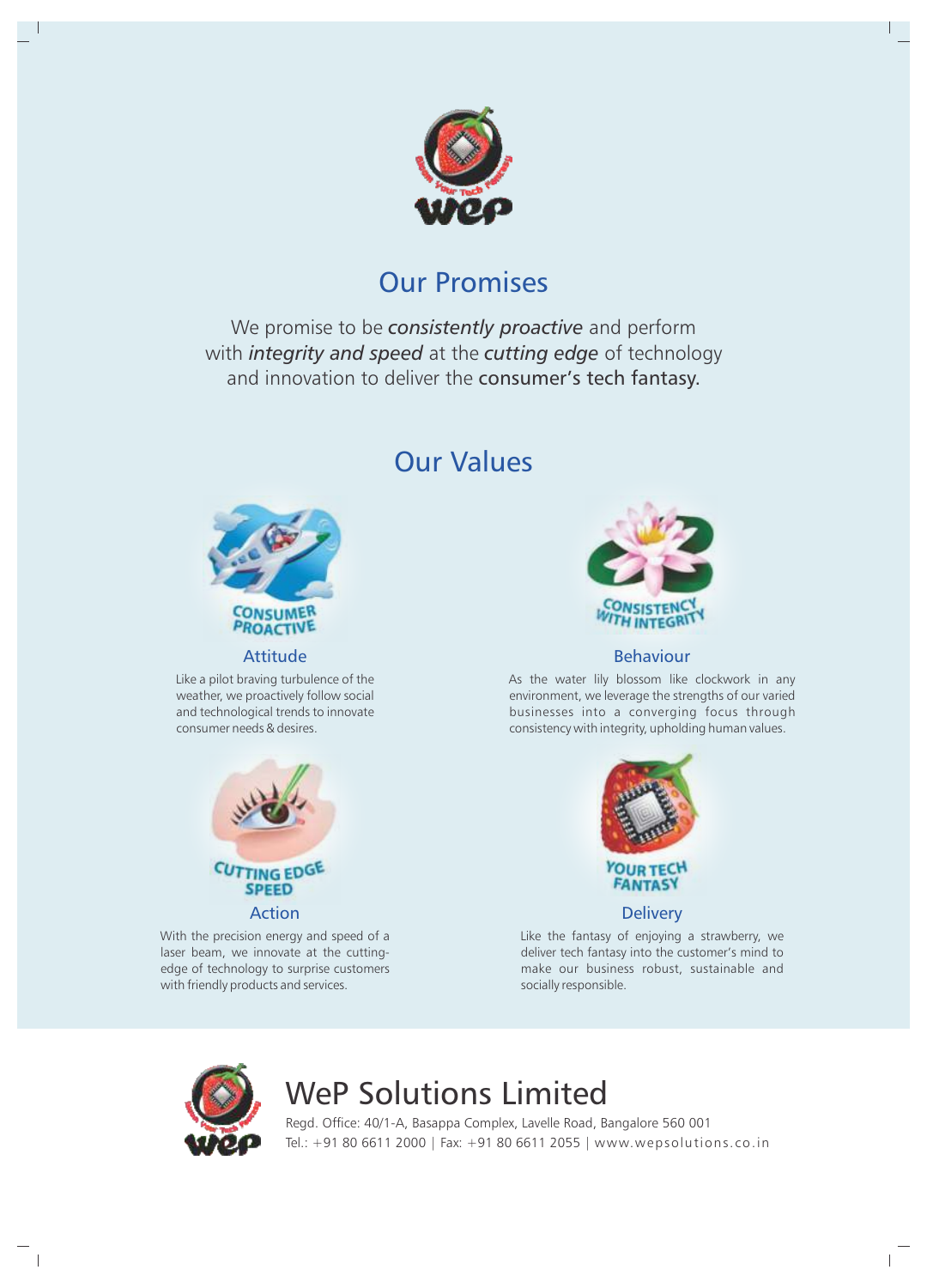## Our Promises

We promise to be *consistently proactive* and perform with *integrity and speed* at the *cutting edge* of technology and innovation to deliver the **consumer's tech fantasy.**

## Our Values

CONSUMER PROACTIVE

### Attitude

Like a pilot braving turbulence of the weather, we proactively follow social and technological trends to innovate consumer needs & desires.

CONSISTENCY WITH INTEGRITY

### Behaviour

As the water lily blossom like clockwork in any environment, we leverage the strengths of our varied businesses into a converging focus through consistency with integrity, upholding human values.

CUTTING EDGE SPEED

### Action

With the precision energy and speed of a laser beam, we innovate at the cutting-edge of technology to surprise customers with friendly products and services.

YOUR TECH FANTASY

### Delivery

Like the fantasy of enjoying a strawberry, we deliver tech fantasy into the customer's mind to make our business robust, sustainable and socially responsible.

# WeP Solutions Limited

Regd. Office: 40/1-A, Basappa Complex, Lavelle Road, Bangalore 560 001
Tel.: +91 80 6611 2000 | Fax: +91 80 6611 2055 | www.wepsolutions.co.in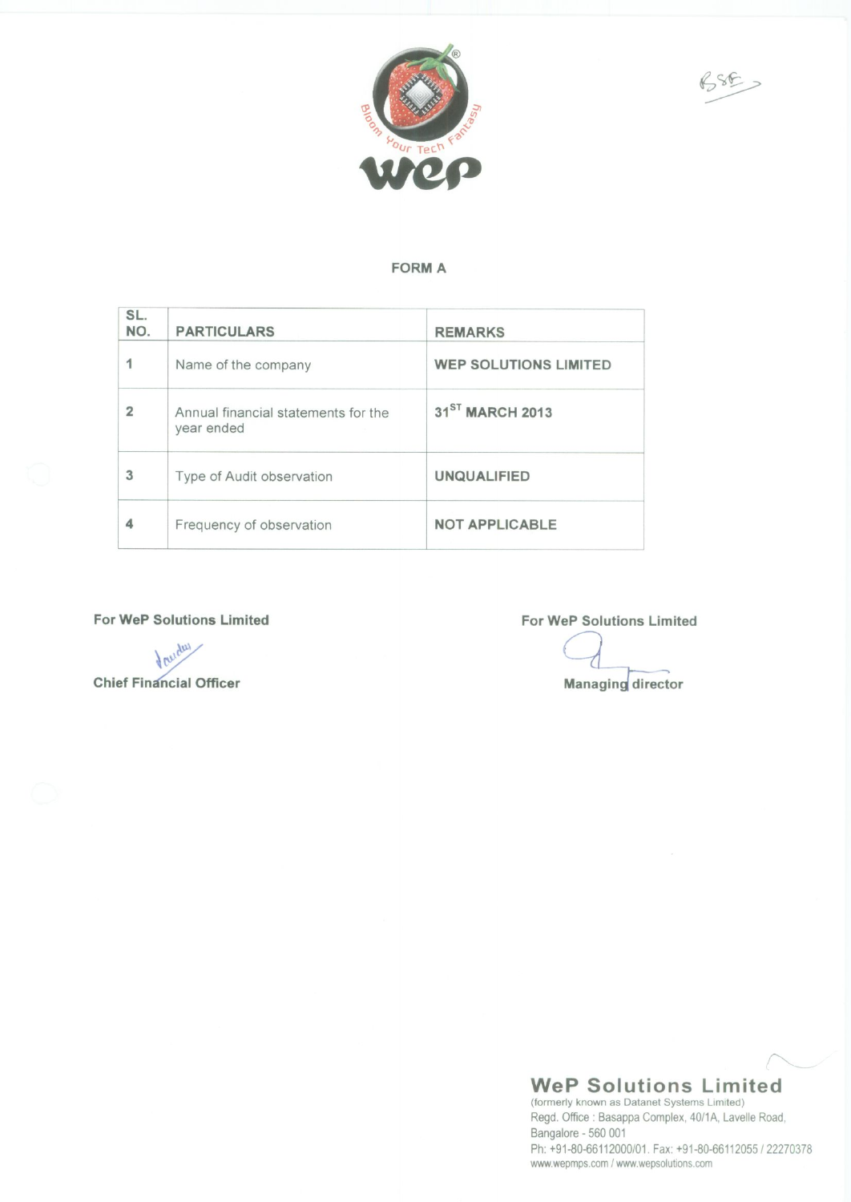Bloom Your Tech Fantasy

wep

BSE

## FORM A

| SL. NO. | PARTICULARS | REMARKS |
|---|---|---|
| 1 | Name of the company | **WEP SOLUTIONS LIMITED** |
| 2 | Annual financial statements for the year ended | **31ST MARCH 2013** |
| 3 | Type of Audit observation | **UNQUALIFIED** |
| 4 | Frequency of observation | **NOT APPLICABLE** |

**For WeP Solutions Limited**

**Chief Financial Officer**

**For WeP Solutions Limited**

**Managing director**

**WeP Solutions Limited**
(formerly known as Datanet Systems Limited)
Regd. Office : Basappa Complex, 40/1A, Lavelle Road, Bangalore - 560 001
Ph: +91-80-66112000/01. Fax: +91-80-66112055 / 22270378
www.wepmps.com / www.wepsolutions.com